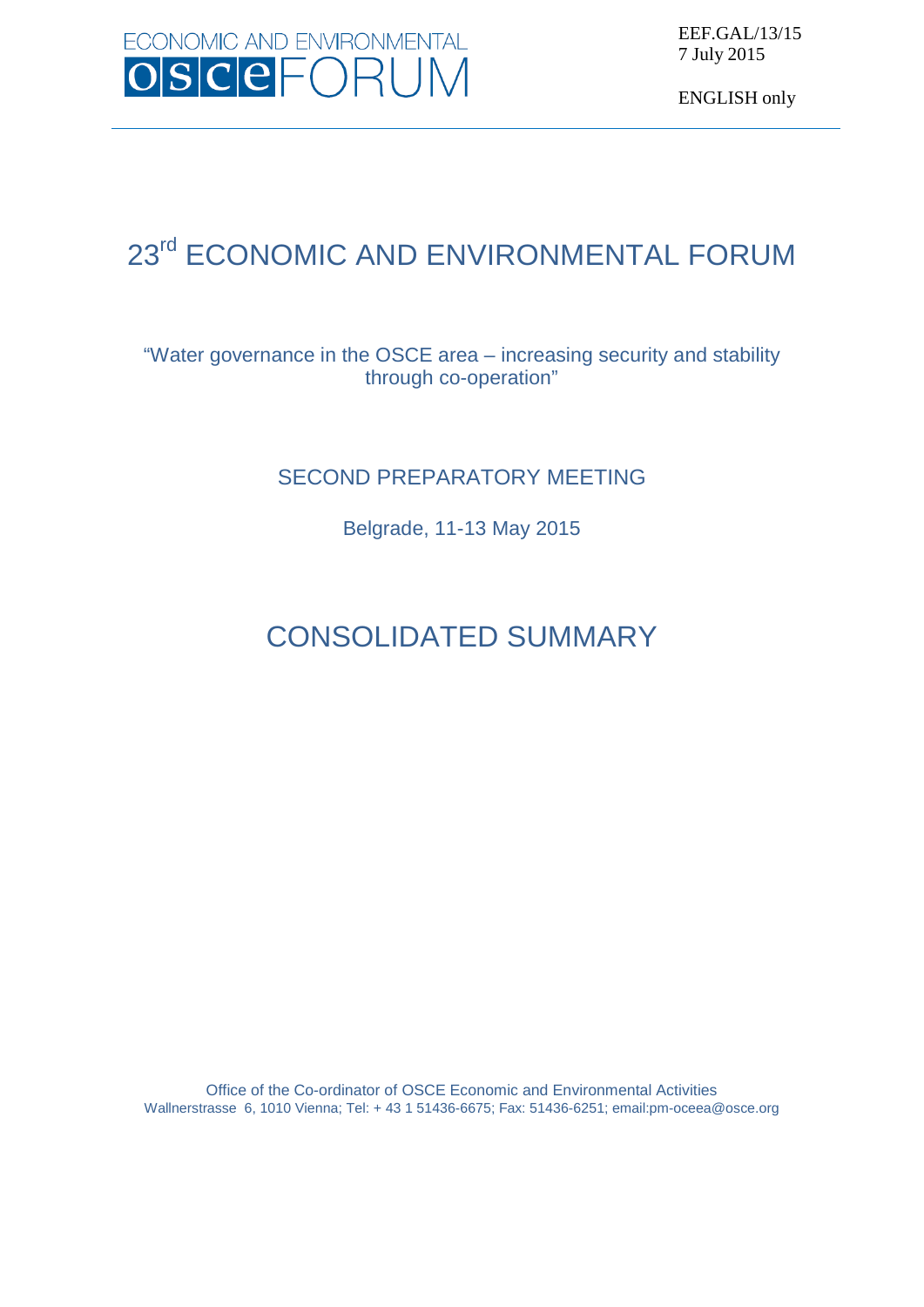ECONOMIC AND ENVIRONMENTAL OSCE FORUM

EEF.GAL/13/15
7 July 2015

ENGLISH only

# 23rd ECONOMIC AND ENVIRONMENTAL FORUM

"Water governance in the OSCE area – increasing security and stability through co-operation"

## SECOND PREPARATORY MEETING

Belgrade, 11-13 May 2015

# CONSOLIDATED SUMMARY

Office of the Co-ordinator of OSCE Economic and Environmental Activities
Wallnerstrasse 6, 1010 Vienna; Tel: + 43 1 51436-6675; Fax: 51436-6251; email:pm-oceea@osce.org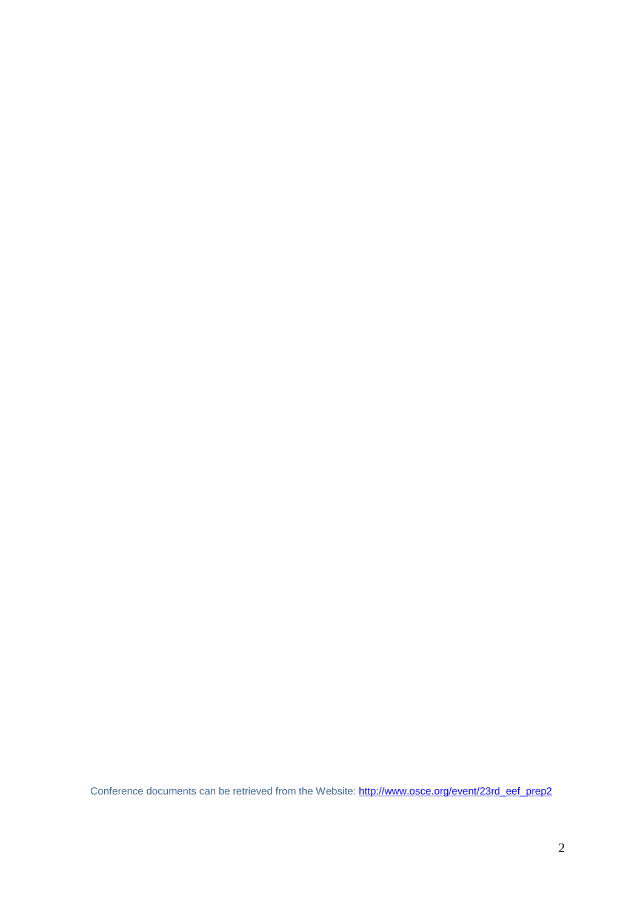Conference documents can be retrieved from the Website: [http://www.osce.org/event/23rd_eef_prep2](http://www.osce.org/event/23rd_eef_prep2)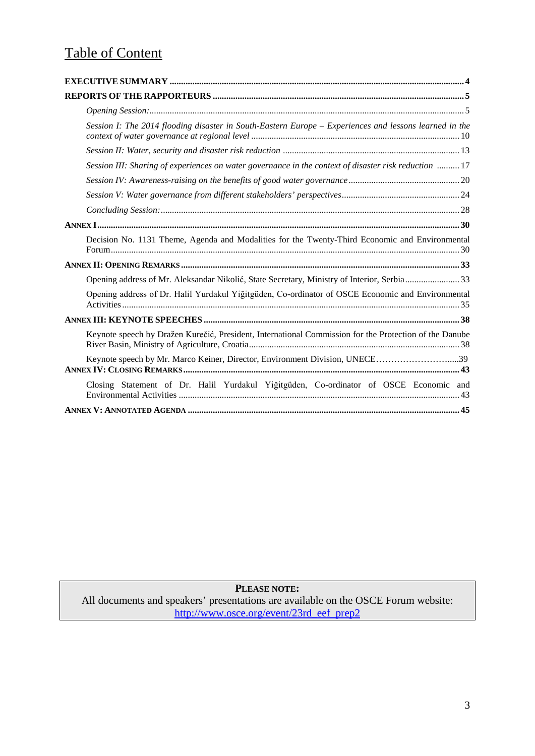# Table of Content

**EXECUTIVE SUMMARY** ........................................ **4**

**REPORTS OF THE RAPPORTEURS** ........................................ **5**

*Opening Session:* ........................................ 5

*Session I: The 2014 flooding disaster in South-Eastern Europe – Experiences and lessons learned in the context of water governance at regional level* ........................................ 10

*Session II: Water, security and disaster risk reduction* ........................................ 13

*Session III: Sharing of experiences on water governance in the context of disaster risk reduction* ........................................ 17

*Session IV: Awareness-raising on the benefits of good water governance* ........................................ 20

*Session V: Water governance from different stakeholders' perspectives* ........................................ 24

*Concluding Session:* ........................................ 28

**ANNEX I** ........................................ **30**

Decision No. 1131 Theme, Agenda and Modalities for the Twenty-Third Economic and Environmental Forum ........................................ 30

**ANNEX II: OPENING REMARKS** ........................................ **33**

Opening address of Mr. Aleksandar Nikolić, State Secretary, Ministry of Interior, Serbia ........................................ 33

Opening address of Dr. Halil Yurdakul Yiğitgüden, Co-ordinator of OSCE Economic and Environmental Activities ........................................ 35

**ANNEX III: KEYNOTE SPEECHES** ........................................ **38**

Keynote speech by Dražen Kurečić, President, International Commission for the Protection of the Danube River Basin, Ministry of Agriculture, Croatia ........................................ 38

Keynote speech by Mr. Marco Keiner, Director, Environment Division, UNECE........................................39

**ANNEX IV: CLOSING REMARKS** ........................................ **43**

Closing Statement of Dr. Halil Yurdakul Yiğitgüden, Co-ordinator of OSCE Economic and Environmental Activities ........................................ 43

**ANNEX V: ANNOTATED AGENDA** ........................................ **45**

---

**PLEASE NOTE:**
All documents and speakers' presentations are available on the OSCE Forum website:
http://www.osce.org/event/23rd_eef_prep2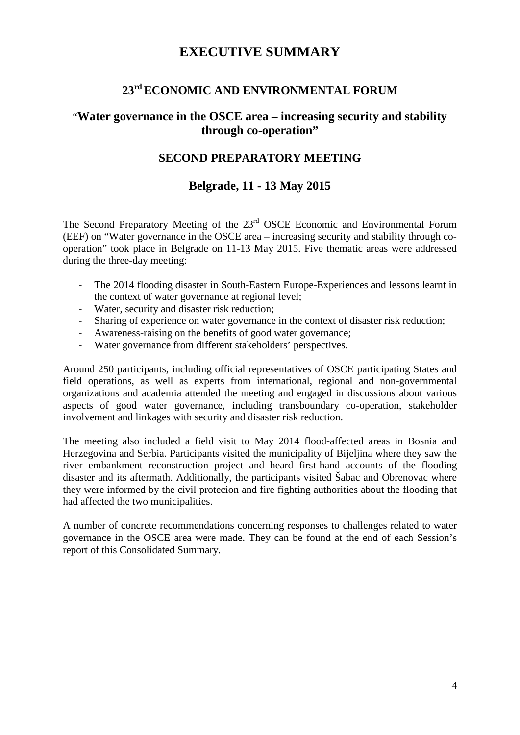# EXECUTIVE SUMMARY

## 23rd ECONOMIC AND ENVIRONMENTAL FORUM

## "Water governance in the OSCE area – increasing security and stability through co-operation"

### SECOND PREPARATORY MEETING

### Belgrade, 11 - 13 May 2015

The Second Preparatory Meeting of the 23rd OSCE Economic and Environmental Forum (EEF) on "Water governance in the OSCE area – increasing security and stability through co-operation" took place in Belgrade on 11-13 May 2015. Five thematic areas were addressed during the three-day meeting:

- The 2014 flooding disaster in South-Eastern Europe-Experiences and lessons learnt in the context of water governance at regional level;
- Water, security and disaster risk reduction;
- Sharing of experience on water governance in the context of disaster risk reduction;
- Awareness-raising on the benefits of good water governance;
- Water governance from different stakeholders' perspectives.

Around 250 participants, including official representatives of OSCE participating States and field operations, as well as experts from international, regional and non-governmental organizations and academia attended the meeting and engaged in discussions about various aspects of good water governance, including transboundary co-operation, stakeholder involvement and linkages with security and disaster risk reduction.

The meeting also included a field visit to May 2014 flood-affected areas in Bosnia and Herzegovina and Serbia. Participants visited the municipality of Bijeljina where they saw the river embankment reconstruction project and heard first-hand accounts of the flooding disaster and its aftermath. Additionally, the participants visited Šabac and Obrenovac where they were informed by the civil protecion and fire fighting authorities about the flooding that had affected the two municipalities.

A number of concrete recommendations concerning responses to challenges related to water governance in the OSCE area were made. They can be found at the end of each Session's report of this Consolidated Summary.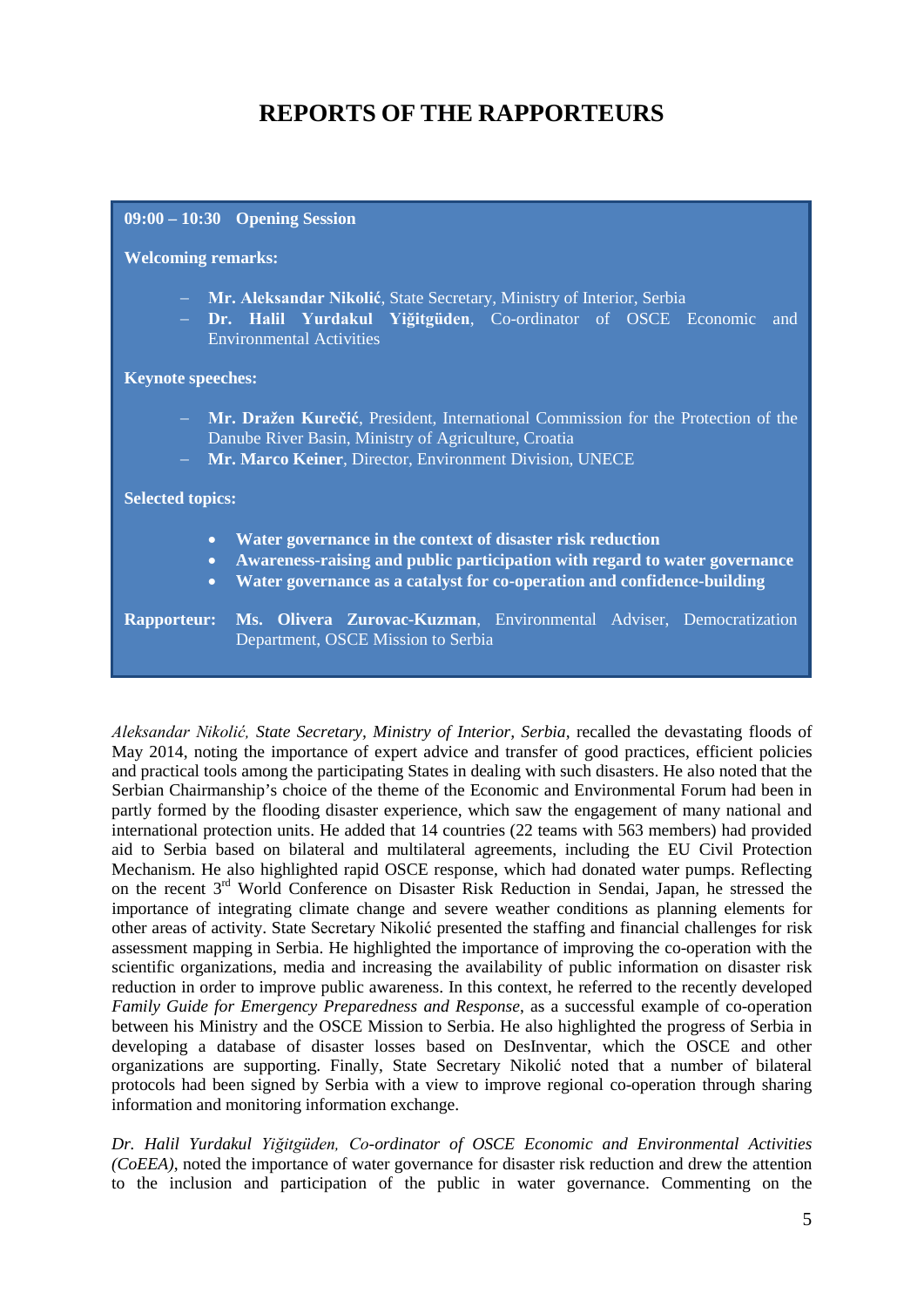# REPORTS OF THE RAPPORTEURS

**09:00 – 10:30 Opening Session**

**Welcoming remarks:**

- **Mr. Aleksandar Nikolić**, State Secretary, Ministry of Interior, Serbia
- **Dr. Halil Yurdakul Yiğitgüden**, Co-ordinator of OSCE Economic and Environmental Activities

**Keynote speeches:**

- **Mr. Dražen Kurečić**, President, International Commission for the Protection of the Danube River Basin, Ministry of Agriculture, Croatia
- **Mr. Marco Keiner**, Director, Environment Division, UNECE

**Selected topics:**

- **Water governance in the context of disaster risk reduction**
- **Awareness-raising and public participation with regard to water governance**
- **Water governance as a catalyst for co-operation and confidence-building**

**Rapporteur:** **Ms. Olivera Zurovac-Kuzman**, Environmental Adviser, Democratization Department, OSCE Mission to Serbia

*Aleksandar Nikolić, State Secretary, Ministry of Interior, Serbia*, recalled the devastating floods of May 2014, noting the importance of expert advice and transfer of good practices, efficient policies and practical tools among the participating States in dealing with such disasters. He also noted that the Serbian Chairmanship's choice of the theme of the Economic and Environmental Forum had been in partly formed by the flooding disaster experience, which saw the engagement of many national and international protection units. He added that 14 countries (22 teams with 563 members) had provided aid to Serbia based on bilateral and multilateral agreements, including the EU Civil Protection Mechanism. He also highlighted rapid OSCE response, which had donated water pumps. Reflecting on the recent 3rd World Conference on Disaster Risk Reduction in Sendai, Japan, he stressed the importance of integrating climate change and severe weather conditions as planning elements for other areas of activity. State Secretary Nikolić presented the staffing and financial challenges for risk assessment mapping in Serbia. He highlighted the importance of improving the co-operation with the scientific organizations, media and increasing the availability of public information on disaster risk reduction in order to improve public awareness. In this context, he referred to the recently developed *Family Guide for Emergency Preparedness and Response*, as a successful example of co-operation between his Ministry and the OSCE Mission to Serbia. He also highlighted the progress of Serbia in developing a database of disaster losses based on DesInventar, which the OSCE and other organizations are supporting. Finally, State Secretary Nikolić noted that a number of bilateral protocols had been signed by Serbia with a view to improve regional co-operation through sharing information and monitoring information exchange.

*Dr. Halil Yurdakul Yiğitgüden, Co-ordinator of OSCE Economic and Environmental Activities (CoEEA)*, noted the importance of water governance for disaster risk reduction and drew the attention to the inclusion and participation of the public in water governance. Commenting on the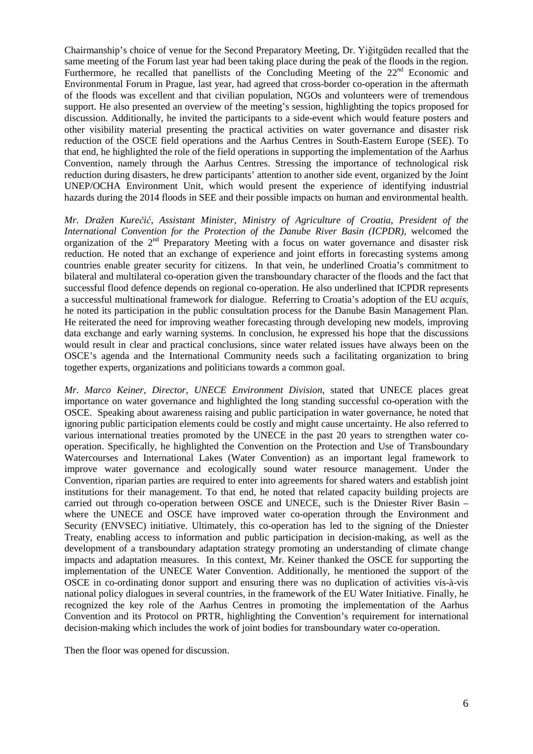Chairmanship's choice of venue for the Second Preparatory Meeting, Dr. Yiğitgüden recalled that the same meeting of the Forum last year had been taking place during the peak of the floods in the region. Furthermore, he recalled that panellists of the Concluding Meeting of the 22nd Economic and Environmental Forum in Prague, last year, had agreed that cross-border co-operation in the aftermath of the floods was excellent and that civilian population, NGOs and volunteers were of tremendous support. He also presented an overview of the meeting's session, highlighting the topics proposed for discussion. Additionally, he invited the participants to a side-event which would feature posters and other visibility material presenting the practical activities on water governance and disaster risk reduction of the OSCE field operations and the Aarhus Centres in South-Eastern Europe (SEE). To that end, he highlighted the role of the field operations in supporting the implementation of the Aarhus Convention, namely through the Aarhus Centres. Stressing the importance of technological risk reduction during disasters, he drew participants' attention to another side event, organized by the Joint UNEP/OCHA Environment Unit, which would present the experience of identifying industrial hazards during the 2014 floods in SEE and their possible impacts on human and environmental health.

*Mr. Dražen Kurečić, Assistant Minister, Ministry of Agriculture of Croatia, President of the International Convention for the Protection of the Danube River Basin (ICPDR),* welcomed the organization of the 2nd Preparatory Meeting with a focus on water governance and disaster risk reduction. He noted that an exchange of experience and joint efforts in forecasting systems among countries enable greater security for citizens. In that vein, he underlined Croatia's commitment to bilateral and multilateral co-operation given the transboundary character of the floods and the fact that successful flood defence depends on regional co-operation. He also underlined that ICPDR represents a successful multinational framework for dialogue. Referring to Croatia's adoption of the EU *acquis*, he noted its participation in the public consultation process for the Danube Basin Management Plan. He reiterated the need for improving weather forecasting through developing new models, improving data exchange and early warning systems. In conclusion, he expressed his hope that the discussions would result in clear and practical conclusions, since water related issues have always been on the OSCE's agenda and the International Community needs such a facilitating organization to bring together experts, organizations and politicians towards a common goal.

*Mr. Marco Keiner, Director, UNECE Environment Division,* stated that UNECE places great importance on water governance and highlighted the long standing successful co-operation with the OSCE. Speaking about awareness raising and public participation in water governance, he noted that ignoring public participation elements could be costly and might cause uncertainty. He also referred to various international treaties promoted by the UNECE in the past 20 years to strengthen water co-operation. Specifically, he highlighted the Convention on the Protection and Use of Transboundary Watercourses and International Lakes (Water Convention) as an important legal framework to improve water governance and ecologically sound water resource management. Under the Convention, riparian parties are required to enter into agreements for shared waters and establish joint institutions for their management. To that end, he noted that related capacity building projects are carried out through co-operation between OSCE and UNECE, such is the Dniester River Basin – where the UNECE and OSCE have improved water co-operation through the Environment and Security (ENVSEC) initiative. Ultimately, this co-operation has led to the signing of the Dniester Treaty, enabling access to information and public participation in decision-making, as well as the development of a transboundary adaptation strategy promoting an understanding of climate change impacts and adaptation measures. In this context, Mr. Keiner thanked the OSCE for supporting the implementation of the UNECE Water Convention. Additionally, he mentioned the support of the OSCE in co-ordinating donor support and ensuring there was no duplication of activities vis-à-vis national policy dialogues in several countries, in the framework of the EU Water Initiative. Finally, he recognized the key role of the Aarhus Centres in promoting the implementation of the Aarhus Convention and its Protocol on PRTR, highlighting the Convention's requirement for international decision-making which includes the work of joint bodies for transboundary water co-operation.

Then the floor was opened for discussion.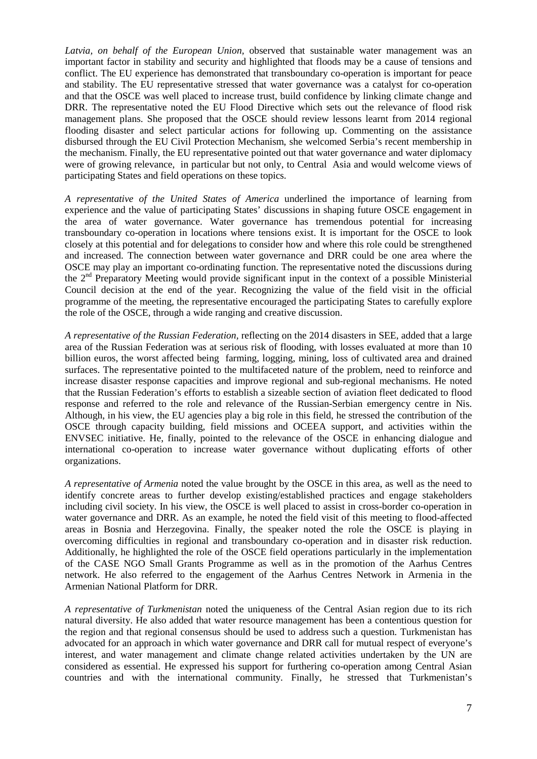*Latvia, on behalf of the European Union*, observed that sustainable water management was an important factor in stability and security and highlighted that floods may be a cause of tensions and conflict. The EU experience has demonstrated that transboundary co-operation is important for peace and stability. The EU representative stressed that water governance was a catalyst for co-operation and that the OSCE was well placed to increase trust, build confidence by linking climate change and DRR. The representative noted the EU Flood Directive which sets out the relevance of flood risk management plans. She proposed that the OSCE should review lessons learnt from 2014 regional flooding disaster and select particular actions for following up. Commenting on the assistance disbursed through the EU Civil Protection Mechanism, she welcomed Serbia's recent membership in the mechanism. Finally, the EU representative pointed out that water governance and water diplomacy were of growing relevance, in particular but not only, to Central Asia and would welcome views of participating States and field operations on these topics.

*A representative of the United States of America* underlined the importance of learning from experience and the value of participating States' discussions in shaping future OSCE engagement in the area of water governance. Water governance has tremendous potential for increasing transboundary co-operation in locations where tensions exist. It is important for the OSCE to look closely at this potential and for delegations to consider how and where this role could be strengthened and increased. The connection between water governance and DRR could be one area where the OSCE may play an important co-ordinating function. The representative noted the discussions during the 2nd Preparatory Meeting would provide significant input in the context of a possible Ministerial Council decision at the end of the year. Recognizing the value of the field visit in the official programme of the meeting, the representative encouraged the participating States to carefully explore the role of the OSCE, through a wide ranging and creative discussion.

*A representative of the Russian Federation,* reflecting on the 2014 disasters in SEE, added that a large area of the Russian Federation was at serious risk of flooding, with losses evaluated at more than 10 billion euros, the worst affected being farming, logging, mining, loss of cultivated area and drained surfaces. The representative pointed to the multifaceted nature of the problem, need to reinforce and increase disaster response capacities and improve regional and sub-regional mechanisms. He noted that the Russian Federation's efforts to establish a sizeable section of aviation fleet dedicated to flood response and referred to the role and relevance of the Russian-Serbian emergency centre in Nis. Although, in his view, the EU agencies play a big role in this field, he stressed the contribution of the OSCE through capacity building, field missions and OCEEA support, and activities within the ENVSEC initiative. He, finally, pointed to the relevance of the OSCE in enhancing dialogue and international co-operation to increase water governance without duplicating efforts of other organizations.

*A representative of Armenia* noted the value brought by the OSCE in this area, as well as the need to identify concrete areas to further develop existing/established practices and engage stakeholders including civil society. In his view, the OSCE is well placed to assist in cross-border co-operation in water governance and DRR. As an example, he noted the field visit of this meeting to flood-affected areas in Bosnia and Herzegovina. Finally, the speaker noted the role the OSCE is playing in overcoming difficulties in regional and transboundary co-operation and in disaster risk reduction. Additionally, he highlighted the role of the OSCE field operations particularly in the implementation of the CASE NGO Small Grants Programme as well as in the promotion of the Aarhus Centres network. He also referred to the engagement of the Aarhus Centres Network in Armenia in the Armenian National Platform for DRR.

*A representative of Turkmenistan* noted the uniqueness of the Central Asian region due to its rich natural diversity. He also added that water resource management has been a contentious question for the region and that regional consensus should be used to address such a question. Turkmenistan has advocated for an approach in which water governance and DRR call for mutual respect of everyone's interest, and water management and climate change related activities undertaken by the UN are considered as essential. He expressed his support for furthering co-operation among Central Asian countries and with the international community. Finally, he stressed that Turkmenistan's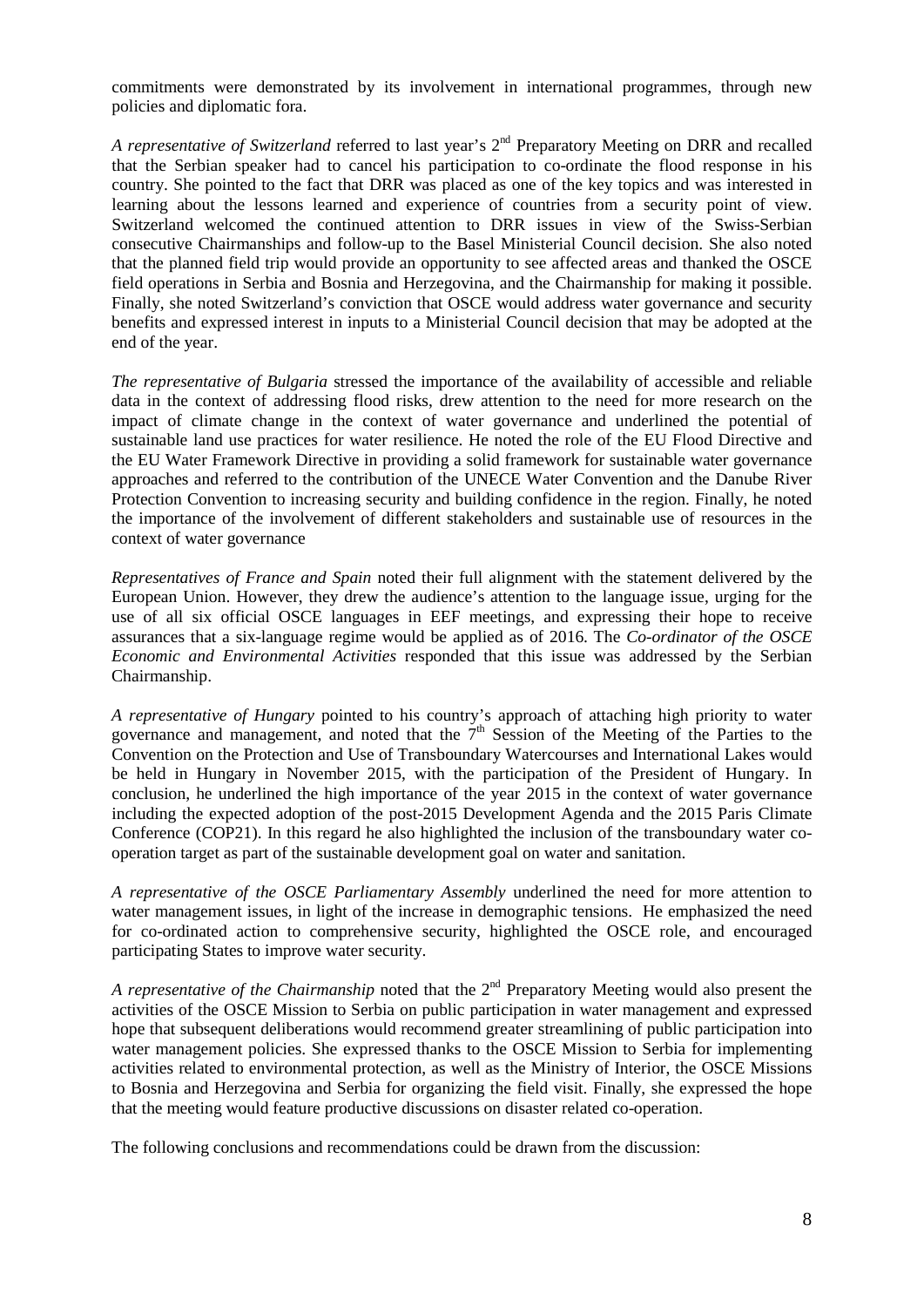commitments were demonstrated by its involvement in international programmes, through new policies and diplomatic fora.

*A representative of Switzerland* referred to last year's 2nd Preparatory Meeting on DRR and recalled that the Serbian speaker had to cancel his participation to co-ordinate the flood response in his country. She pointed to the fact that DRR was placed as one of the key topics and was interested in learning about the lessons learned and experience of countries from a security point of view. Switzerland welcomed the continued attention to DRR issues in view of the Swiss-Serbian consecutive Chairmanships and follow-up to the Basel Ministerial Council decision. She also noted that the planned field trip would provide an opportunity to see affected areas and thanked the OSCE field operations in Serbia and Bosnia and Herzegovina, and the Chairmanship for making it possible. Finally, she noted Switzerland's conviction that OSCE would address water governance and security benefits and expressed interest in inputs to a Ministerial Council decision that may be adopted at the end of the year.

*The representative of Bulgaria* stressed the importance of the availability of accessible and reliable data in the context of addressing flood risks, drew attention to the need for more research on the impact of climate change in the context of water governance and underlined the potential of sustainable land use practices for water resilience. He noted the role of the EU Flood Directive and the EU Water Framework Directive in providing a solid framework for sustainable water governance approaches and referred to the contribution of the UNECE Water Convention and the Danube River Protection Convention to increasing security and building confidence in the region. Finally, he noted the importance of the involvement of different stakeholders and sustainable use of resources in the context of water governance

*Representatives of France and Spain* noted their full alignment with the statement delivered by the European Union. However, they drew the audience's attention to the language issue, urging for the use of all six official OSCE languages in EEF meetings, and expressing their hope to receive assurances that a six-language regime would be applied as of 2016. The *Co-ordinator of the OSCE Economic and Environmental Activities* responded that this issue was addressed by the Serbian Chairmanship.

*A representative of Hungary* pointed to his country's approach of attaching high priority to water governance and management, and noted that the 7th Session of the Meeting of the Parties to the Convention on the Protection and Use of Transboundary Watercourses and International Lakes would be held in Hungary in November 2015, with the participation of the President of Hungary. In conclusion, he underlined the high importance of the year 2015 in the context of water governance including the expected adoption of the post-2015 Development Agenda and the 2015 Paris Climate Conference (COP21). In this regard he also highlighted the inclusion of the transboundary water co-operation target as part of the sustainable development goal on water and sanitation.

*A representative of the OSCE Parliamentary Assembly* underlined the need for more attention to water management issues, in light of the increase in demographic tensions. He emphasized the need for co-ordinated action to comprehensive security, highlighted the OSCE role, and encouraged participating States to improve water security.

*A representative of the Chairmanship* noted that the 2nd Preparatory Meeting would also present the activities of the OSCE Mission to Serbia on public participation in water management and expressed hope that subsequent deliberations would recommend greater streamlining of public participation into water management policies. She expressed thanks to the OSCE Mission to Serbia for implementing activities related to environmental protection, as well as the Ministry of Interior, the OSCE Missions to Bosnia and Herzegovina and Serbia for organizing the field visit. Finally, she expressed the hope that the meeting would feature productive discussions on disaster related co-operation.

The following conclusions and recommendations could be drawn from the discussion: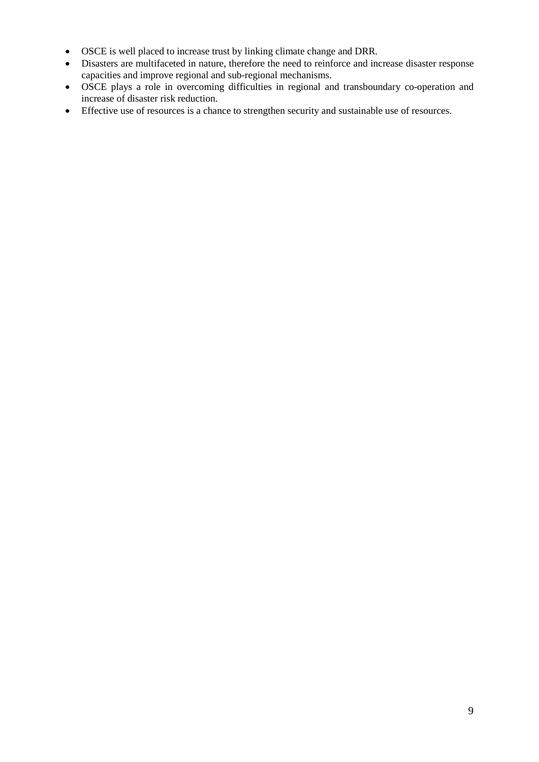- OSCE is well placed to increase trust by linking climate change and DRR.
- Disasters are multifaceted in nature, therefore the need to reinforce and increase disaster response capacities and improve regional and sub-regional mechanisms.
- OSCE plays a role in overcoming difficulties in regional and transboundary co-operation and increase of disaster risk reduction.
- Effective use of resources is a chance to strengthen security and sustainable use of resources.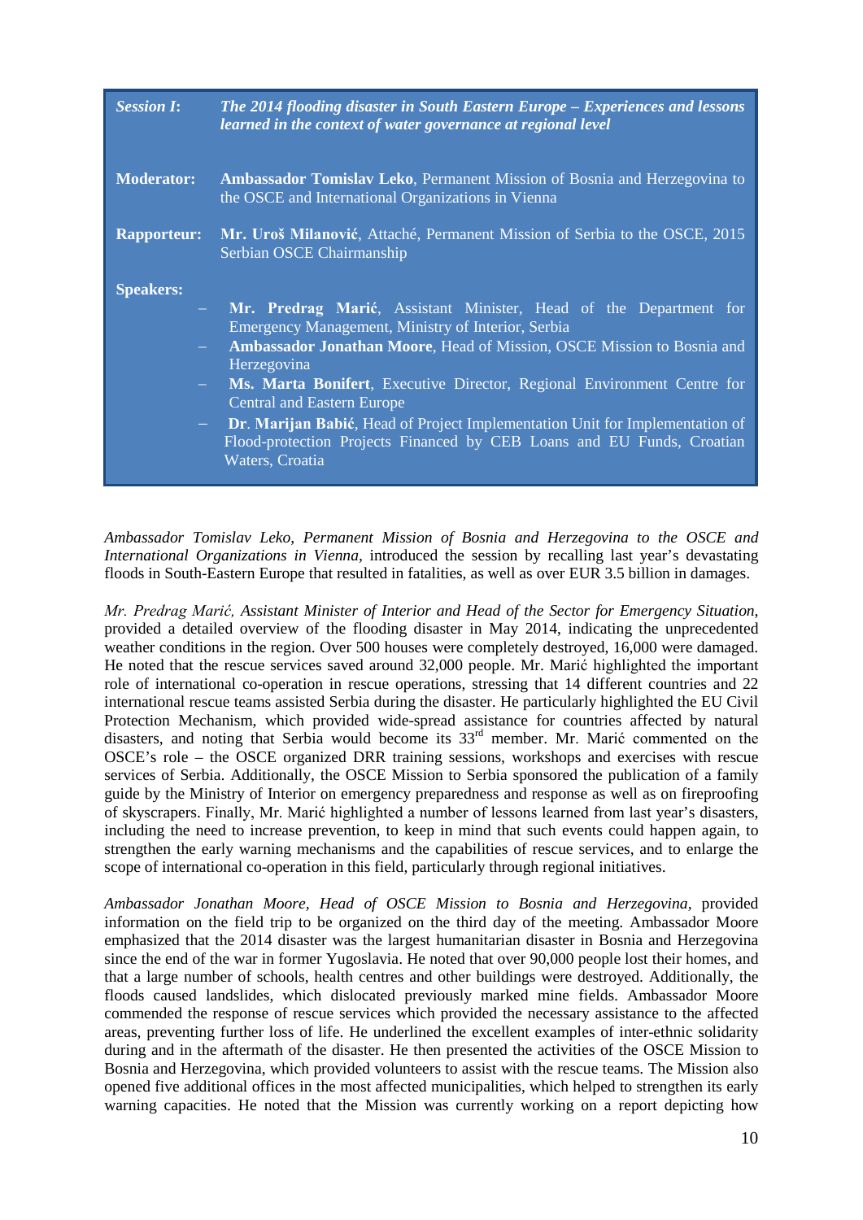| | |
|---|---|
| ***Session I*:** | ***The 2014 flooding disaster in South Eastern Europe – Experiences and lessons learned in the context of water governance at regional level*** |
| **Moderator:** | **Ambassador Tomislav Leko**, Permanent Mission of Bosnia and Herzegovina to the OSCE and International Organizations in Vienna |
| **Rapporteur:** | **Mr. Uroš Milanović**, Attaché, Permanent Mission of Serbia to the OSCE, 2015 Serbian OSCE Chairmanship |

**Speakers:**

- **Mr. Predrag Marić**, Assistant Minister, Head of the Department for Emergency Management, Ministry of Interior, Serbia
- **Ambassador Jonathan Moore**, Head of Mission, OSCE Mission to Bosnia and Herzegovina
- **Ms. Marta Bonifert**, Executive Director, Regional Environment Centre for Central and Eastern Europe
- **Dr. Marijan Babić**, Head of Project Implementation Unit for Implementation of Flood-protection Projects Financed by CEB Loans and EU Funds, Croatian Waters, Croatia

*Ambassador Tomislav Leko, Permanent Mission of Bosnia and Herzegovina to the OSCE and International Organizations in Vienna,* introduced the session by recalling last year's devastating floods in South-Eastern Europe that resulted in fatalities, as well as over EUR 3.5 billion in damages.

*Mr. Predrag Marić, Assistant Minister of Interior and Head of the Sector for Emergency Situation,* provided a detailed overview of the flooding disaster in May 2014, indicating the unprecedented weather conditions in the region. Over 500 houses were completely destroyed, 16,000 were damaged. He noted that the rescue services saved around 32,000 people. Mr. Marić highlighted the important role of international co-operation in rescue operations, stressing that 14 different countries and 22 international rescue teams assisted Serbia during the disaster. He particularly highlighted the EU Civil Protection Mechanism, which provided wide-spread assistance for countries affected by natural disasters, and noting that Serbia would become its 33rd member. Mr. Marić commented on the OSCE's role – the OSCE organized DRR training sessions, workshops and exercises with rescue services of Serbia. Additionally, the OSCE Mission to Serbia sponsored the publication of a family guide by the Ministry of Interior on emergency preparedness and response as well as on fireproofing of skyscrapers. Finally, Mr. Marić highlighted a number of lessons learned from last year's disasters, including the need to increase prevention, to keep in mind that such events could happen again, to strengthen the early warning mechanisms and the capabilities of rescue services, and to enlarge the scope of international co-operation in this field, particularly through regional initiatives.

*Ambassador Jonathan Moore, Head of OSCE Mission to Bosnia and Herzegovina,* provided information on the field trip to be organized on the third day of the meeting. Ambassador Moore emphasized that the 2014 disaster was the largest humanitarian disaster in Bosnia and Herzegovina since the end of the war in former Yugoslavia. He noted that over 90,000 people lost their homes, and that a large number of schools, health centres and other buildings were destroyed. Additionally, the floods caused landslides, which dislocated previously marked mine fields. Ambassador Moore commended the response of rescue services which provided the necessary assistance to the affected areas, preventing further loss of life. He underlined the excellent examples of inter-ethnic solidarity during and in the aftermath of the disaster. He then presented the activities of the OSCE Mission to Bosnia and Herzegovina, which provided volunteers to assist with the rescue teams. The Mission also opened five additional offices in the most affected municipalities, which helped to strengthen its early warning capacities. He noted that the Mission was currently working on a report depicting how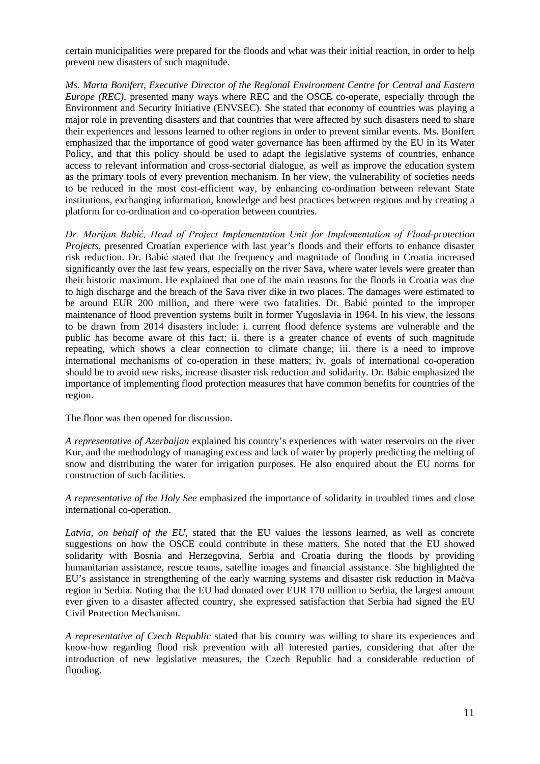certain municipalities were prepared for the floods and what was their initial reaction, in order to help prevent new disasters of such magnitude.

*Ms. Marta Bonifert, Executive Director of the Regional Environment Centre for Central and Eastern Europe (REC),* presented many ways where REC and the OSCE co-operate, especially through the Environment and Security Initiative (ENVSEC). She stated that economy of countries was playing a major role in preventing disasters and that countries that were affected by such disasters need to share their experiences and lessons learned to other regions in order to prevent similar events. Ms. Bonifert emphasized that the importance of good water governance has been affirmed by the EU in its Water Policy, and that this policy should be used to adapt the legislative systems of countries, enhance access to relevant information and cross-sectorial dialogue, as well as improve the education system as the primary tools of every prevention mechanism. In her view, the vulnerability of societies needs to be reduced in the most cost-efficient way, by enhancing co-ordination between relevant State institutions, exchanging information, knowledge and best practices between regions and by creating a platform for co-ordination and co-operation between countries.

*Dr. Marijan Babić, Head of Project Implementation Unit for Implementation of Flood-protection Projects,* presented Croatian experience with last year's floods and their efforts to enhance disaster risk reduction. Dr. Babić stated that the frequency and magnitude of flooding in Croatia increased significantly over the last few years, especially on the river Sava, where water levels were greater than their historic maximum. He explained that one of the main reasons for the floods in Croatia was due to high discharge and the breach of the Sava river dike in two places. The damages were estimated to be around EUR 200 million, and there were two fatalities. Dr. Babić pointed to the improper maintenance of flood prevention systems built in former Yugoslavia in 1964. In his view, the lessons to be drawn from 2014 disasters include: i. current flood defence systems are vulnerable and the public has become aware of this fact; ii. there is a greater chance of events of such magnitude repeating, which shows a clear connection to climate change; iii. there is a need to improve international mechanisms of co-operation in these matters; iv. goals of international co-operation should be to avoid new risks, increase disaster risk reduction and solidarity. Dr. Babic emphasized the importance of implementing flood protection measures that have common benefits for countries of the region.

The floor was then opened for discussion.

*A representative of Azerbaijan* explained his country's experiences with water reservoirs on the river Kur, and the methodology of managing excess and lack of water by properly predicting the melting of snow and distributing the water for irrigation purposes. He also enquired about the EU norms for construction of such facilities.

*A representative of the Holy See* emphasized the importance of solidarity in troubled times and close international co-operation.

*Latvia, on behalf of the EU,* stated that the EU values the lessons learned, as well as concrete suggestions on how the OSCE could contribute in these matters. She noted that the EU showed solidarity with Bosnia and Herzegovina, Serbia and Croatia during the floods by providing humanitarian assistance, rescue teams, satellite images and financial assistance. She highlighted the EU's assistance in strengthening of the early warning systems and disaster risk reduction in Mačva region in Serbia. Noting that the EU had donated over EUR 170 million to Serbia, the largest amount ever given to a disaster affected country, she expressed satisfaction that Serbia had signed the EU Civil Protection Mechanism.

*A representative of Czech Republic* stated that his country was willing to share its experiences and know-how regarding flood risk prevention with all interested parties, considering that after the introduction of new legislative measures, the Czech Republic had a considerable reduction of flooding.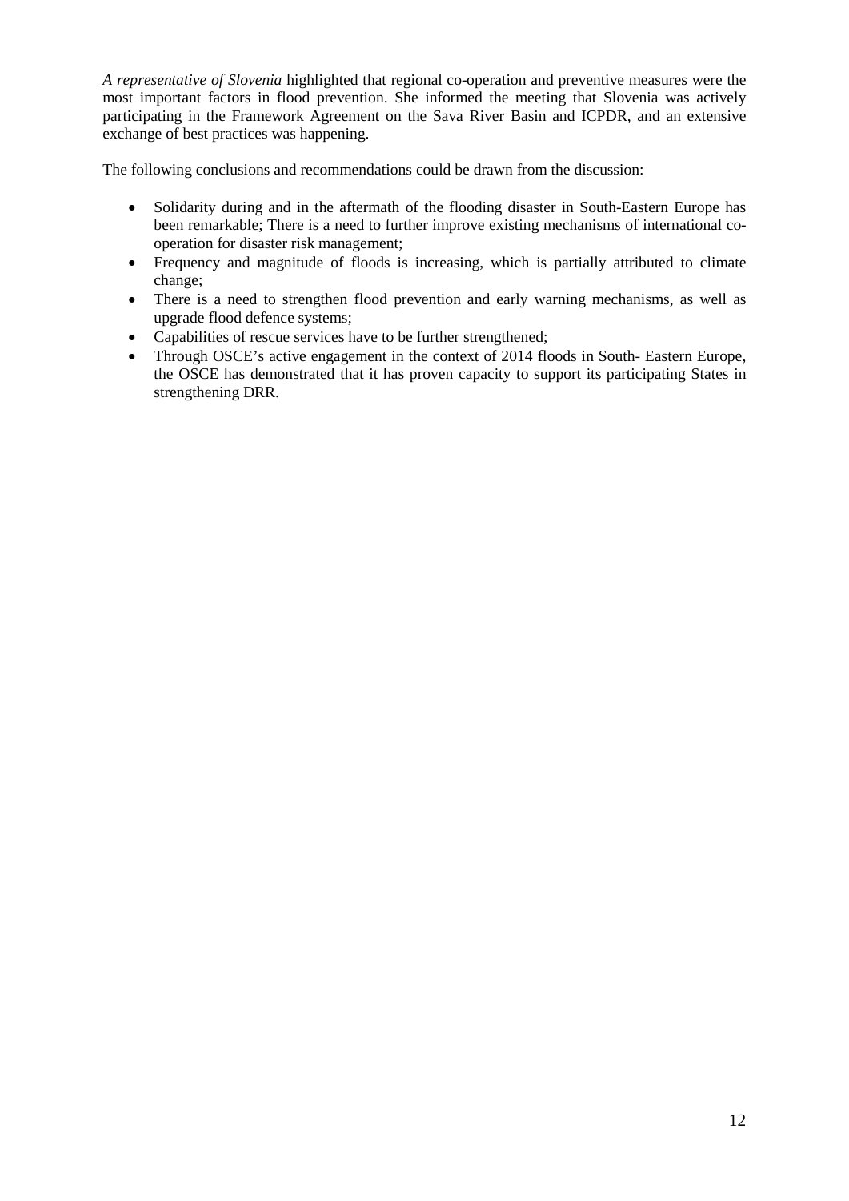*A representative of Slovenia* highlighted that regional co-operation and preventive measures were the most important factors in flood prevention. She informed the meeting that Slovenia was actively participating in the Framework Agreement on the Sava River Basin and ICPDR, and an extensive exchange of best practices was happening.

The following conclusions and recommendations could be drawn from the discussion:

- Solidarity during and in the aftermath of the flooding disaster in South-Eastern Europe has been remarkable; There is a need to further improve existing mechanisms of international co-operation for disaster risk management;
- Frequency and magnitude of floods is increasing, which is partially attributed to climate change;
- There is a need to strengthen flood prevention and early warning mechanisms, as well as upgrade flood defence systems;
- Capabilities of rescue services have to be further strengthened;
- Through OSCE's active engagement in the context of 2014 floods in South- Eastern Europe, the OSCE has demonstrated that it has proven capacity to support its participating States in strengthening DRR.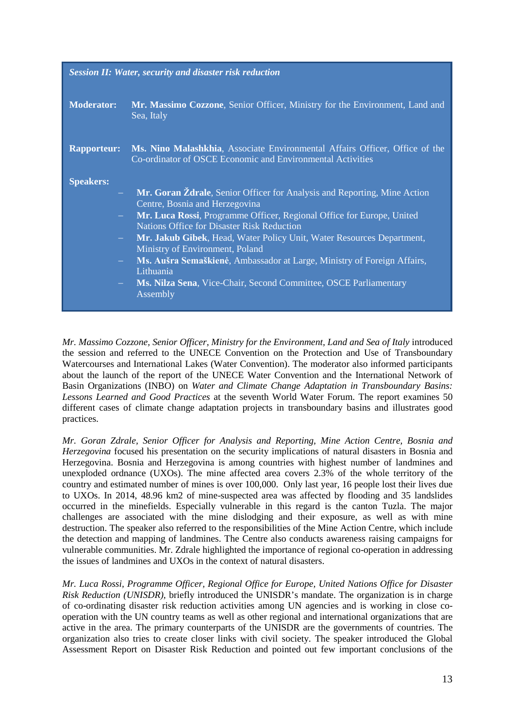***Session II: Water, security and disaster risk reduction***

**Moderator:** **Mr. Massimo Cozzone**, Senior Officer, Ministry for the Environment, Land and Sea, Italy

**Rapporteur:** **Ms. Nino Malashkhia**, Associate Environmental Affairs Officer, Office of the Co-ordinator of OSCE Economic and Environmental Activities

**Speakers:**

- **Mr. Goran Ždrale**, Senior Officer for Analysis and Reporting, Mine Action Centre, Bosnia and Herzegovina
- **Mr. Luca Rossi**, Programme Officer, Regional Office for Europe, United Nations Office for Disaster Risk Reduction
- **Mr. Jakub Gibek**, Head, Water Policy Unit, Water Resources Department, Ministry of Environment, Poland
- **Ms. Aušra Semaškienė**, Ambassador at Large, Ministry of Foreign Affairs, Lithuania
- **Ms. Nilza Sena**, Vice-Chair, Second Committee, OSCE Parliamentary Assembly

*Mr. Massimo Cozzone, Senior Officer, Ministry for the Environment, Land and Sea of Italy* introduced the session and referred to the UNECE Convention on the Protection and Use of Transboundary Watercourses and International Lakes (Water Convention). The moderator also informed participants about the launch of the report of the UNECE Water Convention and the International Network of Basin Organizations (INBO) on *Water and Climate Change Adaptation in Transboundary Basins: Lessons Learned and Good Practices* at the seventh World Water Forum. The report examines 50 different cases of climate change adaptation projects in transboundary basins and illustrates good practices.

*Mr. Goran Zdrale, Senior Officer for Analysis and Reporting, Mine Action Centre, Bosnia and Herzegovina* focused his presentation on the security implications of natural disasters in Bosnia and Herzegovina. Bosnia and Herzegovina is among countries with highest number of landmines and unexploded ordnance (UXOs). The mine affected area covers 2.3% of the whole territory of the country and estimated number of mines is over 100,000. Only last year, 16 people lost their lives due to UXOs. In 2014, 48.96 km2 of mine-suspected area was affected by flooding and 35 landslides occurred in the minefields. Especially vulnerable in this regard is the canton Tuzla. The major challenges are associated with the mine dislodging and their exposure, as well as with mine destruction. The speaker also referred to the responsibilities of the Mine Action Centre, which include the detection and mapping of landmines. The Centre also conducts awareness raising campaigns for vulnerable communities. Mr. Zdrale highlighted the importance of regional co-operation in addressing the issues of landmines and UXOs in the context of natural disasters.

*Mr. Luca Rossi, Programme Officer, Regional Office for Europe, United Nations Office for Disaster Risk Reduction (UNISDR)*, briefly introduced the UNISDR's mandate. The organization is in charge of co-ordinating disaster risk reduction activities among UN agencies and is working in close co-operation with the UN country teams as well as other regional and international organizations that are active in the area. The primary counterparts of the UNISDR are the governments of countries. The organization also tries to create closer links with civil society. The speaker introduced the Global Assessment Report on Disaster Risk Reduction and pointed out few important conclusions of the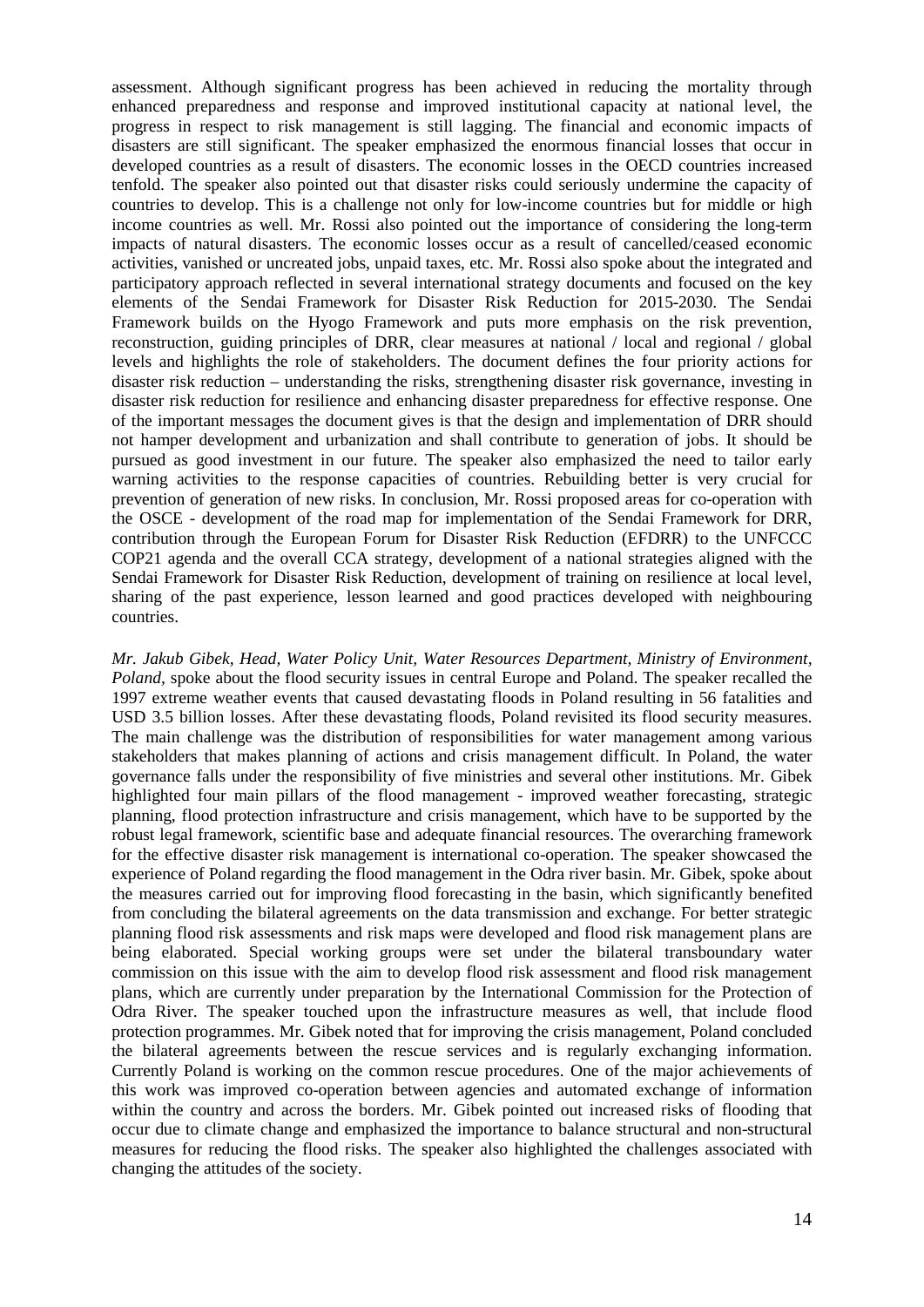assessment. Although significant progress has been achieved in reducing the mortality through enhanced preparedness and response and improved institutional capacity at national level, the progress in respect to risk management is still lagging. The financial and economic impacts of disasters are still significant. The speaker emphasized the enormous financial losses that occur in developed countries as a result of disasters. The economic losses in the OECD countries increased tenfold. The speaker also pointed out that disaster risks could seriously undermine the capacity of countries to develop. This is a challenge not only for low-income countries but for middle or high income countries as well. Mr. Rossi also pointed out the importance of considering the long-term impacts of natural disasters. The economic losses occur as a result of cancelled/ceased economic activities, vanished or uncreated jobs, unpaid taxes, etc. Mr. Rossi also spoke about the integrated and participatory approach reflected in several international strategy documents and focused on the key elements of the Sendai Framework for Disaster Risk Reduction for 2015-2030. The Sendai Framework builds on the Hyogo Framework and puts more emphasis on the risk prevention, reconstruction, guiding principles of DRR, clear measures at national / local and regional / global levels and highlights the role of stakeholders. The document defines the four priority actions for disaster risk reduction – understanding the risks, strengthening disaster risk governance, investing in disaster risk reduction for resilience and enhancing disaster preparedness for effective response. One of the important messages the document gives is that the design and implementation of DRR should not hamper development and urbanization and shall contribute to generation of jobs. It should be pursued as good investment in our future. The speaker also emphasized the need to tailor early warning activities to the response capacities of countries. Rebuilding better is very crucial for prevention of generation of new risks. In conclusion, Mr. Rossi proposed areas for co-operation with the OSCE - development of the road map for implementation of the Sendai Framework for DRR, contribution through the European Forum for Disaster Risk Reduction (EFDRR) to the UNFCCC COP21 agenda and the overall CCA strategy, development of a national strategies aligned with the Sendai Framework for Disaster Risk Reduction, development of training on resilience at local level, sharing of the past experience, lesson learned and good practices developed with neighbouring countries.

*Mr. Jakub Gibek, Head, Water Policy Unit, Water Resources Department, Ministry of Environment, Poland,* spoke about the flood security issues in central Europe and Poland. The speaker recalled the 1997 extreme weather events that caused devastating floods in Poland resulting in 56 fatalities and USD 3.5 billion losses. After these devastating floods, Poland revisited its flood security measures. The main challenge was the distribution of responsibilities for water management among various stakeholders that makes planning of actions and crisis management difficult. In Poland, the water governance falls under the responsibility of five ministries and several other institutions. Mr. Gibek highlighted four main pillars of the flood management - improved weather forecasting, strategic planning, flood protection infrastructure and crisis management, which have to be supported by the robust legal framework, scientific base and adequate financial resources. The overarching framework for the effective disaster risk management is international co-operation. The speaker showcased the experience of Poland regarding the flood management in the Odra river basin. Mr. Gibek, spoke about the measures carried out for improving flood forecasting in the basin, which significantly benefited from concluding the bilateral agreements on the data transmission and exchange. For better strategic planning flood risk assessments and risk maps were developed and flood risk management plans are being elaborated. Special working groups were set under the bilateral transboundary water commission on this issue with the aim to develop flood risk assessment and flood risk management plans, which are currently under preparation by the International Commission for the Protection of Odra River. The speaker touched upon the infrastructure measures as well, that include flood protection programmes. Mr. Gibek noted that for improving the crisis management, Poland concluded the bilateral agreements between the rescue services and is regularly exchanging information. Currently Poland is working on the common rescue procedures. One of the major achievements of this work was improved co-operation between agencies and automated exchange of information within the country and across the borders. Mr. Gibek pointed out increased risks of flooding that occur due to climate change and emphasized the importance to balance structural and non-structural measures for reducing the flood risks. The speaker also highlighted the challenges associated with changing the attitudes of the society.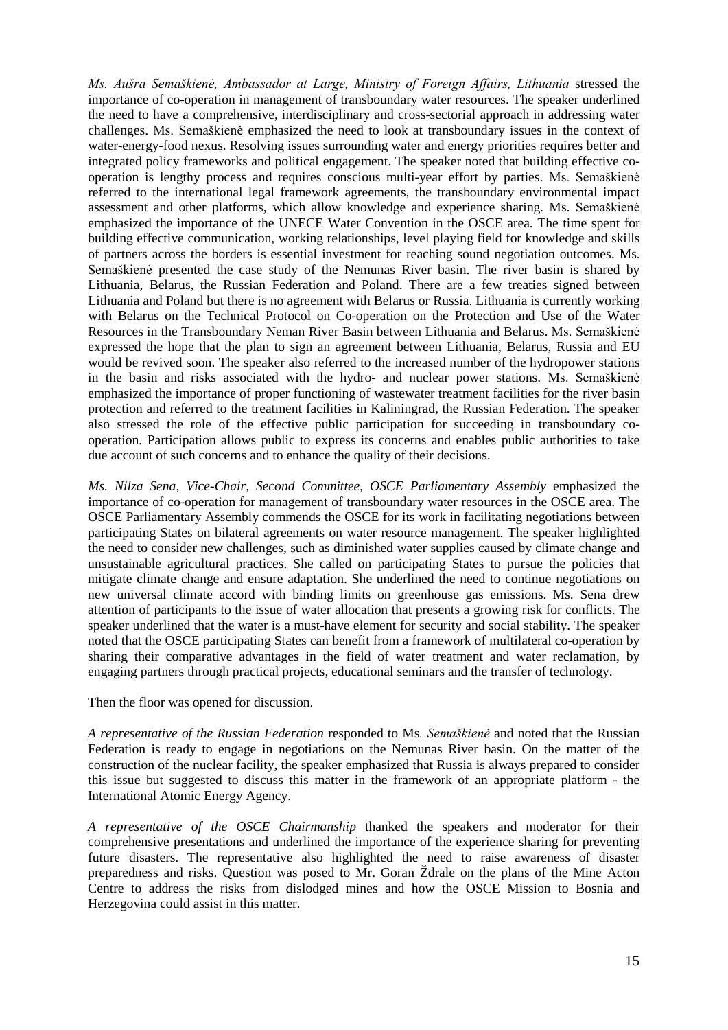*Ms. Aušra Semaškienė, Ambassador at Large, Ministry of Foreign Affairs, Lithuania* stressed the importance of co-operation in management of transboundary water resources. The speaker underlined the need to have a comprehensive, interdisciplinary and cross-sectorial approach in addressing water challenges. Ms. Semaškienė emphasized the need to look at transboundary issues in the context of water-energy-food nexus. Resolving issues surrounding water and energy priorities requires better and integrated policy frameworks and political engagement. The speaker noted that building effective co-operation is lengthy process and requires conscious multi-year effort by parties. Ms. Semaškienė referred to the international legal framework agreements, the transboundary environmental impact assessment and other platforms, which allow knowledge and experience sharing. Ms. Semaškienė emphasized the importance of the UNECE Water Convention in the OSCE area. The time spent for building effective communication, working relationships, level playing field for knowledge and skills of partners across the borders is essential investment for reaching sound negotiation outcomes. Ms. Semaškienė presented the case study of the Nemunas River basin. The river basin is shared by Lithuania, Belarus, the Russian Federation and Poland. There are a few treaties signed between Lithuania and Poland but there is no agreement with Belarus or Russia. Lithuania is currently working with Belarus on the Technical Protocol on Co-operation on the Protection and Use of the Water Resources in the Transboundary Neman River Basin between Lithuania and Belarus. Ms. Semaškienė expressed the hope that the plan to sign an agreement between Lithuania, Belarus, Russia and EU would be revived soon. The speaker also referred to the increased number of the hydropower stations in the basin and risks associated with the hydro- and nuclear power stations. Ms. Semaškienė emphasized the importance of proper functioning of wastewater treatment facilities for the river basin protection and referred to the treatment facilities in Kaliningrad, the Russian Federation. The speaker also stressed the role of the effective public participation for succeeding in transboundary co-operation. Participation allows public to express its concerns and enables public authorities to take due account of such concerns and to enhance the quality of their decisions.

*Ms. Nilza Sena, Vice-Chair, Second Committee, OSCE Parliamentary Assembly* emphasized the importance of co-operation for management of transboundary water resources in the OSCE area. The OSCE Parliamentary Assembly commends the OSCE for its work in facilitating negotiations between participating States on bilateral agreements on water resource management. The speaker highlighted the need to consider new challenges, such as diminished water supplies caused by climate change and unsustainable agricultural practices. She called on participating States to pursue the policies that mitigate climate change and ensure adaptation. She underlined the need to continue negotiations on new universal climate accord with binding limits on greenhouse gas emissions. Ms. Sena drew attention of participants to the issue of water allocation that presents a growing risk for conflicts. The speaker underlined that the water is a must-have element for security and social stability. The speaker noted that the OSCE participating States can benefit from a framework of multilateral co-operation by sharing their comparative advantages in the field of water treatment and water reclamation, by engaging partners through practical projects, educational seminars and the transfer of technology.

Then the floor was opened for discussion.

*A representative of the Russian Federation* responded to Ms*. Semaškienė* and noted that the Russian Federation is ready to engage in negotiations on the Nemunas River basin. On the matter of the construction of the nuclear facility, the speaker emphasized that Russia is always prepared to consider this issue but suggested to discuss this matter in the framework of an appropriate platform - the International Atomic Energy Agency.

*A representative of the OSCE Chairmanship* thanked the speakers and moderator for their comprehensive presentations and underlined the importance of the experience sharing for preventing future disasters. The representative also highlighted the need to raise awareness of disaster preparedness and risks. Question was posed to Mr. Goran Ždrale on the plans of the Mine Acton Centre to address the risks from dislodged mines and how the OSCE Mission to Bosnia and Herzegovina could assist in this matter.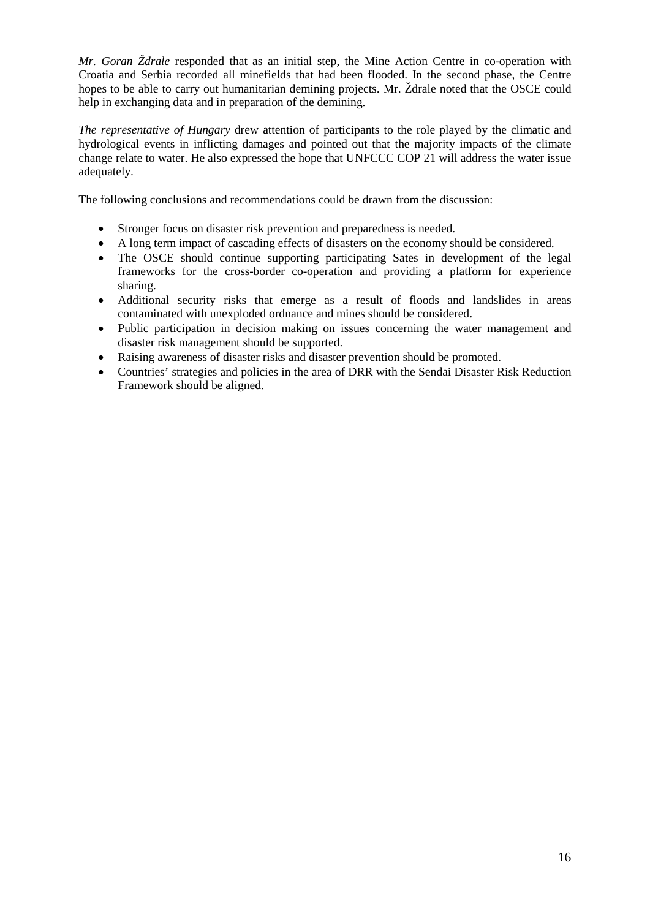*Mr. Goran Ždrale* responded that as an initial step, the Mine Action Centre in co-operation with Croatia and Serbia recorded all minefields that had been flooded. In the second phase, the Centre hopes to be able to carry out humanitarian demining projects. Mr. Ždrale noted that the OSCE could help in exchanging data and in preparation of the demining.

*The representative of Hungary* drew attention of participants to the role played by the climatic and hydrological events in inflicting damages and pointed out that the majority impacts of the climate change relate to water. He also expressed the hope that UNFCCC COP 21 will address the water issue adequately.

The following conclusions and recommendations could be drawn from the discussion:

- Stronger focus on disaster risk prevention and preparedness is needed.
- A long term impact of cascading effects of disasters on the economy should be considered.
- The OSCE should continue supporting participating Sates in development of the legal frameworks for the cross-border co-operation and providing a platform for experience sharing.
- Additional security risks that emerge as a result of floods and landslides in areas contaminated with unexploded ordnance and mines should be considered.
- Public participation in decision making on issues concerning the water management and disaster risk management should be supported.
- Raising awareness of disaster risks and disaster prevention should be promoted.
- Countries' strategies and policies in the area of DRR with the Sendai Disaster Risk Reduction Framework should be aligned.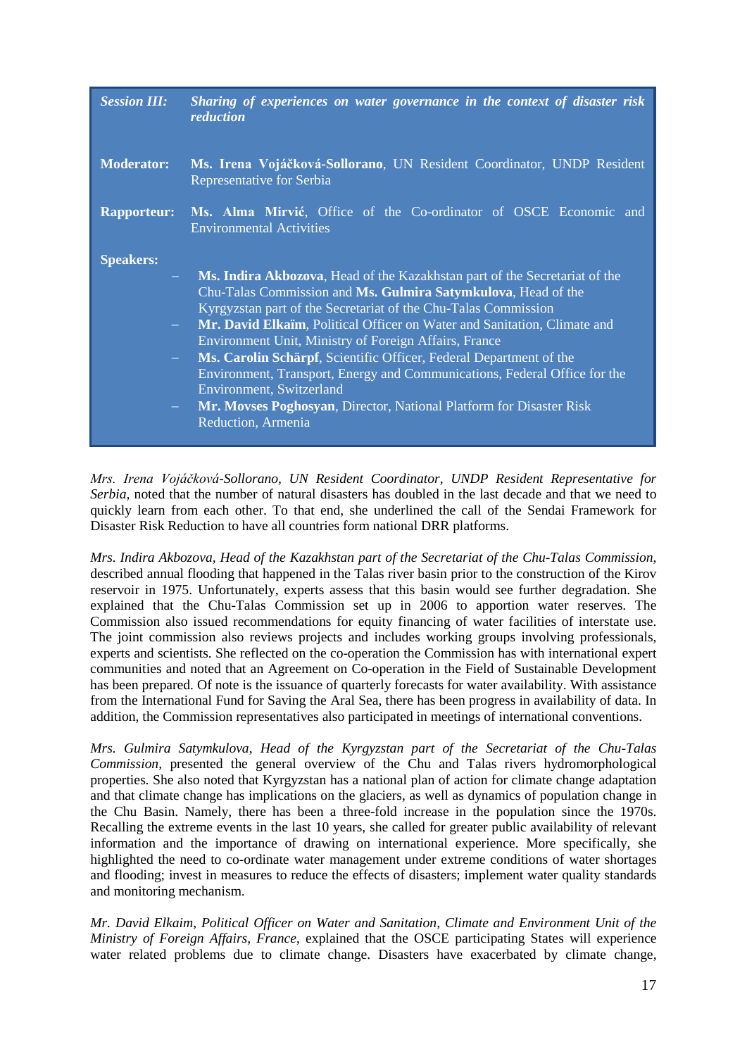| | |
|---|---|
| ***Session III:*** | ***Sharing of experiences on water governance in the context of disaster risk reduction*** |
| **Moderator:** | **Ms. Irena Vojáčková-Sollorano**, UN Resident Coordinator, UNDP Resident Representative for Serbia |
| **Rapporteur:** | **Ms. Alma Mirvić**, Office of the Co-ordinator of OSCE Economic and Environmental Activities |
| **Speakers:** | |

- **Ms. Indira Akbozova**, Head of the Kazakhstan part of the Secretariat of the Chu-Talas Commission and **Ms. Gulmira Satymkulova**, Head of the Kyrgyzstan part of the Secretariat of the Chu-Talas Commission
- **Mr. David Elkaïm**, Political Officer on Water and Sanitation, Climate and Environment Unit, Ministry of Foreign Affairs, France
- **Ms. Carolin Schärpf**, Scientific Officer, Federal Department of the Environment, Transport, Energy and Communications, Federal Office for the Environment, Switzerland
- **Mr. Movses Poghosyan**, Director, National Platform for Disaster Risk Reduction, Armenia

*Mrs. Irena Vojáčková-Sollorano, UN Resident Coordinator, UNDP Resident Representative for Serbia,* noted that the number of natural disasters has doubled in the last decade and that we need to quickly learn from each other. To that end, she underlined the call of the Sendai Framework for Disaster Risk Reduction to have all countries form national DRR platforms.

*Mrs. Indira Akbozova, Head of the Kazakhstan part of the Secretariat of the Chu-Talas Commission,* described annual flooding that happened in the Talas river basin prior to the construction of the Kirov reservoir in 1975. Unfortunately, experts assess that this basin would see further degradation. She explained that the Chu-Talas Commission set up in 2006 to apportion water reserves. The Commission also issued recommendations for equity financing of water facilities of interstate use. The joint commission also reviews projects and includes working groups involving professionals, experts and scientists. She reflected on the co-operation the Commission has with international expert communities and noted that an Agreement on Co-operation in the Field of Sustainable Development has been prepared. Of note is the issuance of quarterly forecasts for water availability. With assistance from the International Fund for Saving the Aral Sea, there has been progress in availability of data. In addition, the Commission representatives also participated in meetings of international conventions.

*Mrs. Gulmira Satymkulova, Head of the Kyrgyzstan part of the Secretariat of the Chu-Talas Commission,* presented the general overview of the Chu and Talas rivers hydromorphological properties. She also noted that Kyrgyzstan has a national plan of action for climate change adaptation and that climate change has implications on the glaciers, as well as dynamics of population change in the Chu Basin. Namely, there has been a three-fold increase in the population since the 1970s. Recalling the extreme events in the last 10 years, she called for greater public availability of relevant information and the importance of drawing on international experience. More specifically, she highlighted the need to co-ordinate water management under extreme conditions of water shortages and flooding; invest in measures to reduce the effects of disasters; implement water quality standards and monitoring mechanism.

*Mr. David Elkaim, Political Officer on Water and Sanitation, Climate and Environment Unit of the Ministry of Foreign Affairs, France*, explained that the OSCE participating States will experience water related problems due to climate change. Disasters have exacerbated by climate change,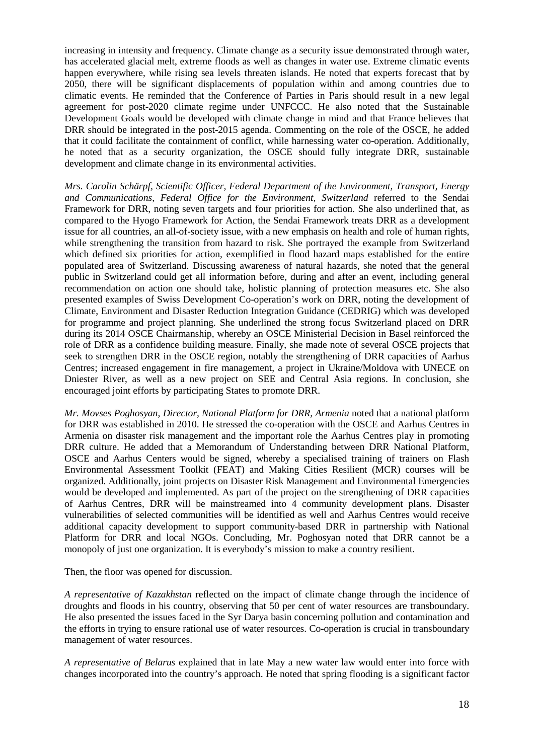increasing in intensity and frequency. Climate change as a security issue demonstrated through water, has accelerated glacial melt, extreme floods as well as changes in water use. Extreme climatic events happen everywhere, while rising sea levels threaten islands. He noted that experts forecast that by 2050, there will be significant displacements of population within and among countries due to climatic events. He reminded that the Conference of Parties in Paris should result in a new legal agreement for post-2020 climate regime under UNFCCC. He also noted that the Sustainable Development Goals would be developed with climate change in mind and that France believes that DRR should be integrated in the post-2015 agenda. Commenting on the role of the OSCE, he added that it could facilitate the containment of conflict, while harnessing water co-operation. Additionally, he noted that as a security organization, the OSCE should fully integrate DRR, sustainable development and climate change in its environmental activities.

*Mrs. Carolin Schärpf, Scientific Officer, Federal Department of the Environment, Transport, Energy and Communications, Federal Office for the Environment, Switzerland* referred to the Sendai Framework for DRR, noting seven targets and four priorities for action. She also underlined that, as compared to the Hyogo Framework for Action, the Sendai Framework treats DRR as a development issue for all countries, an all-of-society issue, with a new emphasis on health and role of human rights, while strengthening the transition from hazard to risk. She portrayed the example from Switzerland which defined six priorities for action, exemplified in flood hazard maps established for the entire populated area of Switzerland. Discussing awareness of natural hazards, she noted that the general public in Switzerland could get all information before, during and after an event, including general recommendation on action one should take, holistic planning of protection measures etc. She also presented examples of Swiss Development Co-operation's work on DRR, noting the development of Climate, Environment and Disaster Reduction Integration Guidance (CEDRIG) which was developed for programme and project planning. She underlined the strong focus Switzerland placed on DRR during its 2014 OSCE Chairmanship, whereby an OSCE Ministerial Decision in Basel reinforced the role of DRR as a confidence building measure. Finally, she made note of several OSCE projects that seek to strengthen DRR in the OSCE region, notably the strengthening of DRR capacities of Aarhus Centres; increased engagement in fire management, a project in Ukraine/Moldova with UNECE on Dniester River, as well as a new project on SEE and Central Asia regions. In conclusion, she encouraged joint efforts by participating States to promote DRR.

*Mr. Movses Poghosyan, Director, National Platform for DRR, Armenia* noted that a national platform for DRR was established in 2010. He stressed the co-operation with the OSCE and Aarhus Centres in Armenia on disaster risk management and the important role the Aarhus Centres play in promoting DRR culture. He added that a Memorandum of Understanding between DRR National Platform, OSCE and Aarhus Centers would be signed, whereby a specialised training of trainers on Flash Environmental Assessment Toolkit (FEAT) and Making Cities Resilient (MCR) courses will be organized. Additionally, joint projects on Disaster Risk Management and Environmental Emergencies would be developed and implemented. As part of the project on the strengthening of DRR capacities of Aarhus Centres, DRR will be mainstreamed into 4 community development plans. Disaster vulnerabilities of selected communities will be identified as well and Aarhus Centres would receive additional capacity development to support community-based DRR in partnership with National Platform for DRR and local NGOs. Concluding, Mr. Poghosyan noted that DRR cannot be a monopoly of just one organization. It is everybody's mission to make a country resilient.

Then, the floor was opened for discussion.

*A representative of Kazakhstan* reflected on the impact of climate change through the incidence of droughts and floods in his country, observing that 50 per cent of water resources are transboundary. He also presented the issues faced in the Syr Darya basin concerning pollution and contamination and the efforts in trying to ensure rational use of water resources. Co-operation is crucial in transboundary management of water resources.

*A representative of Belarus* explained that in late May a new water law would enter into force with changes incorporated into the country's approach. He noted that spring flooding is a significant factor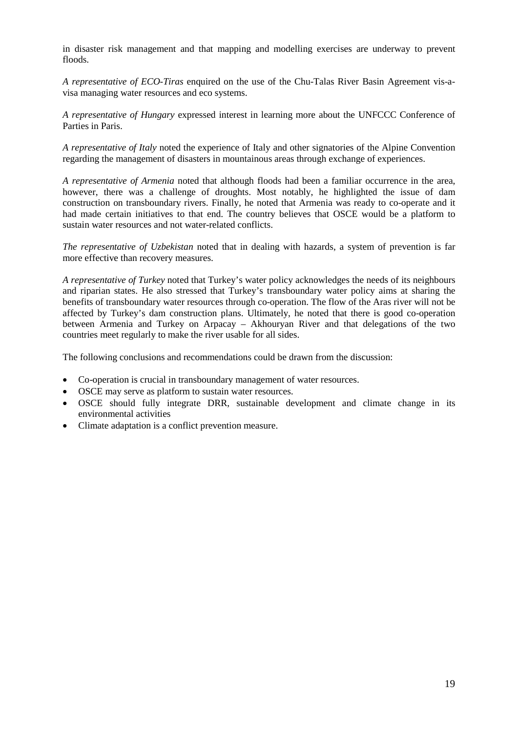in disaster risk management and that mapping and modelling exercises are underway to prevent floods.

*A representative of ECO-Tiras* enquired on the use of the Chu-Talas River Basin Agreement vis-a-visa managing water resources and eco systems.

*A representative of Hungary* expressed interest in learning more about the UNFCCC Conference of Parties in Paris.

*A representative of Italy* noted the experience of Italy and other signatories of the Alpine Convention regarding the management of disasters in mountainous areas through exchange of experiences.

*A representative of Armenia* noted that although floods had been a familiar occurrence in the area, however, there was a challenge of droughts. Most notably, he highlighted the issue of dam construction on transboundary rivers. Finally, he noted that Armenia was ready to co-operate and it had made certain initiatives to that end. The country believes that OSCE would be a platform to sustain water resources and not water-related conflicts.

*The representative of Uzbekistan* noted that in dealing with hazards, a system of prevention is far more effective than recovery measures.

*A representative of Turkey* noted that Turkey's water policy acknowledges the needs of its neighbours and riparian states. He also stressed that Turkey's transboundary water policy aims at sharing the benefits of transboundary water resources through co-operation. The flow of the Aras river will not be affected by Turkey's dam construction plans. Ultimately, he noted that there is good co-operation between Armenia and Turkey on Arpacay – Akhouryan River and that delegations of the two countries meet regularly to make the river usable for all sides.

The following conclusions and recommendations could be drawn from the discussion:

- Co-operation is crucial in transboundary management of water resources.
- OSCE may serve as platform to sustain water resources.
- OSCE should fully integrate DRR, sustainable development and climate change in its environmental activities
- Climate adaptation is a conflict prevention measure.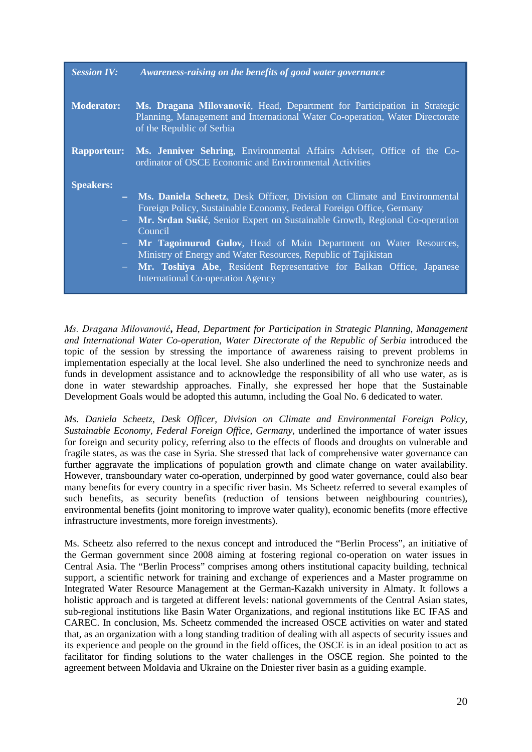| *Session IV:* | ***Awareness-raising on the benefits of good water governance*** |
|---|---|
| **Moderator:** | **Ms. Dragana Milovanović**, Head, Department for Participation in Strategic Planning, Management and International Water Co-operation, Water Directorate of the Republic of Serbia |
| **Rapporteur:** | **Ms. Jenniver Sehring**, Environmental Affairs Adviser, Office of the Co-ordinator of OSCE Economic and Environmental Activities |
| **Speakers:** | – **Ms. Daniela Scheetz**, Desk Officer, Division on Climate and Environmental Foreign Policy, Sustainable Economy, Federal Foreign Office, Germany<br>– **Mr. Srđan Sušić**, Senior Expert on Sustainable Growth, Regional Co-operation Council<br>– **Mr Tagoimurod Gulov**, Head of Main Department on Water Resources, Ministry of Energy and Water Resources, Republic of Tajikistan<br>– **Mr. Toshiya Abe**, Resident Representative for Balkan Office, Japanese International Co-operation Agency |

*Ms. Dragana Milovanović**,** Head, Department for Participation in Strategic Planning, Management and International Water Co-operation, Water Directorate of the Republic of Serbia* introduced the topic of the session by stressing the importance of awareness raising to prevent problems in implementation especially at the local level. She also underlined the need to synchronize needs and funds in development assistance and to acknowledge the responsibility of all who use water, as is done in water stewardship approaches. Finally, she expressed her hope that the Sustainable Development Goals would be adopted this autumn, including the Goal No. 6 dedicated to water.

*Ms. Daniela Scheetz, Desk Officer, Division on Climate and Environmental Foreign Policy, Sustainable Economy, Federal Foreign Office, Germany*, underlined the importance of water issues for foreign and security policy, referring also to the effects of floods and droughts on vulnerable and fragile states, as was the case in Syria. She stressed that lack of comprehensive water governance can further aggravate the implications of population growth and climate change on water availability. However, transboundary water co-operation, underpinned by good water governance, could also bear many benefits for every country in a specific river basin. Ms Scheetz referred to several examples of such benefits, as security benefits (reduction of tensions between neighbouring countries), environmental benefits (joint monitoring to improve water quality), economic benefits (more effective infrastructure investments, more foreign investments).

Ms. Scheetz also referred to the nexus concept and introduced the "Berlin Process", an initiative of the German government since 2008 aiming at fostering regional co-operation on water issues in Central Asia. The "Berlin Process" comprises among others institutional capacity building, technical support, a scientific network for training and exchange of experiences and a Master programme on Integrated Water Resource Management at the German-Kazakh university in Almaty. It follows a holistic approach and is targeted at different levels: national governments of the Central Asian states, sub-regional institutions like Basin Water Organizations, and regional institutions like EC IFAS and CAREC. In conclusion, Ms. Scheetz commended the increased OSCE activities on water and stated that, as an organization with a long standing tradition of dealing with all aspects of security issues and its experience and people on the ground in the field offices, the OSCE is in an ideal position to act as facilitator for finding solutions to the water challenges in the OSCE region. She pointed to the agreement between Moldavia and Ukraine on the Dniester river basin as a guiding example.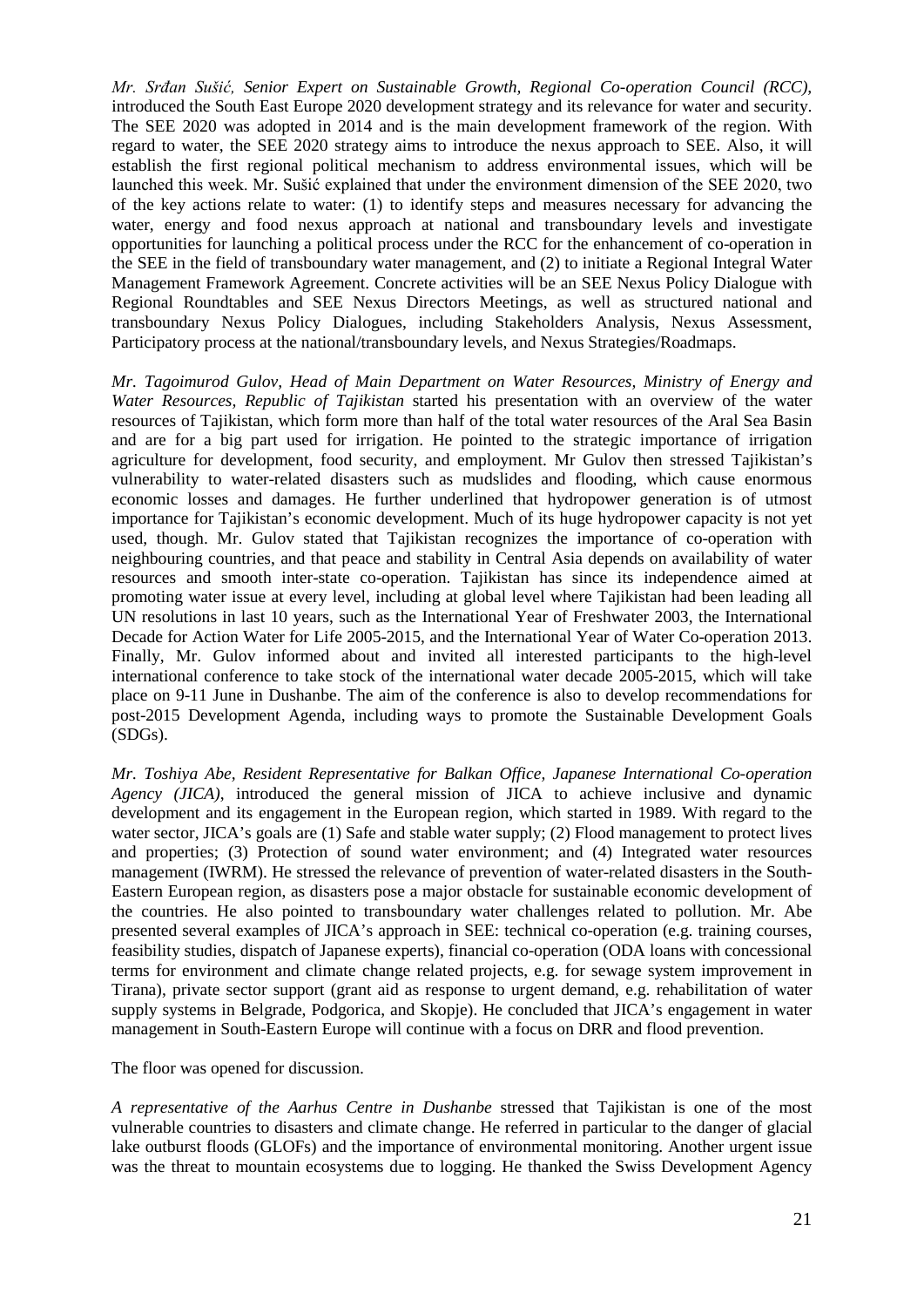*Mr. Srđan Sušić, Senior Expert on Sustainable Growth, Regional Co-operation Council (RCC)*, introduced the South East Europe 2020 development strategy and its relevance for water and security. The SEE 2020 was adopted in 2014 and is the main development framework of the region. With regard to water, the SEE 2020 strategy aims to introduce the nexus approach to SEE. Also, it will establish the first regional political mechanism to address environmental issues, which will be launched this week. Mr. Sušić explained that under the environment dimension of the SEE 2020, two of the key actions relate to water: (1) to identify steps and measures necessary for advancing the water, energy and food nexus approach at national and transboundary levels and investigate opportunities for launching a political process under the RCC for the enhancement of co-operation in the SEE in the field of transboundary water management, and (2) to initiate a Regional Integral Water Management Framework Agreement. Concrete activities will be an SEE Nexus Policy Dialogue with Regional Roundtables and SEE Nexus Directors Meetings, as well as structured national and transboundary Nexus Policy Dialogues, including Stakeholders Analysis, Nexus Assessment, Participatory process at the national/transboundary levels, and Nexus Strategies/Roadmaps.

*Mr. Tagoimurod Gulov, Head of Main Department on Water Resources, Ministry of Energy and Water Resources, Republic of Tajikistan* started his presentation with an overview of the water resources of Tajikistan, which form more than half of the total water resources of the Aral Sea Basin and are for a big part used for irrigation. He pointed to the strategic importance of irrigation agriculture for development, food security, and employment. Mr Gulov then stressed Tajikistan's vulnerability to water-related disasters such as mudslides and flooding, which cause enormous economic losses and damages. He further underlined that hydropower generation is of utmost importance for Tajikistan's economic development. Much of its huge hydropower capacity is not yet used, though. Mr. Gulov stated that Tajikistan recognizes the importance of co-operation with neighbouring countries, and that peace and stability in Central Asia depends on availability of water resources and smooth inter-state co-operation. Tajikistan has since its independence aimed at promoting water issue at every level, including at global level where Tajikistan had been leading all UN resolutions in last 10 years, such as the International Year of Freshwater 2003, the International Decade for Action Water for Life 2005-2015, and the International Year of Water Co-operation 2013. Finally, Mr. Gulov informed about and invited all interested participants to the high-level international conference to take stock of the international water decade 2005-2015, which will take place on 9-11 June in Dushanbe. The aim of the conference is also to develop recommendations for post-2015 Development Agenda, including ways to promote the Sustainable Development Goals (SDGs).

*Mr. Toshiya Abe, Resident Representative for Balkan Office, Japanese International Co-operation Agency (JICA)*, introduced the general mission of JICA to achieve inclusive and dynamic development and its engagement in the European region, which started in 1989. With regard to the water sector, JICA's goals are (1) Safe and stable water supply; (2) Flood management to protect lives and properties; (3) Protection of sound water environment; and (4) Integrated water resources management (IWRM). He stressed the relevance of prevention of water-related disasters in the South-Eastern European region, as disasters pose a major obstacle for sustainable economic development of the countries. He also pointed to transboundary water challenges related to pollution. Mr. Abe presented several examples of JICA's approach in SEE: technical co-operation (e.g. training courses, feasibility studies, dispatch of Japanese experts), financial co-operation (ODA loans with concessional terms for environment and climate change related projects, e.g. for sewage system improvement in Tirana), private sector support (grant aid as response to urgent demand, e.g. rehabilitation of water supply systems in Belgrade, Podgorica, and Skopje). He concluded that JICA's engagement in water management in South-Eastern Europe will continue with a focus on DRR and flood prevention.

The floor was opened for discussion.

*A representative of the Aarhus Centre in Dushanbe* stressed that Tajikistan is one of the most vulnerable countries to disasters and climate change. He referred in particular to the danger of glacial lake outburst floods (GLOFs) and the importance of environmental monitoring. Another urgent issue was the threat to mountain ecosystems due to logging. He thanked the Swiss Development Agency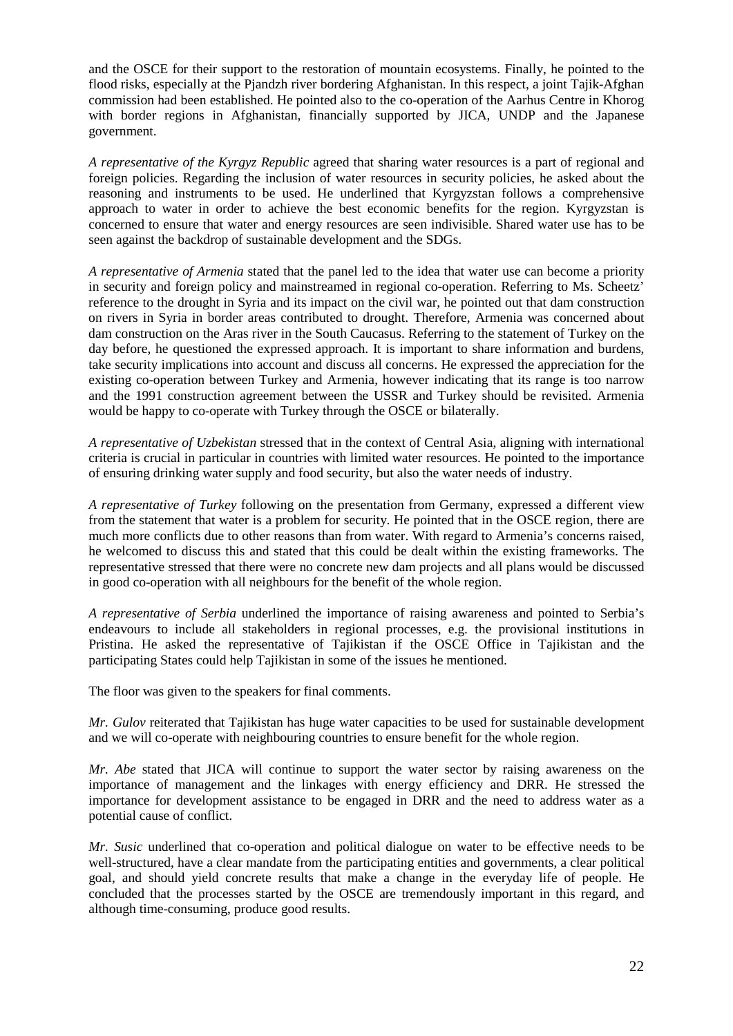and the OSCE for their support to the restoration of mountain ecosystems. Finally, he pointed to the flood risks, especially at the Pjandzh river bordering Afghanistan. In this respect, a joint Tajik-Afghan commission had been established. He pointed also to the co-operation of the Aarhus Centre in Khorog with border regions in Afghanistan, financially supported by JICA, UNDP and the Japanese government.

*A representative of the Kyrgyz Republic* agreed that sharing water resources is a part of regional and foreign policies. Regarding the inclusion of water resources in security policies, he asked about the reasoning and instruments to be used. He underlined that Kyrgyzstan follows a comprehensive approach to water in order to achieve the best economic benefits for the region. Kyrgyzstan is concerned to ensure that water and energy resources are seen indivisible. Shared water use has to be seen against the backdrop of sustainable development and the SDGs.

*A representative of Armenia* stated that the panel led to the idea that water use can become a priority in security and foreign policy and mainstreamed in regional co-operation. Referring to Ms. Scheetz' reference to the drought in Syria and its impact on the civil war, he pointed out that dam construction on rivers in Syria in border areas contributed to drought. Therefore, Armenia was concerned about dam construction on the Aras river in the South Caucasus. Referring to the statement of Turkey on the day before, he questioned the expressed approach. It is important to share information and burdens, take security implications into account and discuss all concerns. He expressed the appreciation for the existing co-operation between Turkey and Armenia, however indicating that its range is too narrow and the 1991 construction agreement between the USSR and Turkey should be revisited. Armenia would be happy to co-operate with Turkey through the OSCE or bilaterally.

*A representative of Uzbekistan* stressed that in the context of Central Asia, aligning with international criteria is crucial in particular in countries with limited water resources. He pointed to the importance of ensuring drinking water supply and food security, but also the water needs of industry.

*A representative of Turkey* following on the presentation from Germany, expressed a different view from the statement that water is a problem for security. He pointed that in the OSCE region, there are much more conflicts due to other reasons than from water. With regard to Armenia's concerns raised, he welcomed to discuss this and stated that this could be dealt within the existing frameworks. The representative stressed that there were no concrete new dam projects and all plans would be discussed in good co-operation with all neighbours for the benefit of the whole region.

*A representative of Serbia* underlined the importance of raising awareness and pointed to Serbia's endeavours to include all stakeholders in regional processes, e.g. the provisional institutions in Pristina. He asked the representative of Tajikistan if the OSCE Office in Tajikistan and the participating States could help Tajikistan in some of the issues he mentioned.

The floor was given to the speakers for final comments.

*Mr. Gulov* reiterated that Tajikistan has huge water capacities to be used for sustainable development and we will co-operate with neighbouring countries to ensure benefit for the whole region.

*Mr. Abe* stated that JICA will continue to support the water sector by raising awareness on the importance of management and the linkages with energy efficiency and DRR. He stressed the importance for development assistance to be engaged in DRR and the need to address water as a potential cause of conflict.

*Mr. Susic* underlined that co-operation and political dialogue on water to be effective needs to be well-structured, have a clear mandate from the participating entities and governments, a clear political goal, and should yield concrete results that make a change in the everyday life of people. He concluded that the processes started by the OSCE are tremendously important in this regard, and although time-consuming, produce good results.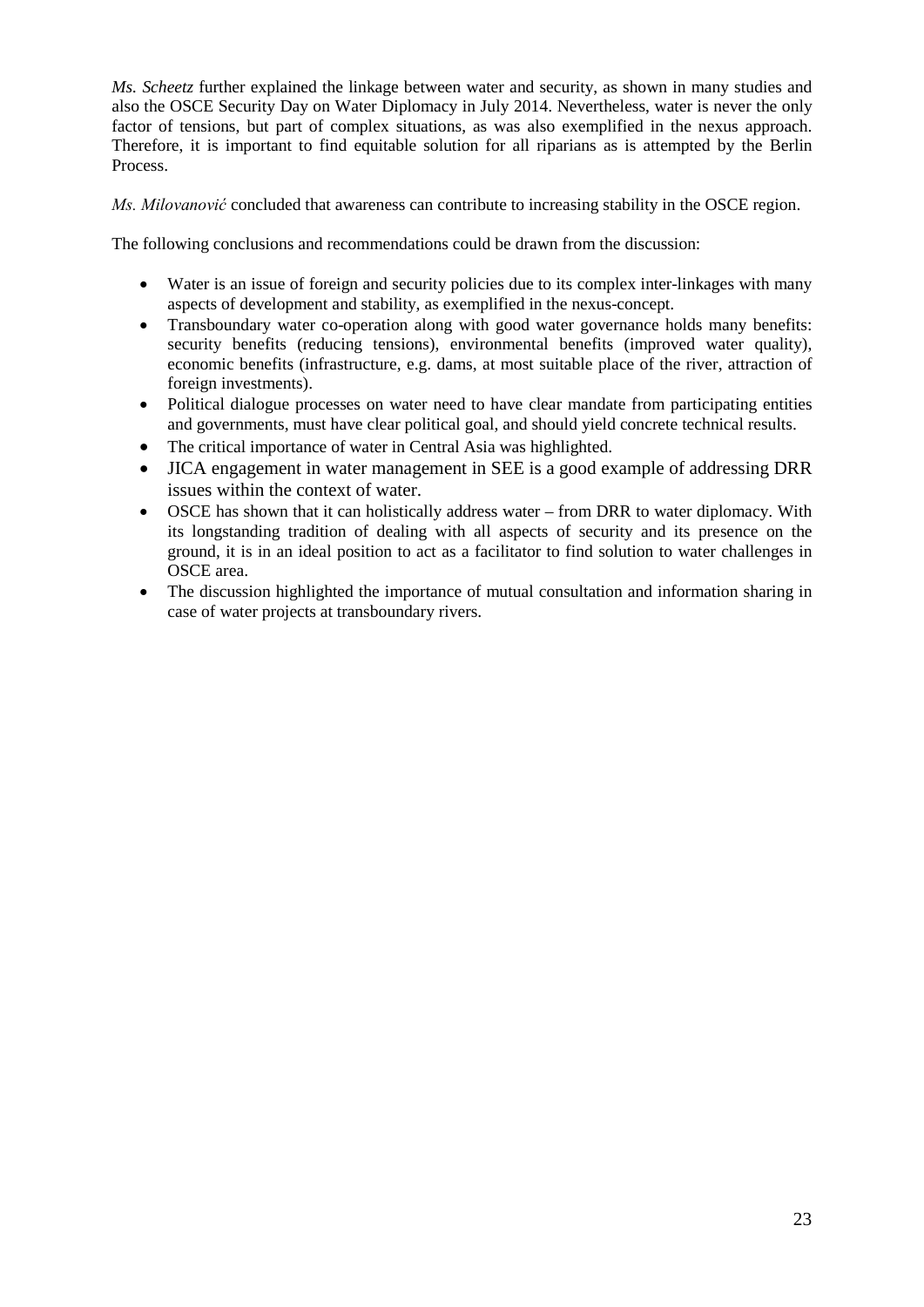*Ms. Scheetz* further explained the linkage between water and security, as shown in many studies and also the OSCE Security Day on Water Diplomacy in July 2014. Nevertheless, water is never the only factor of tensions, but part of complex situations, as was also exemplified in the nexus approach. Therefore, it is important to find equitable solution for all riparians as is attempted by the Berlin Process.

*Ms. Milovanović* concluded that awareness can contribute to increasing stability in the OSCE region.

The following conclusions and recommendations could be drawn from the discussion:

- Water is an issue of foreign and security policies due to its complex inter-linkages with many aspects of development and stability, as exemplified in the nexus-concept.
- Transboundary water co-operation along with good water governance holds many benefits: security benefits (reducing tensions), environmental benefits (improved water quality), economic benefits (infrastructure, e.g. dams, at most suitable place of the river, attraction of foreign investments).
- Political dialogue processes on water need to have clear mandate from participating entities and governments, must have clear political goal, and should yield concrete technical results.
- The critical importance of water in Central Asia was highlighted.
- JICA engagement in water management in SEE is a good example of addressing DRR issues within the context of water.
- OSCE has shown that it can holistically address water – from DRR to water diplomacy. With its longstanding tradition of dealing with all aspects of security and its presence on the ground, it is in an ideal position to act as a facilitator to find solution to water challenges in OSCE area.
- The discussion highlighted the importance of mutual consultation and information sharing in case of water projects at transboundary rivers.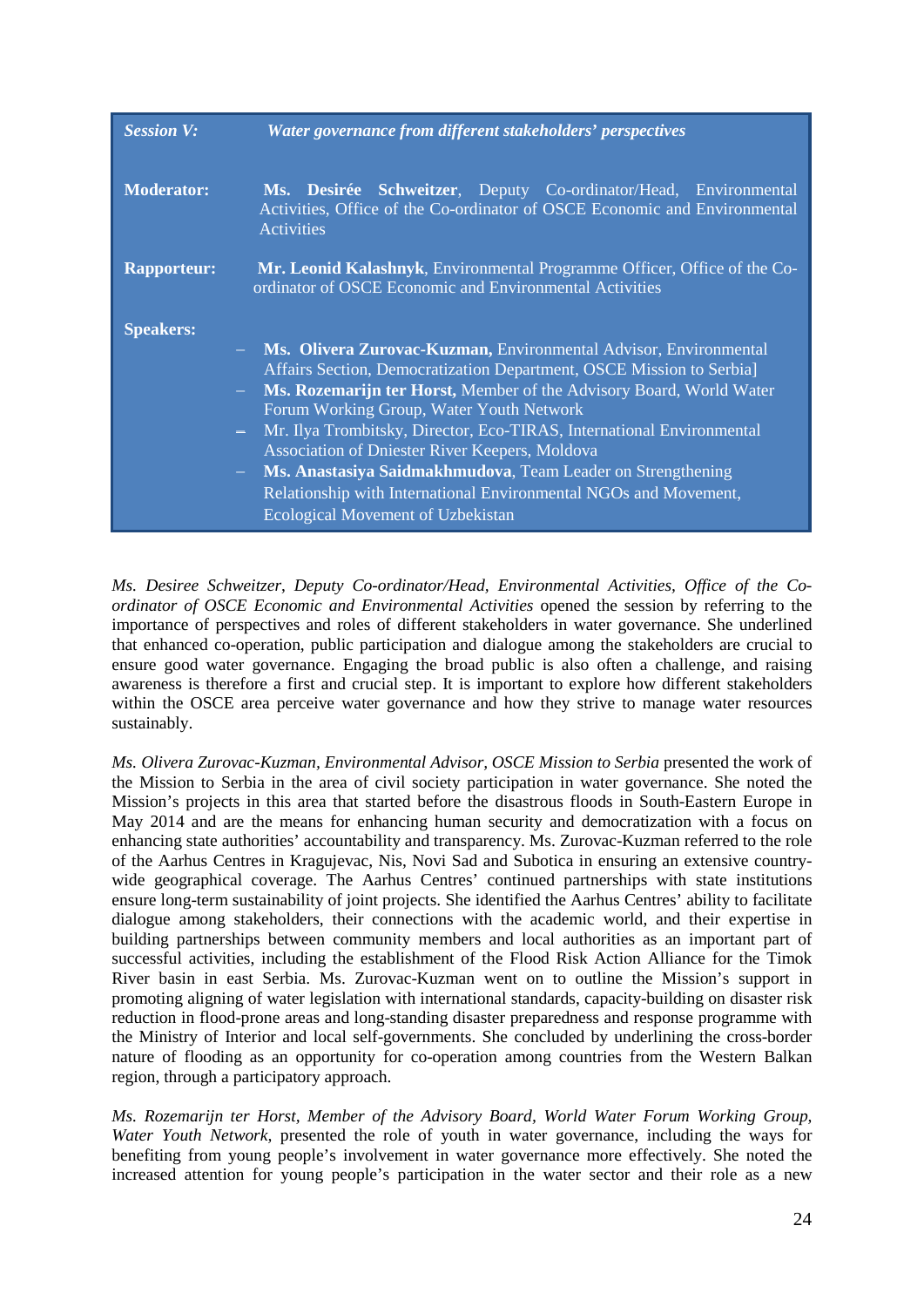| *Session V:* | *Water governance from different stakeholders' perspectives* |
|---|---|
| **Moderator:** | **Ms. Desirée Schweitzer**, Deputy Co-ordinator/Head, Environmental Activities, Office of the Co-ordinator of OSCE Economic and Environmental Activities |
| **Rapporteur:** | **Mr. Leonid Kalashnyk**, Environmental Programme Officer, Office of the Co-ordinator of OSCE Economic and Environmental Activities |
| **Speakers:** | – **Ms. Olivera Zurovac-Kuzman,** Environmental Advisor, Environmental Affairs Section, Democratization Department, OSCE Mission to Serbia] <br> – **Ms. Rozemarijn ter Horst,** Member of the Advisory Board, World Water Forum Working Group, Water Youth Network <br> – Mr. Ilya Trombitsky, Director, Eco-TIRAS, International Environmental Association of Dniester River Keepers, Moldova <br> – **Ms. Anastasiya Saidmakhmudova**, Team Leader on Strengthening Relationship with International Environmental NGOs and Movement, Ecological Movement of Uzbekistan |

*Ms. Desiree Schweitzer, Deputy Co-ordinator/Head, Environmental Activities, Office of the Co-ordinator of OSCE Economic and Environmental Activities* opened the session by referring to the importance of perspectives and roles of different stakeholders in water governance. She underlined that enhanced co-operation, public participation and dialogue among the stakeholders are crucial to ensure good water governance. Engaging the broad public is also often a challenge, and raising awareness is therefore a first and crucial step. It is important to explore how different stakeholders within the OSCE area perceive water governance and how they strive to manage water resources sustainably.

*Ms. Olivera Zurovac-Kuzman, Environmental Advisor, OSCE Mission to Serbia* presented the work of the Mission to Serbia in the area of civil society participation in water governance. She noted the Mission's projects in this area that started before the disastrous floods in South-Eastern Europe in May 2014 and are the means for enhancing human security and democratization with a focus on enhancing state authorities' accountability and transparency. Ms. Zurovac-Kuzman referred to the role of the Aarhus Centres in Kragujevac, Nis, Novi Sad and Subotica in ensuring an extensive country-wide geographical coverage. The Aarhus Centres' continued partnerships with state institutions ensure long-term sustainability of joint projects. She identified the Aarhus Centres' ability to facilitate dialogue among stakeholders, their connections with the academic world, and their expertise in building partnerships between community members and local authorities as an important part of successful activities, including the establishment of the Flood Risk Action Alliance for the Timok River basin in east Serbia. Ms. Zurovac-Kuzman went on to outline the Mission's support in promoting aligning of water legislation with international standards, capacity-building on disaster risk reduction in flood-prone areas and long-standing disaster preparedness and response programme with the Ministry of Interior and local self-governments. She concluded by underlining the cross-border nature of flooding as an opportunity for co-operation among countries from the Western Balkan region, through a participatory approach.

*Ms. Rozemarijn ter Horst, Member of the Advisory Board, World Water Forum Working Group, Water Youth Network,* presented the role of youth in water governance, including the ways for benefiting from young people's involvement in water governance more effectively. She noted the increased attention for young people's participation in the water sector and their role as a new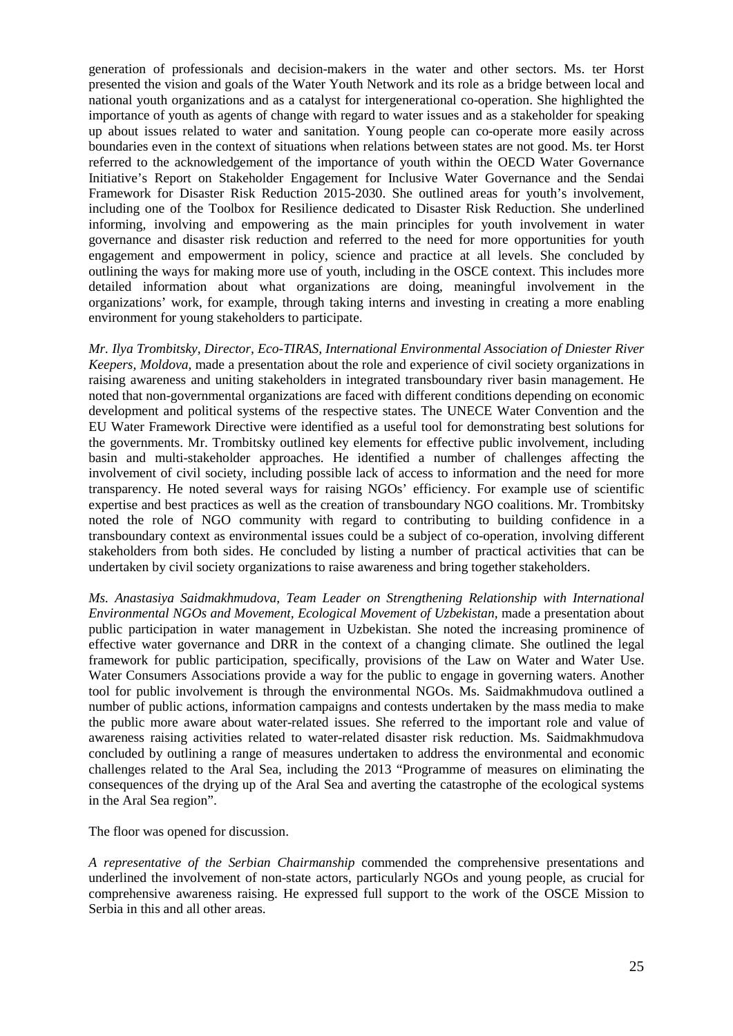generation of professionals and decision-makers in the water and other sectors. Ms. ter Horst presented the vision and goals of the Water Youth Network and its role as a bridge between local and national youth organizations and as a catalyst for intergenerational co-operation. She highlighted the importance of youth as agents of change with regard to water issues and as a stakeholder for speaking up about issues related to water and sanitation. Young people can co-operate more easily across boundaries even in the context of situations when relations between states are not good. Ms. ter Horst referred to the acknowledgement of the importance of youth within the OECD Water Governance Initiative's Report on Stakeholder Engagement for Inclusive Water Governance and the Sendai Framework for Disaster Risk Reduction 2015-2030. She outlined areas for youth's involvement, including one of the Toolbox for Resilience dedicated to Disaster Risk Reduction. She underlined informing, involving and empowering as the main principles for youth involvement in water governance and disaster risk reduction and referred to the need for more opportunities for youth engagement and empowerment in policy, science and practice at all levels. She concluded by outlining the ways for making more use of youth, including in the OSCE context. This includes more detailed information about what organizations are doing, meaningful involvement in the organizations' work, for example, through taking interns and investing in creating a more enabling environment for young stakeholders to participate.

*Mr. Ilya Trombitsky, Director, Eco-TIRAS, International Environmental Association of Dniester River Keepers, Moldova,* made a presentation about the role and experience of civil society organizations in raising awareness and uniting stakeholders in integrated transboundary river basin management. He noted that non-governmental organizations are faced with different conditions depending on economic development and political systems of the respective states. The UNECE Water Convention and the EU Water Framework Directive were identified as a useful tool for demonstrating best solutions for the governments. Mr. Trombitsky outlined key elements for effective public involvement, including basin and multi-stakeholder approaches. He identified a number of challenges affecting the involvement of civil society, including possible lack of access to information and the need for more transparency. He noted several ways for raising NGOs' efficiency. For example use of scientific expertise and best practices as well as the creation of transboundary NGO coalitions. Mr. Trombitsky noted the role of NGO community with regard to contributing to building confidence in a transboundary context as environmental issues could be a subject of co-operation, involving different stakeholders from both sides. He concluded by listing a number of practical activities that can be undertaken by civil society organizations to raise awareness and bring together stakeholders.

*Ms. Anastasiya Saidmakhmudova, Team Leader on Strengthening Relationship with International Environmental NGOs and Movement, Ecological Movement of Uzbekistan,* made a presentation about public participation in water management in Uzbekistan. She noted the increasing prominence of effective water governance and DRR in the context of a changing climate. She outlined the legal framework for public participation, specifically, provisions of the Law on Water and Water Use. Water Consumers Associations provide a way for the public to engage in governing waters. Another tool for public involvement is through the environmental NGOs. Ms. Saidmakhmudova outlined a number of public actions, information campaigns and contests undertaken by the mass media to make the public more aware about water-related issues. She referred to the important role and value of awareness raising activities related to water-related disaster risk reduction. Ms. Saidmakhmudova concluded by outlining a range of measures undertaken to address the environmental and economic challenges related to the Aral Sea, including the 2013 "Programme of measures on eliminating the consequences of the drying up of the Aral Sea and averting the catastrophe of the ecological systems in the Aral Sea region".

The floor was opened for discussion.

*A representative of the Serbian Chairmanship* commended the comprehensive presentations and underlined the involvement of non-state actors, particularly NGOs and young people, as crucial for comprehensive awareness raising. He expressed full support to the work of the OSCE Mission to Serbia in this and all other areas.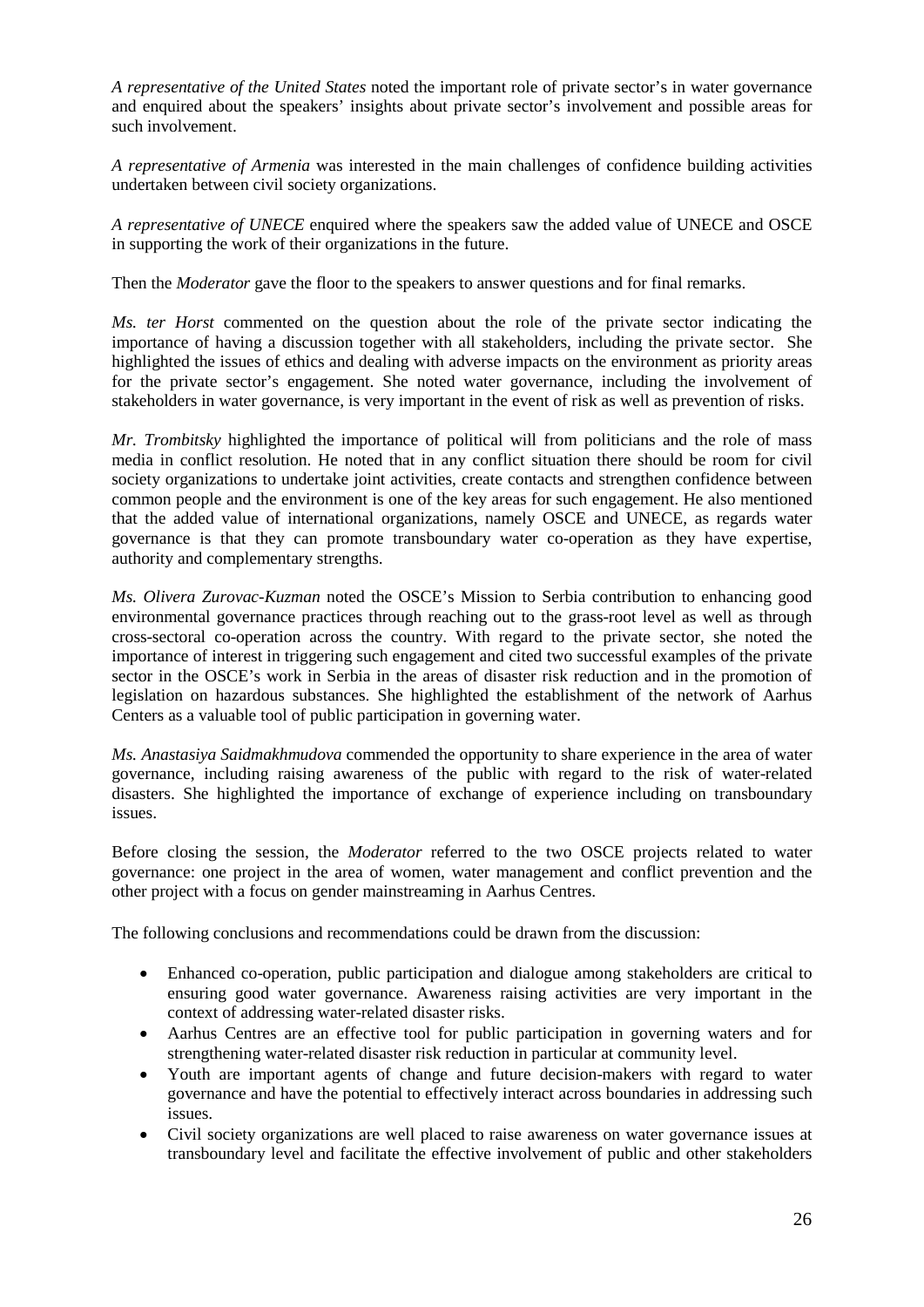*A representative of the United States* noted the important role of private sector's in water governance and enquired about the speakers' insights about private sector's involvement and possible areas for such involvement.

*A representative of Armenia* was interested in the main challenges of confidence building activities undertaken between civil society organizations.

*A representative of UNECE* enquired where the speakers saw the added value of UNECE and OSCE in supporting the work of their organizations in the future.

Then the *Moderator* gave the floor to the speakers to answer questions and for final remarks.

*Ms. ter Horst* commented on the question about the role of the private sector indicating the importance of having a discussion together with all stakeholders, including the private sector. She highlighted the issues of ethics and dealing with adverse impacts on the environment as priority areas for the private sector's engagement. She noted water governance, including the involvement of stakeholders in water governance, is very important in the event of risk as well as prevention of risks.

*Mr. Trombitsky* highlighted the importance of political will from politicians and the role of mass media in conflict resolution. He noted that in any conflict situation there should be room for civil society organizations to undertake joint activities, create contacts and strengthen confidence between common people and the environment is one of the key areas for such engagement. He also mentioned that the added value of international organizations, namely OSCE and UNECE, as regards water governance is that they can promote transboundary water co-operation as they have expertise, authority and complementary strengths.

*Ms. Olivera Zurovac-Kuzman* noted the OSCE's Mission to Serbia contribution to enhancing good environmental governance practices through reaching out to the grass-root level as well as through cross-sectoral co-operation across the country. With regard to the private sector, she noted the importance of interest in triggering such engagement and cited two successful examples of the private sector in the OSCE's work in Serbia in the areas of disaster risk reduction and in the promotion of legislation on hazardous substances. She highlighted the establishment of the network of Aarhus Centers as a valuable tool of public participation in governing water.

*Ms. Anastasiya Saidmakhmudova* commended the opportunity to share experience in the area of water governance, including raising awareness of the public with regard to the risk of water-related disasters. She highlighted the importance of exchange of experience including on transboundary issues.

Before closing the session, the *Moderator* referred to the two OSCE projects related to water governance: one project in the area of women, water management and conflict prevention and the other project with a focus on gender mainstreaming in Aarhus Centres.

The following conclusions and recommendations could be drawn from the discussion:

- Enhanced co-operation, public participation and dialogue among stakeholders are critical to ensuring good water governance. Awareness raising activities are very important in the context of addressing water-related disaster risks.
- Aarhus Centres are an effective tool for public participation in governing waters and for strengthening water-related disaster risk reduction in particular at community level.
- Youth are important agents of change and future decision-makers with regard to water governance and have the potential to effectively interact across boundaries in addressing such issues.
- Civil society organizations are well placed to raise awareness on water governance issues at transboundary level and facilitate the effective involvement of public and other stakeholders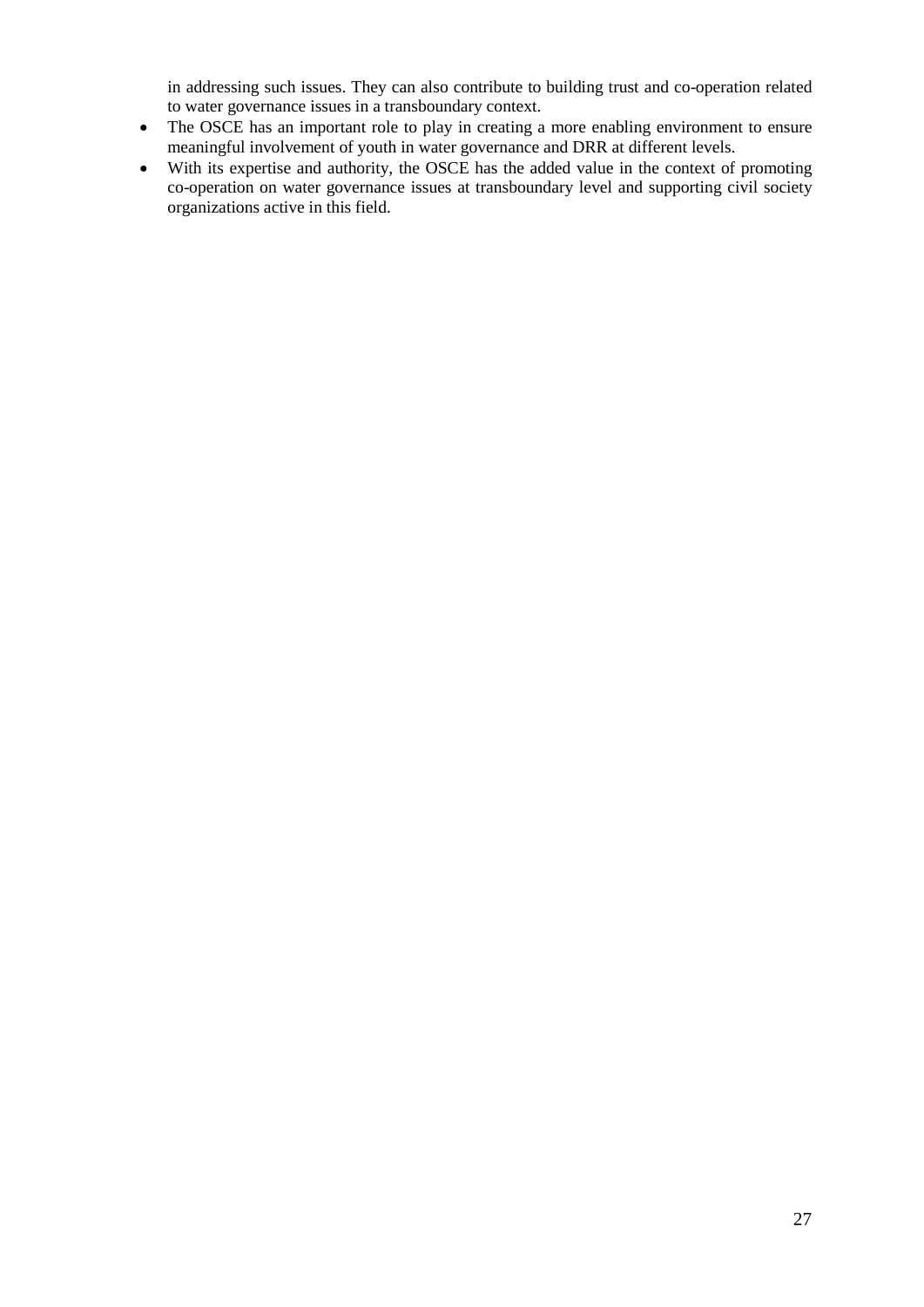in addressing such issues. They can also contribute to building trust and co-operation related to water governance issues in a transboundary context.

- The OSCE has an important role to play in creating a more enabling environment to ensure meaningful involvement of youth in water governance and DRR at different levels.
- With its expertise and authority, the OSCE has the added value in the context of promoting co-operation on water governance issues at transboundary level and supporting civil society organizations active in this field.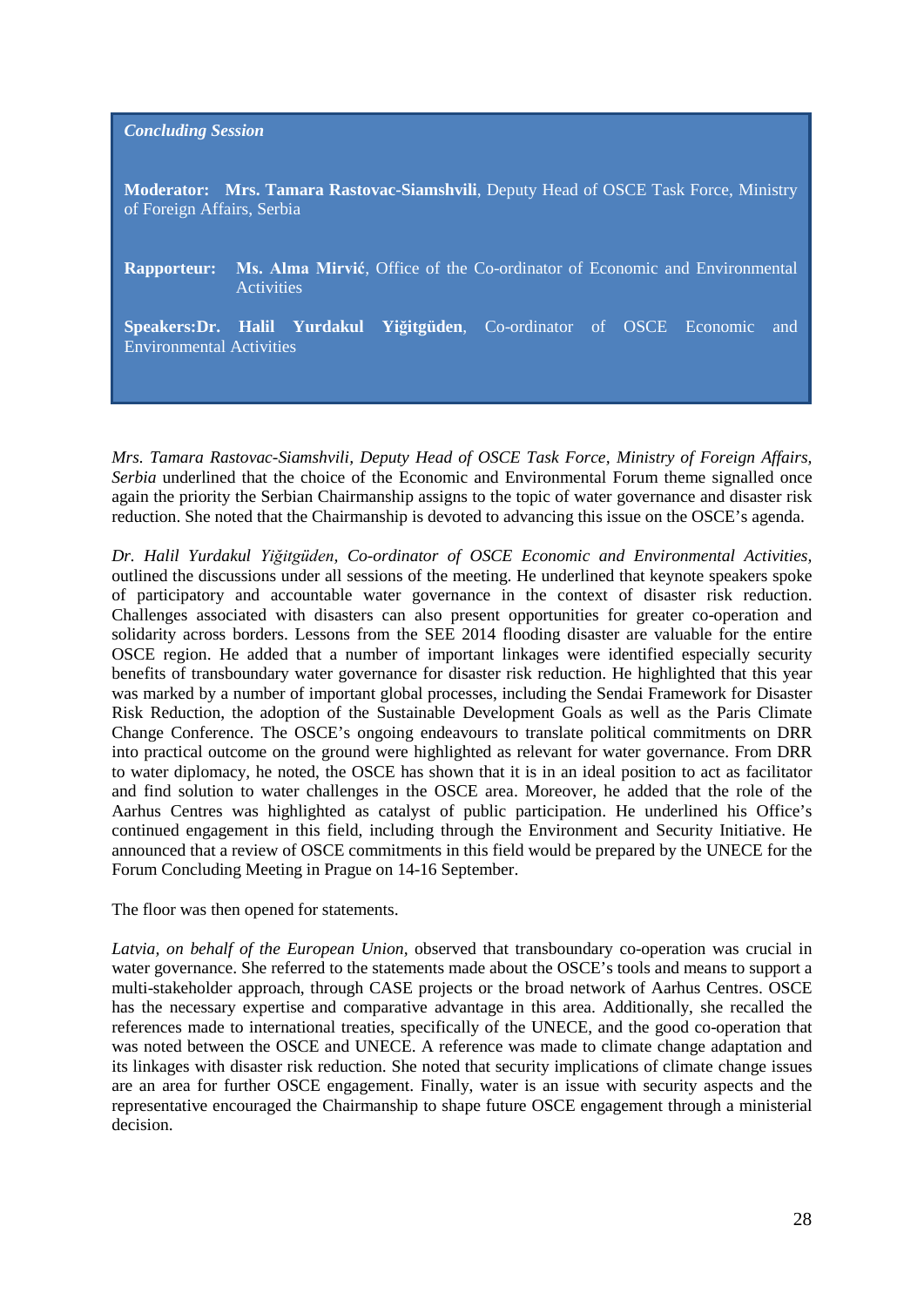*Concluding Session*

**Moderator:** **Mrs. Tamara Rastovac-Siamshvili**, Deputy Head of OSCE Task Force, Ministry of Foreign Affairs, Serbia

**Rapporteur:** **Ms. Alma Mirvić**, Office of the Co-ordinator of Economic and Environmental Activities

**Speakers:** **Dr. Halil Yurdakul Yiğitgüden**, Co-ordinator of OSCE Economic and Environmental Activities

*Mrs. Tamara Rastovac-Siamshvili, Deputy Head of OSCE Task Force, Ministry of Foreign Affairs, Serbia* underlined that the choice of the Economic and Environmental Forum theme signalled once again the priority the Serbian Chairmanship assigns to the topic of water governance and disaster risk reduction. She noted that the Chairmanship is devoted to advancing this issue on the OSCE's agenda.

*Dr. Halil Yurdakul Yiğitgüden, Co-ordinator of OSCE Economic and Environmental Activities,* outlined the discussions under all sessions of the meeting. He underlined that keynote speakers spoke of participatory and accountable water governance in the context of disaster risk reduction. Challenges associated with disasters can also present opportunities for greater co-operation and solidarity across borders. Lessons from the SEE 2014 flooding disaster are valuable for the entire OSCE region. He added that a number of important linkages were identified especially security benefits of transboundary water governance for disaster risk reduction. He highlighted that this year was marked by a number of important global processes, including the Sendai Framework for Disaster Risk Reduction, the adoption of the Sustainable Development Goals as well as the Paris Climate Change Conference. The OSCE's ongoing endeavours to translate political commitments on DRR into practical outcome on the ground were highlighted as relevant for water governance. From DRR to water diplomacy, he noted, the OSCE has shown that it is in an ideal position to act as facilitator and find solution to water challenges in the OSCE area. Moreover, he added that the role of the Aarhus Centres was highlighted as catalyst of public participation. He underlined his Office's continued engagement in this field, including through the Environment and Security Initiative. He announced that a review of OSCE commitments in this field would be prepared by the UNECE for the Forum Concluding Meeting in Prague on 14-16 September.

The floor was then opened for statements.

*Latvia, on behalf of the European Union,* observed that transboundary co-operation was crucial in water governance. She referred to the statements made about the OSCE's tools and means to support a multi-stakeholder approach, through CASE projects or the broad network of Aarhus Centres. OSCE has the necessary expertise and comparative advantage in this area. Additionally, she recalled the references made to international treaties, specifically of the UNECE, and the good co-operation that was noted between the OSCE and UNECE. A reference was made to climate change adaptation and its linkages with disaster risk reduction. She noted that security implications of climate change issues are an area for further OSCE engagement. Finally, water is an issue with security aspects and the representative encouraged the Chairmanship to shape future OSCE engagement through a ministerial decision.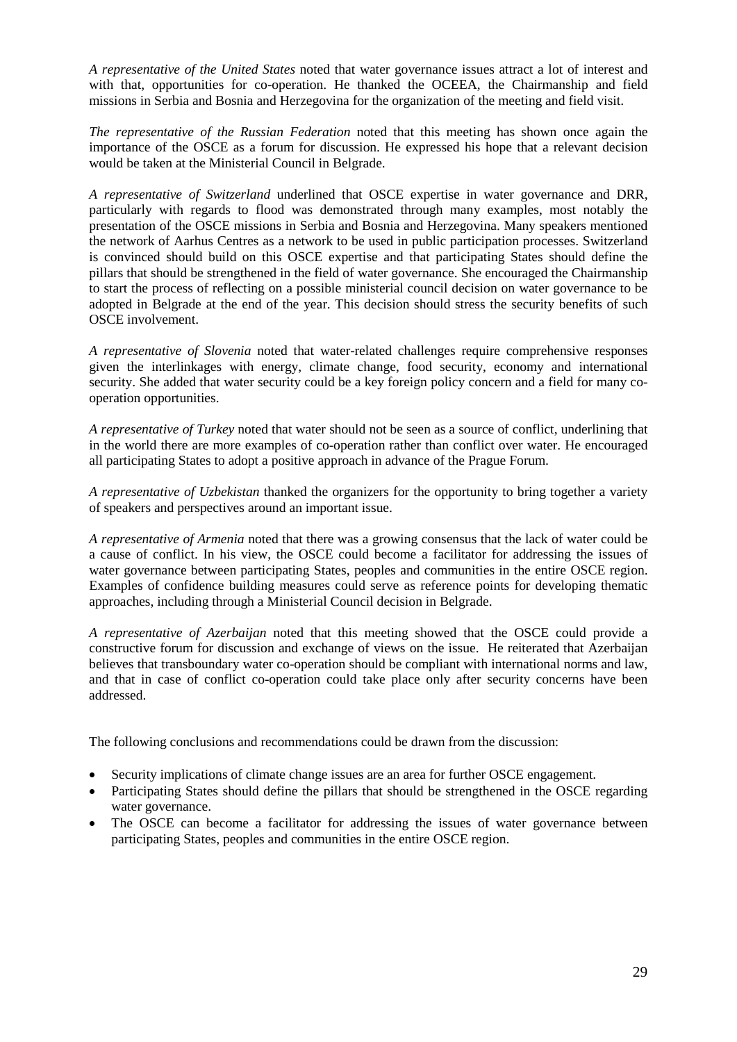*A representative of the United States* noted that water governance issues attract a lot of interest and with that, opportunities for co-operation. He thanked the OCEEA, the Chairmanship and field missions in Serbia and Bosnia and Herzegovina for the organization of the meeting and field visit.

*The representative of the Russian Federation* noted that this meeting has shown once again the importance of the OSCE as a forum for discussion. He expressed his hope that a relevant decision would be taken at the Ministerial Council in Belgrade.

*A representative of Switzerland* underlined that OSCE expertise in water governance and DRR, particularly with regards to flood was demonstrated through many examples, most notably the presentation of the OSCE missions in Serbia and Bosnia and Herzegovina. Many speakers mentioned the network of Aarhus Centres as a network to be used in public participation processes. Switzerland is convinced should build on this OSCE expertise and that participating States should define the pillars that should be strengthened in the field of water governance. She encouraged the Chairmanship to start the process of reflecting on a possible ministerial council decision on water governance to be adopted in Belgrade at the end of the year. This decision should stress the security benefits of such OSCE involvement.

*A representative of Slovenia* noted that water-related challenges require comprehensive responses given the interlinkages with energy, climate change, food security, economy and international security. She added that water security could be a key foreign policy concern and a field for many co-operation opportunities.

*A representative of Turkey* noted that water should not be seen as a source of conflict, underlining that in the world there are more examples of co-operation rather than conflict over water. He encouraged all participating States to adopt a positive approach in advance of the Prague Forum.

*A representative of Uzbekistan* thanked the organizers for the opportunity to bring together a variety of speakers and perspectives around an important issue.

*A representative of Armenia* noted that there was a growing consensus that the lack of water could be a cause of conflict. In his view, the OSCE could become a facilitator for addressing the issues of water governance between participating States, peoples and communities in the entire OSCE region. Examples of confidence building measures could serve as reference points for developing thematic approaches, including through a Ministerial Council decision in Belgrade.

*A representative of Azerbaijan* noted that this meeting showed that the OSCE could provide a constructive forum for discussion and exchange of views on the issue. He reiterated that Azerbaijan believes that transboundary water co-operation should be compliant with international norms and law, and that in case of conflict co-operation could take place only after security concerns have been addressed.

The following conclusions and recommendations could be drawn from the discussion:

- Security implications of climate change issues are an area for further OSCE engagement.
- Participating States should define the pillars that should be strengthened in the OSCE regarding water governance.
- The OSCE can become a facilitator for addressing the issues of water governance between participating States, peoples and communities in the entire OSCE region.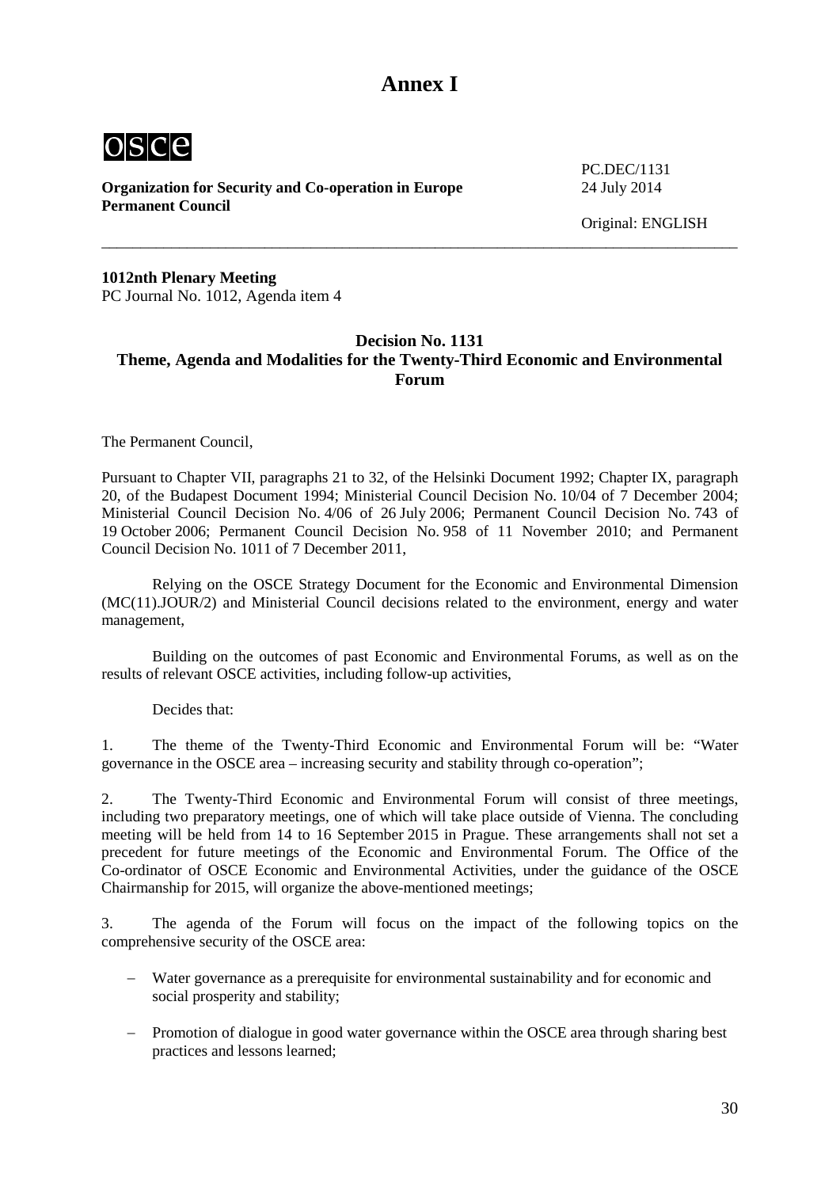# Annex I

osce

**Organization for Security and Co-operation in Europe**
**Permanent Council**

PC.DEC/1131
24 July 2014

Original: ENGLISH

**1012nth Plenary Meeting**
PC Journal No. 1012, Agenda item 4

## Decision No. 1131
## Theme, Agenda and Modalities for the Twenty-Third Economic and Environmental Forum

The Permanent Council,

Pursuant to Chapter VII, paragraphs 21 to 32, of the Helsinki Document 1992; Chapter IX, paragraph 20, of the Budapest Document 1994; Ministerial Council Decision No. 10/04 of 7 December 2004; Ministerial Council Decision No. 4/06 of 26 July 2006; Permanent Council Decision No. 743 of 19 October 2006; Permanent Council Decision No. 958 of 11 November 2010; and Permanent Council Decision No. 1011 of 7 December 2011,

Relying on the OSCE Strategy Document for the Economic and Environmental Dimension (MC(11).JOUR/2) and Ministerial Council decisions related to the environment, energy and water management,

Building on the outcomes of past Economic and Environmental Forums, as well as on the results of relevant OSCE activities, including follow-up activities,

Decides that:

1. The theme of the Twenty-Third Economic and Environmental Forum will be: "Water governance in the OSCE area – increasing security and stability through co-operation";

2. The Twenty-Third Economic and Environmental Forum will consist of three meetings, including two preparatory meetings, one of which will take place outside of Vienna. The concluding meeting will be held from 14 to 16 September 2015 in Prague. These arrangements shall not set a precedent for future meetings of the Economic and Environmental Forum. The Office of the Co-ordinator of OSCE Economic and Environmental Activities, under the guidance of the OSCE Chairmanship for 2015, will organize the above-mentioned meetings;

3. The agenda of the Forum will focus on the impact of the following topics on the comprehensive security of the OSCE area:

- Water governance as a prerequisite for environmental sustainability and for economic and social prosperity and stability;
- Promotion of dialogue in good water governance within the OSCE area through sharing best practices and lessons learned;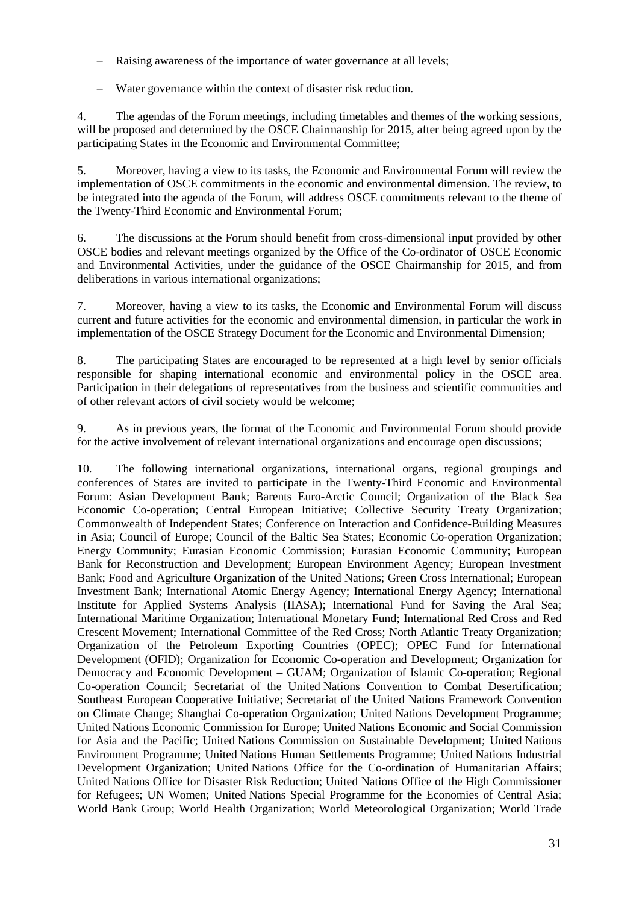- Raising awareness of the importance of water governance at all levels;
- Water governance within the context of disaster risk reduction.

4. The agendas of the Forum meetings, including timetables and themes of the working sessions, will be proposed and determined by the OSCE Chairmanship for 2015, after being agreed upon by the participating States in the Economic and Environmental Committee;

5. Moreover, having a view to its tasks, the Economic and Environmental Forum will review the implementation of OSCE commitments in the economic and environmental dimension. The review, to be integrated into the agenda of the Forum, will address OSCE commitments relevant to the theme of the Twenty-Third Economic and Environmental Forum;

6. The discussions at the Forum should benefit from cross-dimensional input provided by other OSCE bodies and relevant meetings organized by the Office of the Co-ordinator of OSCE Economic and Environmental Activities, under the guidance of the OSCE Chairmanship for 2015, and from deliberations in various international organizations;

7. Moreover, having a view to its tasks, the Economic and Environmental Forum will discuss current and future activities for the economic and environmental dimension, in particular the work in implementation of the OSCE Strategy Document for the Economic and Environmental Dimension;

8. The participating States are encouraged to be represented at a high level by senior officials responsible for shaping international economic and environmental policy in the OSCE area. Participation in their delegations of representatives from the business and scientific communities and of other relevant actors of civil society would be welcome;

9. As in previous years, the format of the Economic and Environmental Forum should provide for the active involvement of relevant international organizations and encourage open discussions;

10. The following international organizations, international organs, regional groupings and conferences of States are invited to participate in the Twenty-Third Economic and Environmental Forum: Asian Development Bank; Barents Euro-Arctic Council; Organization of the Black Sea Economic Co-operation; Central European Initiative; Collective Security Treaty Organization; Commonwealth of Independent States; Conference on Interaction and Confidence-Building Measures in Asia; Council of Europe; Council of the Baltic Sea States; Economic Co-operation Organization; Energy Community; Eurasian Economic Commission; Eurasian Economic Community; European Bank for Reconstruction and Development; European Environment Agency; European Investment Bank; Food and Agriculture Organization of the United Nations; Green Cross International; European Investment Bank; International Atomic Energy Agency; International Energy Agency; International Institute for Applied Systems Analysis (IIASA); International Fund for Saving the Aral Sea; International Maritime Organization; International Monetary Fund; International Red Cross and Red Crescent Movement; International Committee of the Red Cross; North Atlantic Treaty Organization; Organization of the Petroleum Exporting Countries (OPEC); OPEC Fund for International Development (OFID); Organization for Economic Co-operation and Development; Organization for Democracy and Economic Development – GUAM; Organization of Islamic Co-operation; Regional Co-operation Council; Secretariat of the United Nations Convention to Combat Desertification; Southeast European Cooperative Initiative; Secretariat of the United Nations Framework Convention on Climate Change; Shanghai Co-operation Organization; United Nations Development Programme; United Nations Economic Commission for Europe; United Nations Economic and Social Commission for Asia and the Pacific; United Nations Commission on Sustainable Development; United Nations Environment Programme; United Nations Human Settlements Programme; United Nations Industrial Development Organization; United Nations Office for the Co-ordination of Humanitarian Affairs; United Nations Office for Disaster Risk Reduction; United Nations Office of the High Commissioner for Refugees; UN Women; United Nations Special Programme for the Economies of Central Asia; World Bank Group; World Health Organization; World Meteorological Organization; World Trade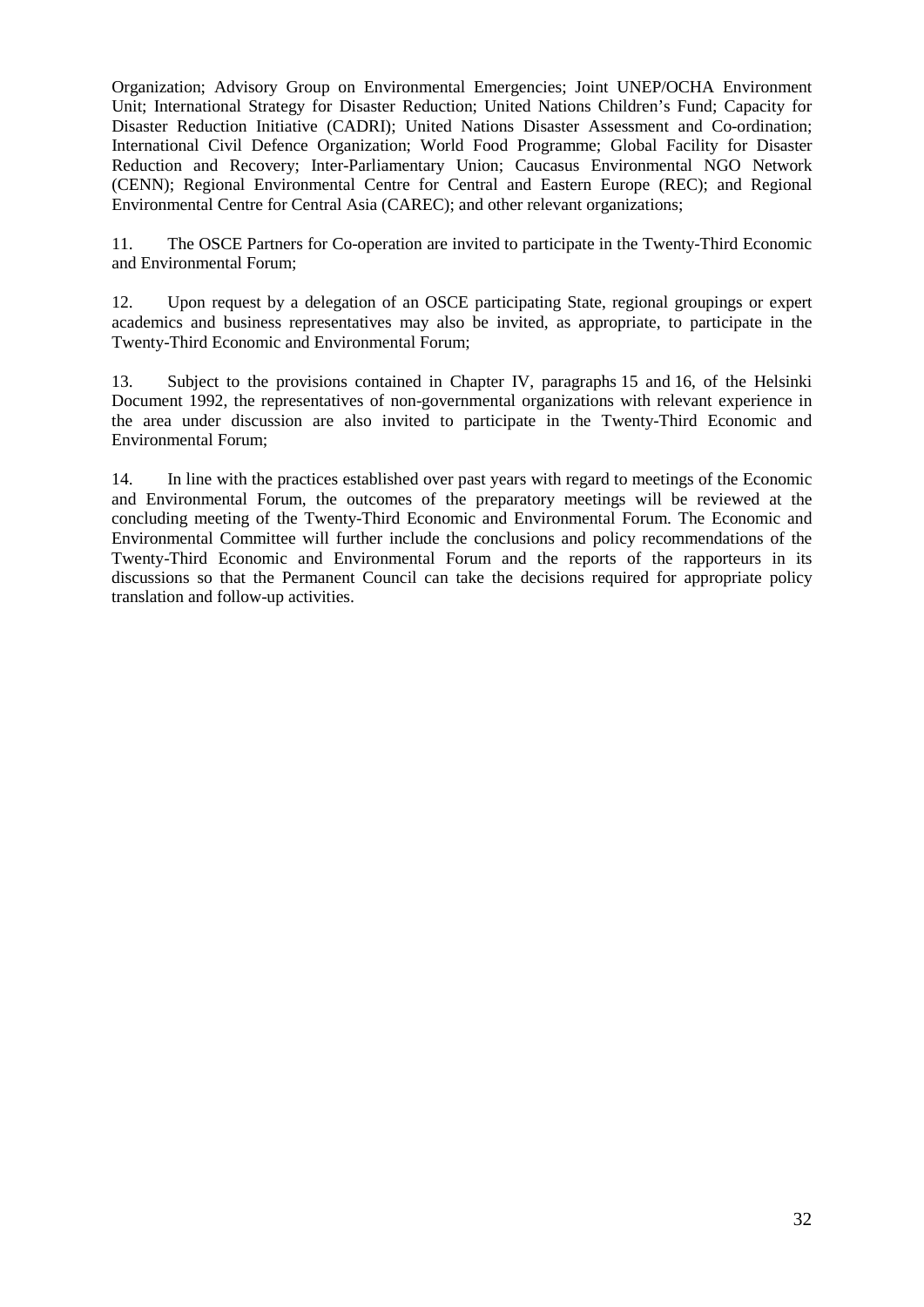Organization; Advisory Group on Environmental Emergencies; Joint UNEP/OCHA Environment Unit; International Strategy for Disaster Reduction; United Nations Children's Fund; Capacity for Disaster Reduction Initiative (CADRI); United Nations Disaster Assessment and Co-ordination; International Civil Defence Organization; World Food Programme; Global Facility for Disaster Reduction and Recovery; Inter-Parliamentary Union; Caucasus Environmental NGO Network (CENN); Regional Environmental Centre for Central and Eastern Europe (REC); and Regional Environmental Centre for Central Asia (CAREC); and other relevant organizations;

11. The OSCE Partners for Co-operation are invited to participate in the Twenty-Third Economic and Environmental Forum;

12. Upon request by a delegation of an OSCE participating State, regional groupings or expert academics and business representatives may also be invited, as appropriate, to participate in the Twenty-Third Economic and Environmental Forum;

13. Subject to the provisions contained in Chapter IV, paragraphs 15 and 16, of the Helsinki Document 1992, the representatives of non-governmental organizations with relevant experience in the area under discussion are also invited to participate in the Twenty-Third Economic and Environmental Forum;

14. In line with the practices established over past years with regard to meetings of the Economic and Environmental Forum, the outcomes of the preparatory meetings will be reviewed at the concluding meeting of the Twenty-Third Economic and Environmental Forum. The Economic and Environmental Committee will further include the conclusions and policy recommendations of the Twenty-Third Economic and Environmental Forum and the reports of the rapporteurs in its discussions so that the Permanent Council can take the decisions required for appropriate policy translation and follow-up activities.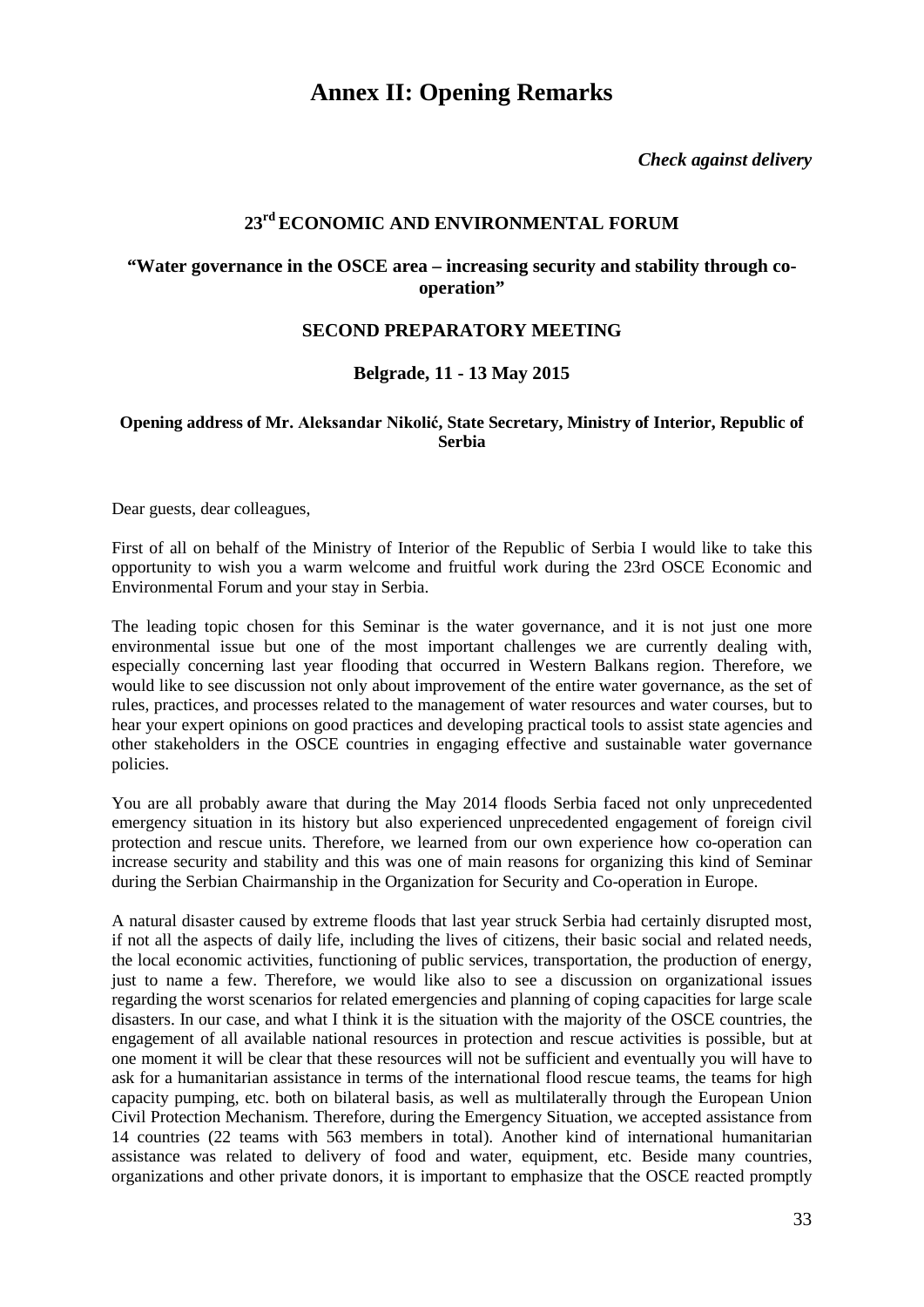# Annex II: Opening Remarks

***Check against delivery***

## 23rd ECONOMIC AND ENVIRONMENTAL FORUM

### "Water governance in the OSCE area – increasing security and stability through co-operation"

### SECOND PREPARATORY MEETING

### Belgrade, 11 - 13 May 2015

#### Opening address of Mr. Aleksandar Nikolić, State Secretary, Ministry of Interior, Republic of Serbia

Dear guests, dear colleagues,

First of all on behalf of the Ministry of Interior of the Republic of Serbia I would like to take this opportunity to wish you a warm welcome and fruitful work during the 23rd OSCE Economic and Environmental Forum and your stay in Serbia.

The leading topic chosen for this Seminar is the water governance, and it is not just one more environmental issue but one of the most important challenges we are currently dealing with, especially concerning last year flooding that occurred in Western Balkans region. Therefore, we would like to see discussion not only about improvement of the entire water governance, as the set of rules, practices, and processes related to the management of water resources and water courses, but to hear your expert opinions on good practices and developing practical tools to assist state agencies and other stakeholders in the OSCE countries in engaging effective and sustainable water governance policies.

You are all probably aware that during the May 2014 floods Serbia faced not only unprecedented emergency situation in its history but also experienced unprecedented engagement of foreign civil protection and rescue units. Therefore, we learned from our own experience how co-operation can increase security and stability and this was one of main reasons for organizing this kind of Seminar during the Serbian Chairmanship in the Organization for Security and Co-operation in Europe.

A natural disaster caused by extreme floods that last year struck Serbia had certainly disrupted most, if not all the aspects of daily life, including the lives of citizens, their basic social and related needs, the local economic activities, functioning of public services, transportation, the production of energy, just to name a few. Therefore, we would like also to see a discussion on organizational issues regarding the worst scenarios for related emergencies and planning of coping capacities for large scale disasters. In our case, and what I think it is the situation with the majority of the OSCE countries, the engagement of all available national resources in protection and rescue activities is possible, but at one moment it will be clear that these resources will not be sufficient and eventually you will have to ask for a humanitarian assistance in terms of the international flood rescue teams, the teams for high capacity pumping, etc. both on bilateral basis, as well as multilaterally through the European Union Civil Protection Mechanism. Therefore, during the Emergency Situation, we accepted assistance from 14 countries (22 teams with 563 members in total). Another kind of international humanitarian assistance was related to delivery of food and water, equipment, etc. Beside many countries, organizations and other private donors, it is important to emphasize that the OSCE reacted promptly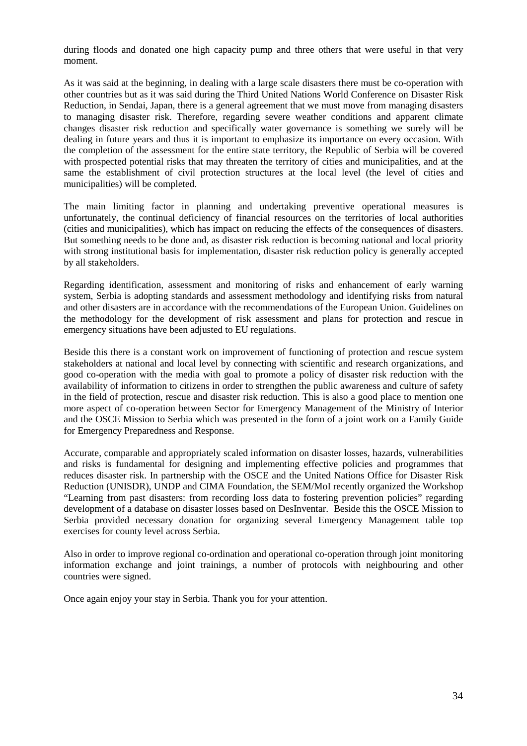during floods and donated one high capacity pump and three others that were useful in that very moment.

As it was said at the beginning, in dealing with a large scale disasters there must be co-operation with other countries but as it was said during the Third United Nations World Conference on Disaster Risk Reduction, in Sendai, Japan, there is a general agreement that we must move from managing disasters to managing disaster risk. Therefore, regarding severe weather conditions and apparent climate changes disaster risk reduction and specifically water governance is something we surely will be dealing in future years and thus it is important to emphasize its importance on every occasion. With the completion of the assessment for the entire state territory, the Republic of Serbia will be covered with prospected potential risks that may threaten the territory of cities and municipalities, and at the same the establishment of civil protection structures at the local level (the level of cities and municipalities) will be completed.

The main limiting factor in planning and undertaking preventive operational measures is unfortunately, the continual deficiency of financial resources on the territories of local authorities (cities and municipalities), which has impact on reducing the effects of the consequences of disasters. But something needs to be done and, as disaster risk reduction is becoming national and local priority with strong institutional basis for implementation, disaster risk reduction policy is generally accepted by all stakeholders.

Regarding identification, assessment and monitoring of risks and enhancement of early warning system, Serbia is adopting standards and assessment methodology and identifying risks from natural and other disasters are in accordance with the recommendations of the European Union. Guidelines on the methodology for the development of risk assessment and plans for protection and rescue in emergency situations have been adjusted to EU regulations.

Beside this there is a constant work on improvement of functioning of protection and rescue system stakeholders at national and local level by connecting with scientific and research organizations, and good co-operation with the media with goal to promote a policy of disaster risk reduction with the availability of information to citizens in order to strengthen the public awareness and culture of safety in the field of protection, rescue and disaster risk reduction. This is also a good place to mention one more aspect of co-operation between Sector for Emergency Management of the Ministry of Interior and the OSCE Mission to Serbia which was presented in the form of a joint work on a Family Guide for Emergency Preparedness and Response.

Accurate, comparable and appropriately scaled information on disaster losses, hazards, vulnerabilities and risks is fundamental for designing and implementing effective policies and programmes that reduces disaster risk. In partnership with the OSCE and the United Nations Office for Disaster Risk Reduction (UNISDR), UNDP and CIMA Foundation, the SEM/MoI recently organized the Workshop "Learning from past disasters: from recording loss data to fostering prevention policies" regarding development of a database on disaster losses based on DesInventar. Beside this the OSCE Mission to Serbia provided necessary donation for organizing several Emergency Management table top exercises for county level across Serbia.

Also in order to improve regional co-ordination and operational co-operation through joint monitoring information exchange and joint trainings, a number of protocols with neighbouring and other countries were signed.

Once again enjoy your stay in Serbia. Thank you for your attention.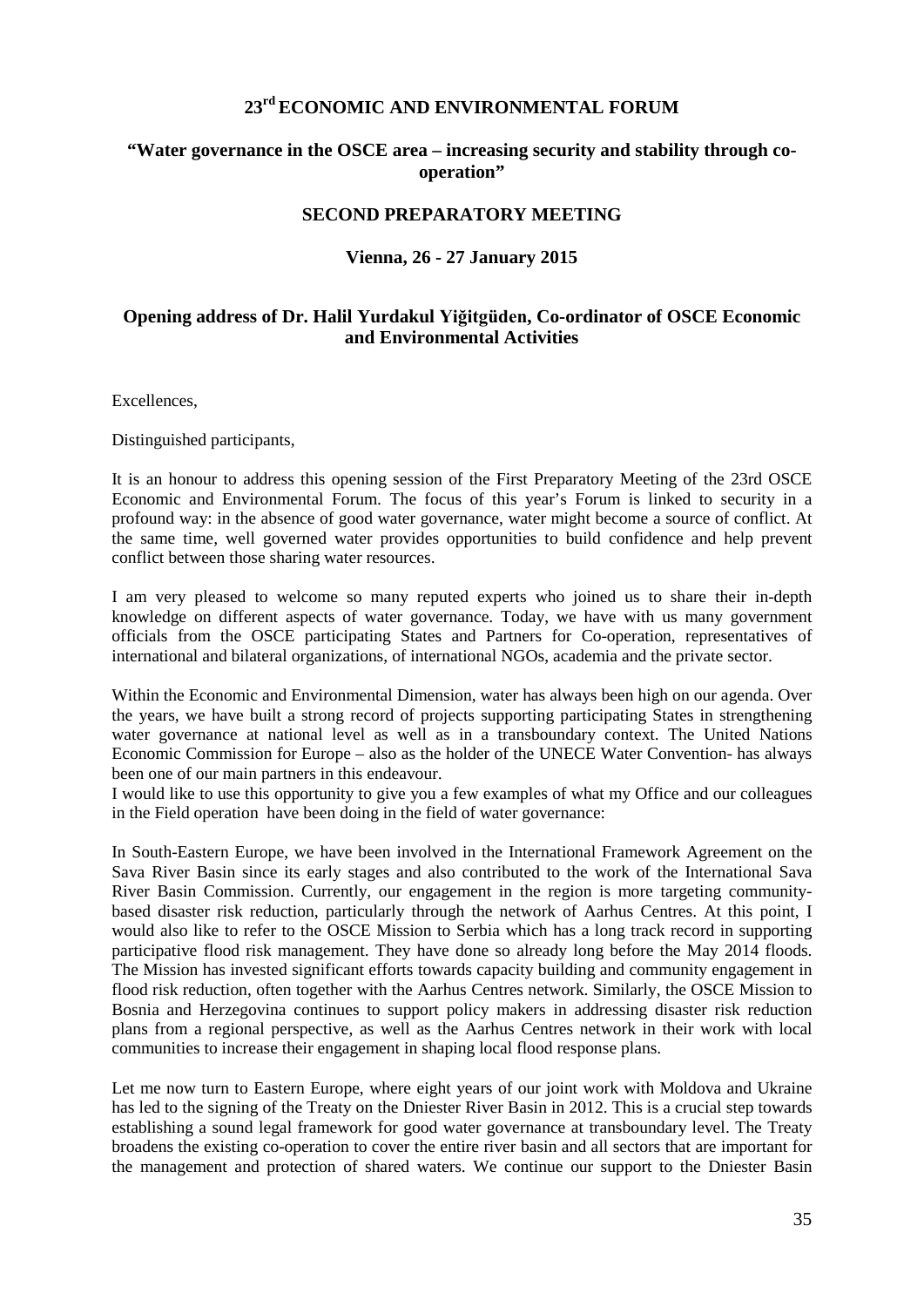# 23rd ECONOMIC AND ENVIRONMENTAL FORUM

## "Water governance in the OSCE area – increasing security and stability through co-operation"

### SECOND PREPARATORY MEETING

### Vienna, 26 - 27 January 2015

### Opening address of Dr. Halil Yurdakul Yiğitgüden, Co-ordinator of OSCE Economic and Environmental Activities

Excellences,

Distinguished participants,

It is an honour to address this opening session of the First Preparatory Meeting of the 23rd OSCE Economic and Environmental Forum. The focus of this year's Forum is linked to security in a profound way: in the absence of good water governance, water might become a source of conflict. At the same time, well governed water provides opportunities to build confidence and help prevent conflict between those sharing water resources.

I am very pleased to welcome so many reputed experts who joined us to share their in-depth knowledge on different aspects of water governance. Today, we have with us many government officials from the OSCE participating States and Partners for Co-operation, representatives of international and bilateral organizations, of international NGOs, academia and the private sector.

Within the Economic and Environmental Dimension, water has always been high on our agenda. Over the years, we have built a strong record of projects supporting participating States in strengthening water governance at national level as well as in a transboundary context. The United Nations Economic Commission for Europe – also as the holder of the UNECE Water Convention- has always been one of our main partners in this endeavour.
I would like to use this opportunity to give you a few examples of what my Office and our colleagues in the Field operation have been doing in the field of water governance:

In South-Eastern Europe, we have been involved in the International Framework Agreement on the Sava River Basin since its early stages and also contributed to the work of the International Sava River Basin Commission. Currently, our engagement in the region is more targeting community-based disaster risk reduction, particularly through the network of Aarhus Centres. At this point, I would also like to refer to the OSCE Mission to Serbia which has a long track record in supporting participative flood risk management. They have done so already long before the May 2014 floods. The Mission has invested significant efforts towards capacity building and community engagement in flood risk reduction, often together with the Aarhus Centres network. Similarly, the OSCE Mission to Bosnia and Herzegovina continues to support policy makers in addressing disaster risk reduction plans from a regional perspective, as well as the Aarhus Centres network in their work with local communities to increase their engagement in shaping local flood response plans.

Let me now turn to Eastern Europe, where eight years of our joint work with Moldova and Ukraine has led to the signing of the Treaty on the Dniester River Basin in 2012. This is a crucial step towards establishing a sound legal framework for good water governance at transboundary level. The Treaty broadens the existing co-operation to cover the entire river basin and all sectors that are important for the management and protection of shared waters. We continue our support to the Dniester Basin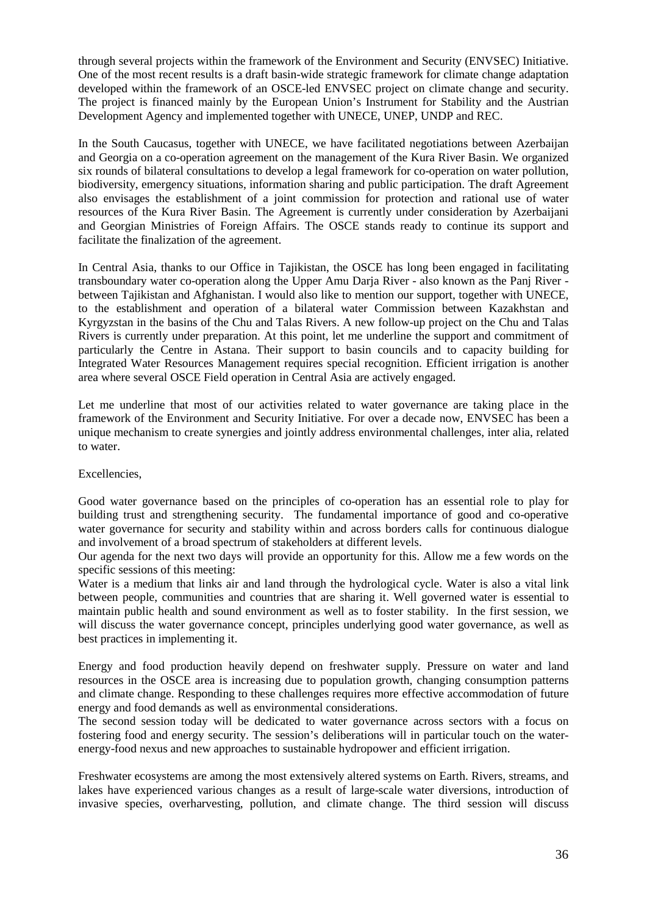through several projects within the framework of the Environment and Security (ENVSEC) Initiative. One of the most recent results is a draft basin-wide strategic framework for climate change adaptation developed within the framework of an OSCE-led ENVSEC project on climate change and security. The project is financed mainly by the European Union's Instrument for Stability and the Austrian Development Agency and implemented together with UNECE, UNEP, UNDP and REC.

In the South Caucasus, together with UNECE, we have facilitated negotiations between Azerbaijan and Georgia on a co-operation agreement on the management of the Kura River Basin. We organized six rounds of bilateral consultations to develop a legal framework for co-operation on water pollution, biodiversity, emergency situations, information sharing and public participation. The draft Agreement also envisages the establishment of a joint commission for protection and rational use of water resources of the Kura River Basin. The Agreement is currently under consideration by Azerbaijani and Georgian Ministries of Foreign Affairs. The OSCE stands ready to continue its support and facilitate the finalization of the agreement.

In Central Asia, thanks to our Office in Tajikistan, the OSCE has long been engaged in facilitating transboundary water co-operation along the Upper Amu Darja River - also known as the Panj River - between Tajikistan and Afghanistan. I would also like to mention our support, together with UNECE, to the establishment and operation of a bilateral water Commission between Kazakhstan and Kyrgyzstan in the basins of the Chu and Talas Rivers. A new follow-up project on the Chu and Talas Rivers is currently under preparation. At this point, let me underline the support and commitment of particularly the Centre in Astana. Their support to basin councils and to capacity building for Integrated Water Resources Management requires special recognition. Efficient irrigation is another area where several OSCE Field operation in Central Asia are actively engaged.

Let me underline that most of our activities related to water governance are taking place in the framework of the Environment and Security Initiative. For over a decade now, ENVSEC has been a unique mechanism to create synergies and jointly address environmental challenges, inter alia, related to water.

Excellencies,

Good water governance based on the principles of co-operation has an essential role to play for building trust and strengthening security. The fundamental importance of good and co-operative water governance for security and stability within and across borders calls for continuous dialogue and involvement of a broad spectrum of stakeholders at different levels.

Our agenda for the next two days will provide an opportunity for this. Allow me a few words on the specific sessions of this meeting:

Water is a medium that links air and land through the hydrological cycle. Water is also a vital link between people, communities and countries that are sharing it. Well governed water is essential to maintain public health and sound environment as well as to foster stability. In the first session, we will discuss the water governance concept, principles underlying good water governance, as well as best practices in implementing it.

Energy and food production heavily depend on freshwater supply. Pressure on water and land resources in the OSCE area is increasing due to population growth, changing consumption patterns and climate change. Responding to these challenges requires more effective accommodation of future energy and food demands as well as environmental considerations.

The second session today will be dedicated to water governance across sectors with a focus on fostering food and energy security. The session's deliberations will in particular touch on the water-energy-food nexus and new approaches to sustainable hydropower and efficient irrigation.

Freshwater ecosystems are among the most extensively altered systems on Earth. Rivers, streams, and lakes have experienced various changes as a result of large-scale water diversions, introduction of invasive species, overharvesting, pollution, and climate change. The third session will discuss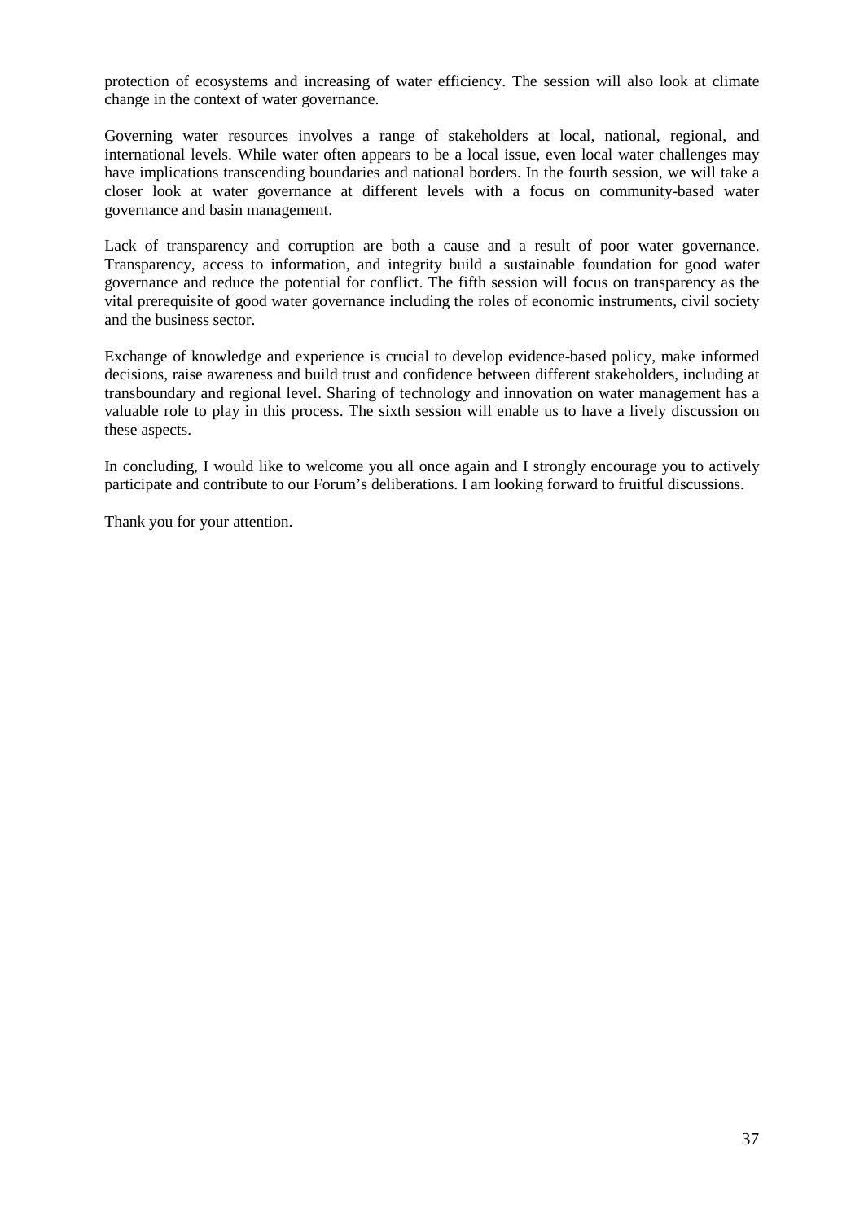protection of ecosystems and increasing of water efficiency. The session will also look at climate change in the context of water governance.

Governing water resources involves a range of stakeholders at local, national, regional, and international levels. While water often appears to be a local issue, even local water challenges may have implications transcending boundaries and national borders. In the fourth session, we will take a closer look at water governance at different levels with a focus on community-based water governance and basin management.

Lack of transparency and corruption are both a cause and a result of poor water governance. Transparency, access to information, and integrity build a sustainable foundation for good water governance and reduce the potential for conflict. The fifth session will focus on transparency as the vital prerequisite of good water governance including the roles of economic instruments, civil society and the business sector.

Exchange of knowledge and experience is crucial to develop evidence-based policy, make informed decisions, raise awareness and build trust and confidence between different stakeholders, including at transboundary and regional level. Sharing of technology and innovation on water management has a valuable role to play in this process. The sixth session will enable us to have a lively discussion on these aspects.

In concluding, I would like to welcome you all once again and I strongly encourage you to actively participate and contribute to our Forum's deliberations. I am looking forward to fruitful discussions.

Thank you for your attention.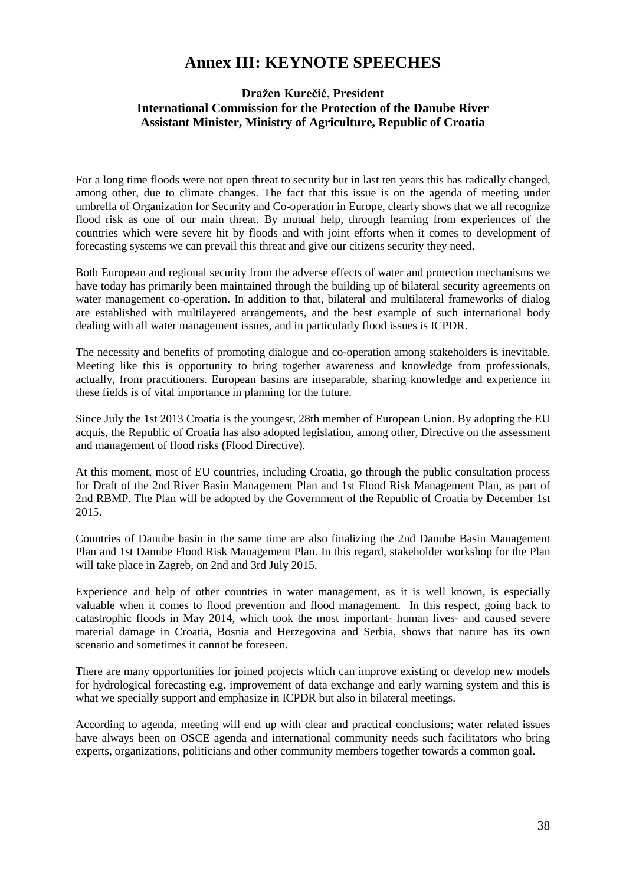# Annex III: KEYNOTE SPEECHES

**Dražen Kurečić, President**
**International Commission for the Protection of the Danube River**
**Assistant Minister, Ministry of Agriculture, Republic of Croatia**

For a long time floods were not open threat to security but in last ten years this has radically changed, among other, due to climate changes. The fact that this issue is on the agenda of meeting under umbrella of Organization for Security and Co-operation in Europe, clearly shows that we all recognize flood risk as one of our main threat. By mutual help, through learning from experiences of the countries which were severe hit by floods and with joint efforts when it comes to development of forecasting systems we can prevail this threat and give our citizens security they need.

Both European and regional security from the adverse effects of water and protection mechanisms we have today has primarily been maintained through the building up of bilateral security agreements on water management co-operation. In addition to that, bilateral and multilateral frameworks of dialog are established with multilayered arrangements, and the best example of such international body dealing with all water management issues, and in particularly flood issues is ICPDR.

The necessity and benefits of promoting dialogue and co-operation among stakeholders is inevitable. Meeting like this is opportunity to bring together awareness and knowledge from professionals, actually, from practitioners. European basins are inseparable, sharing knowledge and experience in these fields is of vital importance in planning for the future.

Since July the 1st 2013 Croatia is the youngest, 28th member of European Union. By adopting the EU acquis, the Republic of Croatia has also adopted legislation, among other, Directive on the assessment and management of flood risks (Flood Directive).

At this moment, most of EU countries, including Croatia, go through the public consultation process for Draft of the 2nd River Basin Management Plan and 1st Flood Risk Management Plan, as part of 2nd RBMP. The Plan will be adopted by the Government of the Republic of Croatia by December 1st 2015.

Countries of Danube basin in the same time are also finalizing the 2nd Danube Basin Management Plan and 1st Danube Flood Risk Management Plan. In this regard, stakeholder workshop for the Plan will take place in Zagreb, on 2nd and 3rd July 2015.

Experience and help of other countries in water management, as it is well known, is especially valuable when it comes to flood prevention and flood management. In this respect, going back to catastrophic floods in May 2014, which took the most important- human lives- and caused severe material damage in Croatia, Bosnia and Herzegovina and Serbia, shows that nature has its own scenario and sometimes it cannot be foreseen.

There are many opportunities for joined projects which can improve existing or develop new models for hydrological forecasting e.g. improvement of data exchange and early warning system and this is what we specially support and emphasize in ICPDR but also in bilateral meetings.

According to agenda, meeting will end up with clear and practical conclusions; water related issues have always been on OSCE agenda and international community needs such facilitators who bring experts, organizations, politicians and other community members together towards a common goal.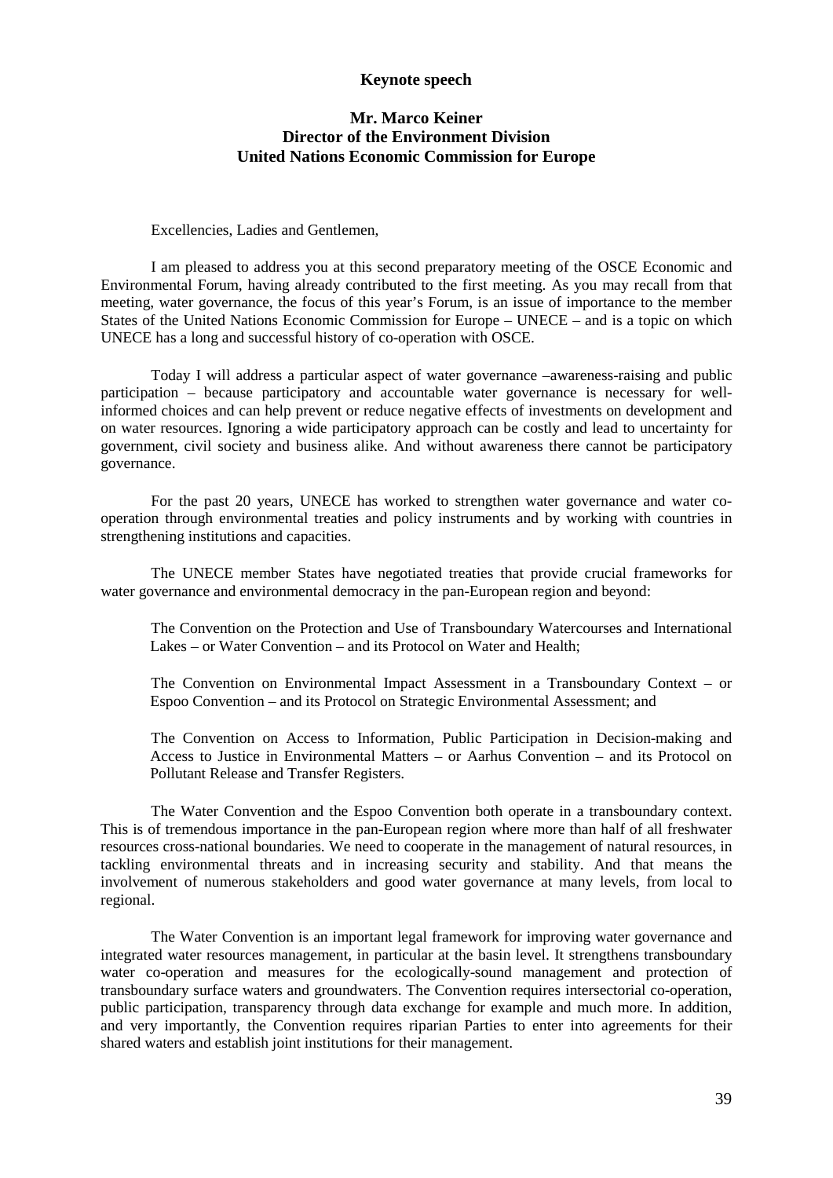**Keynote speech**

**Mr. Marco Keiner**
**Director of the Environment Division**
**United Nations Economic Commission for Europe**

Excellencies, Ladies and Gentlemen,

I am pleased to address you at this second preparatory meeting of the OSCE Economic and Environmental Forum, having already contributed to the first meeting. As you may recall from that meeting, water governance, the focus of this year's Forum, is an issue of importance to the member States of the United Nations Economic Commission for Europe – UNECE – and is a topic on which UNECE has a long and successful history of co-operation with OSCE.

Today I will address a particular aspect of water governance –awareness-raising and public participation – because participatory and accountable water governance is necessary for well-informed choices and can help prevent or reduce negative effects of investments on development and on water resources. Ignoring a wide participatory approach can be costly and lead to uncertainty for government, civil society and business alike. And without awareness there cannot be participatory governance.

For the past 20 years, UNECE has worked to strengthen water governance and water co-operation through environmental treaties and policy instruments and by working with countries in strengthening institutions and capacities.

The UNECE member States have negotiated treaties that provide crucial frameworks for water governance and environmental democracy in the pan-European region and beyond:

The Convention on the Protection and Use of Transboundary Watercourses and International Lakes – or Water Convention – and its Protocol on Water and Health;

The Convention on Environmental Impact Assessment in a Transboundary Context – or Espoo Convention – and its Protocol on Strategic Environmental Assessment; and

The Convention on Access to Information, Public Participation in Decision-making and Access to Justice in Environmental Matters – or Aarhus Convention – and its Protocol on Pollutant Release and Transfer Registers.

The Water Convention and the Espoo Convention both operate in a transboundary context. This is of tremendous importance in the pan-European region where more than half of all freshwater resources cross-national boundaries. We need to cooperate in the management of natural resources, in tackling environmental threats and in increasing security and stability. And that means the involvement of numerous stakeholders and good water governance at many levels, from local to regional.

The Water Convention is an important legal framework for improving water governance and integrated water resources management, in particular at the basin level. It strengthens transboundary water co-operation and measures for the ecologically-sound management and protection of transboundary surface waters and groundwaters. The Convention requires intersectorial co-operation, public participation, transparency through data exchange for example and much more. In addition, and very importantly, the Convention requires riparian Parties to enter into agreements for their shared waters and establish joint institutions for their management.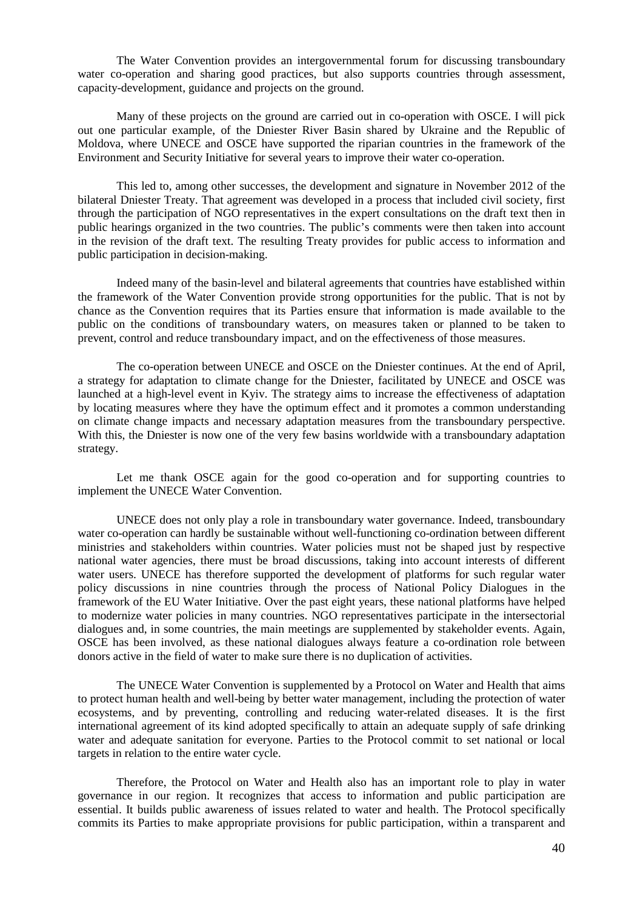The Water Convention provides an intergovernmental forum for discussing transboundary water co-operation and sharing good practices, but also supports countries through assessment, capacity-development, guidance and projects on the ground.

Many of these projects on the ground are carried out in co-operation with OSCE. I will pick out one particular example, of the Dniester River Basin shared by Ukraine and the Republic of Moldova, where UNECE and OSCE have supported the riparian countries in the framework of the Environment and Security Initiative for several years to improve their water co-operation.

This led to, among other successes, the development and signature in November 2012 of the bilateral Dniester Treaty. That agreement was developed in a process that included civil society, first through the participation of NGO representatives in the expert consultations on the draft text then in public hearings organized in the two countries. The public's comments were then taken into account in the revision of the draft text. The resulting Treaty provides for public access to information and public participation in decision-making.

Indeed many of the basin-level and bilateral agreements that countries have established within the framework of the Water Convention provide strong opportunities for the public. That is not by chance as the Convention requires that its Parties ensure that information is made available to the public on the conditions of transboundary waters, on measures taken or planned to be taken to prevent, control and reduce transboundary impact, and on the effectiveness of those measures.

The co-operation between UNECE and OSCE on the Dniester continues. At the end of April, a strategy for adaptation to climate change for the Dniester, facilitated by UNECE and OSCE was launched at a high-level event in Kyiv. The strategy aims to increase the effectiveness of adaptation by locating measures where they have the optimum effect and it promotes a common understanding on climate change impacts and necessary adaptation measures from the transboundary perspective. With this, the Dniester is now one of the very few basins worldwide with a transboundary adaptation strategy.

Let me thank OSCE again for the good co-operation and for supporting countries to implement the UNECE Water Convention.

UNECE does not only play a role in transboundary water governance. Indeed, transboundary water co-operation can hardly be sustainable without well-functioning co-ordination between different ministries and stakeholders within countries. Water policies must not be shaped just by respective national water agencies, there must be broad discussions, taking into account interests of different water users. UNECE has therefore supported the development of platforms for such regular water policy discussions in nine countries through the process of National Policy Dialogues in the framework of the EU Water Initiative. Over the past eight years, these national platforms have helped to modernize water policies in many countries. NGO representatives participate in the intersectorial dialogues and, in some countries, the main meetings are supplemented by stakeholder events. Again, OSCE has been involved, as these national dialogues always feature a co-ordination role between donors active in the field of water to make sure there is no duplication of activities.

The UNECE Water Convention is supplemented by a Protocol on Water and Health that aims to protect human health and well-being by better water management, including the protection of water ecosystems, and by preventing, controlling and reducing water-related diseases. It is the first international agreement of its kind adopted specifically to attain an adequate supply of safe drinking water and adequate sanitation for everyone. Parties to the Protocol commit to set national or local targets in relation to the entire water cycle.

Therefore, the Protocol on Water and Health also has an important role to play in water governance in our region. It recognizes that access to information and public participation are essential. It builds public awareness of issues related to water and health. The Protocol specifically commits its Parties to make appropriate provisions for public participation, within a transparent and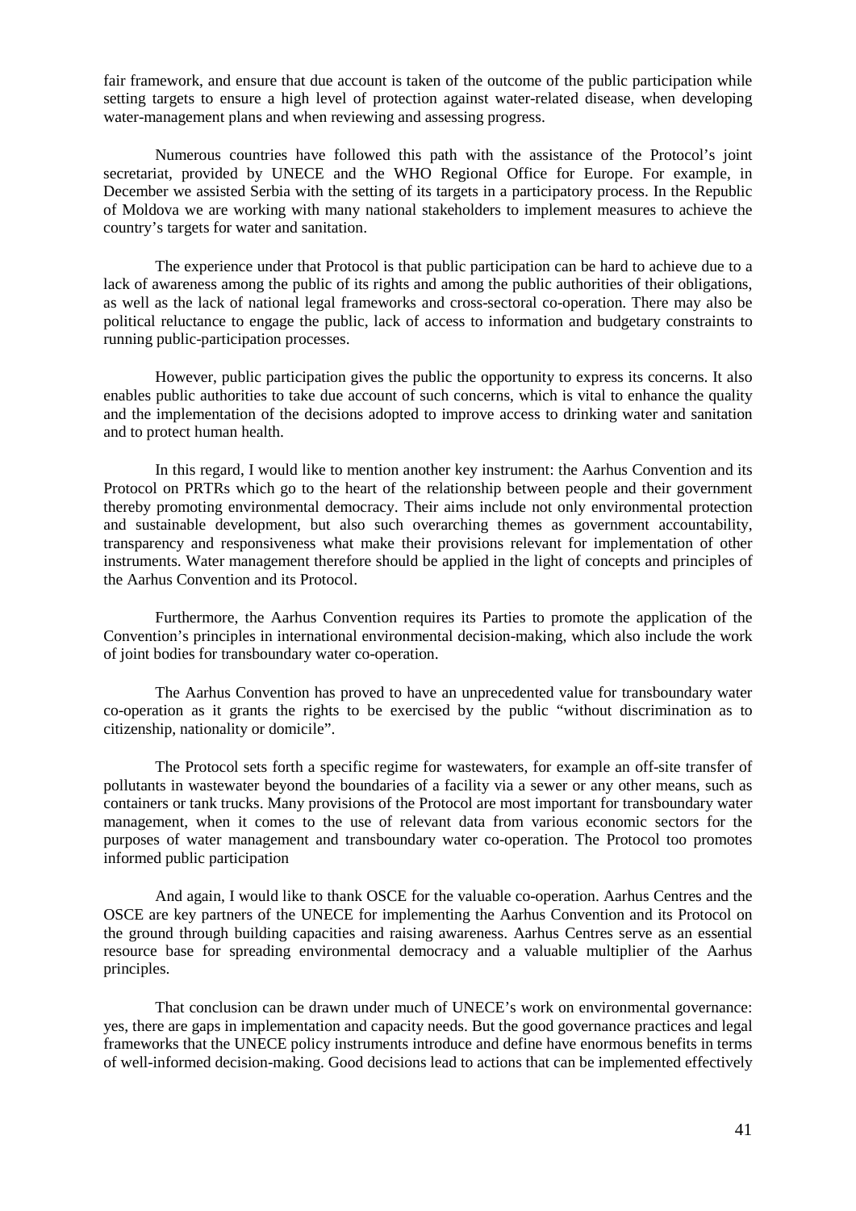fair framework, and ensure that due account is taken of the outcome of the public participation while setting targets to ensure a high level of protection against water-related disease, when developing water-management plans and when reviewing and assessing progress.

Numerous countries have followed this path with the assistance of the Protocol's joint secretariat, provided by UNECE and the WHO Regional Office for Europe. For example, in December we assisted Serbia with the setting of its targets in a participatory process. In the Republic of Moldova we are working with many national stakeholders to implement measures to achieve the country's targets for water and sanitation.

The experience under that Protocol is that public participation can be hard to achieve due to a lack of awareness among the public of its rights and among the public authorities of their obligations, as well as the lack of national legal frameworks and cross-sectoral co-operation. There may also be political reluctance to engage the public, lack of access to information and budgetary constraints to running public-participation processes.

However, public participation gives the public the opportunity to express its concerns. It also enables public authorities to take due account of such concerns, which is vital to enhance the quality and the implementation of the decisions adopted to improve access to drinking water and sanitation and to protect human health.

In this regard, I would like to mention another key instrument: the Aarhus Convention and its Protocol on PRTRs which go to the heart of the relationship between people and their government thereby promoting environmental democracy. Their aims include not only environmental protection and sustainable development, but also such overarching themes as government accountability, transparency and responsiveness what make their provisions relevant for implementation of other instruments. Water management therefore should be applied in the light of concepts and principles of the Aarhus Convention and its Protocol.

Furthermore, the Aarhus Convention requires its Parties to promote the application of the Convention's principles in international environmental decision-making, which also include the work of joint bodies for transboundary water co-operation.

The Aarhus Convention has proved to have an unprecedented value for transboundary water co-operation as it grants the rights to be exercised by the public "without discrimination as to citizenship, nationality or domicile".

The Protocol sets forth a specific regime for wastewaters, for example an off-site transfer of pollutants in wastewater beyond the boundaries of a facility via a sewer or any other means, such as containers or tank trucks. Many provisions of the Protocol are most important for transboundary water management, when it comes to the use of relevant data from various economic sectors for the purposes of water management and transboundary water co-operation. The Protocol too promotes informed public participation

And again, I would like to thank OSCE for the valuable co-operation. Aarhus Centres and the OSCE are key partners of the UNECE for implementing the Aarhus Convention and its Protocol on the ground through building capacities and raising awareness. Aarhus Centres serve as an essential resource base for spreading environmental democracy and a valuable multiplier of the Aarhus principles.

That conclusion can be drawn under much of UNECE's work on environmental governance: yes, there are gaps in implementation and capacity needs. But the good governance practices and legal frameworks that the UNECE policy instruments introduce and define have enormous benefits in terms of well-informed decision-making. Good decisions lead to actions that can be implemented effectively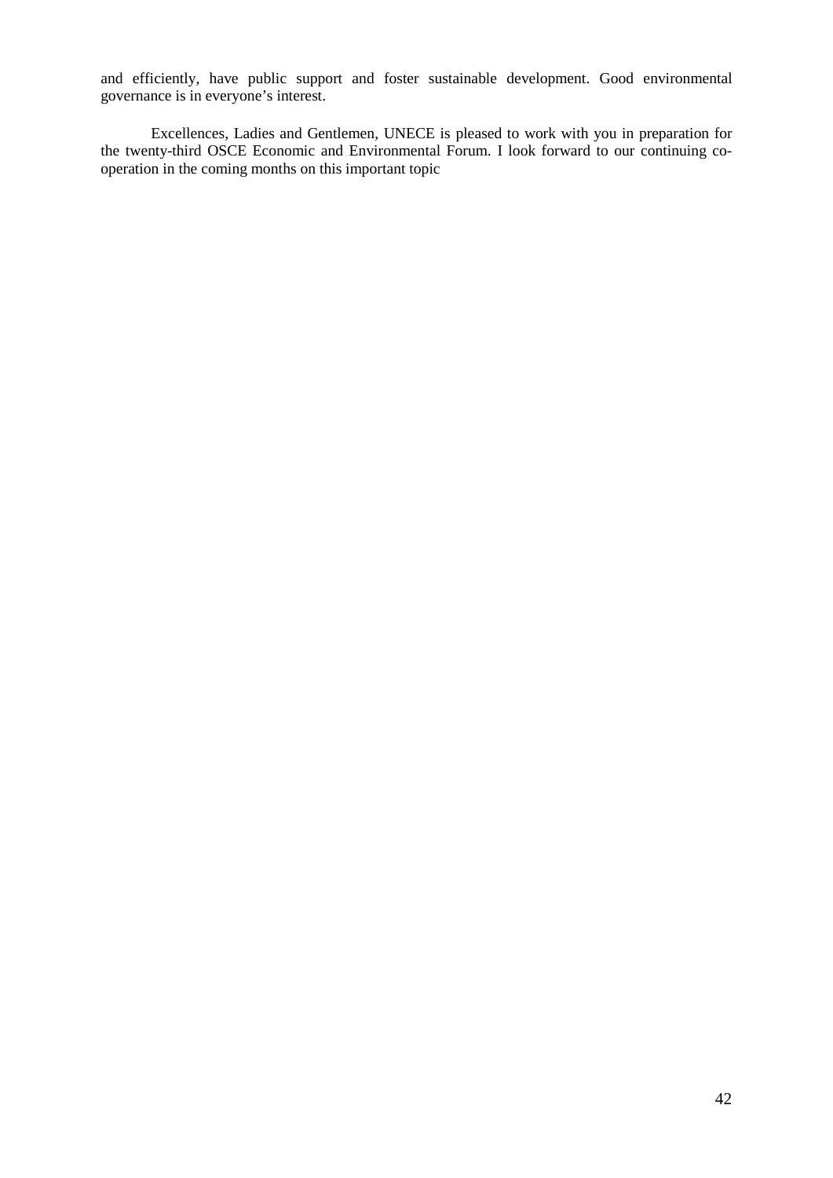and efficiently, have public support and foster sustainable development. Good environmental governance is in everyone's interest.

Excellences, Ladies and Gentlemen, UNECE is pleased to work with you in preparation for the twenty-third OSCE Economic and Environmental Forum. I look forward to our continuing co-operation in the coming months on this important topic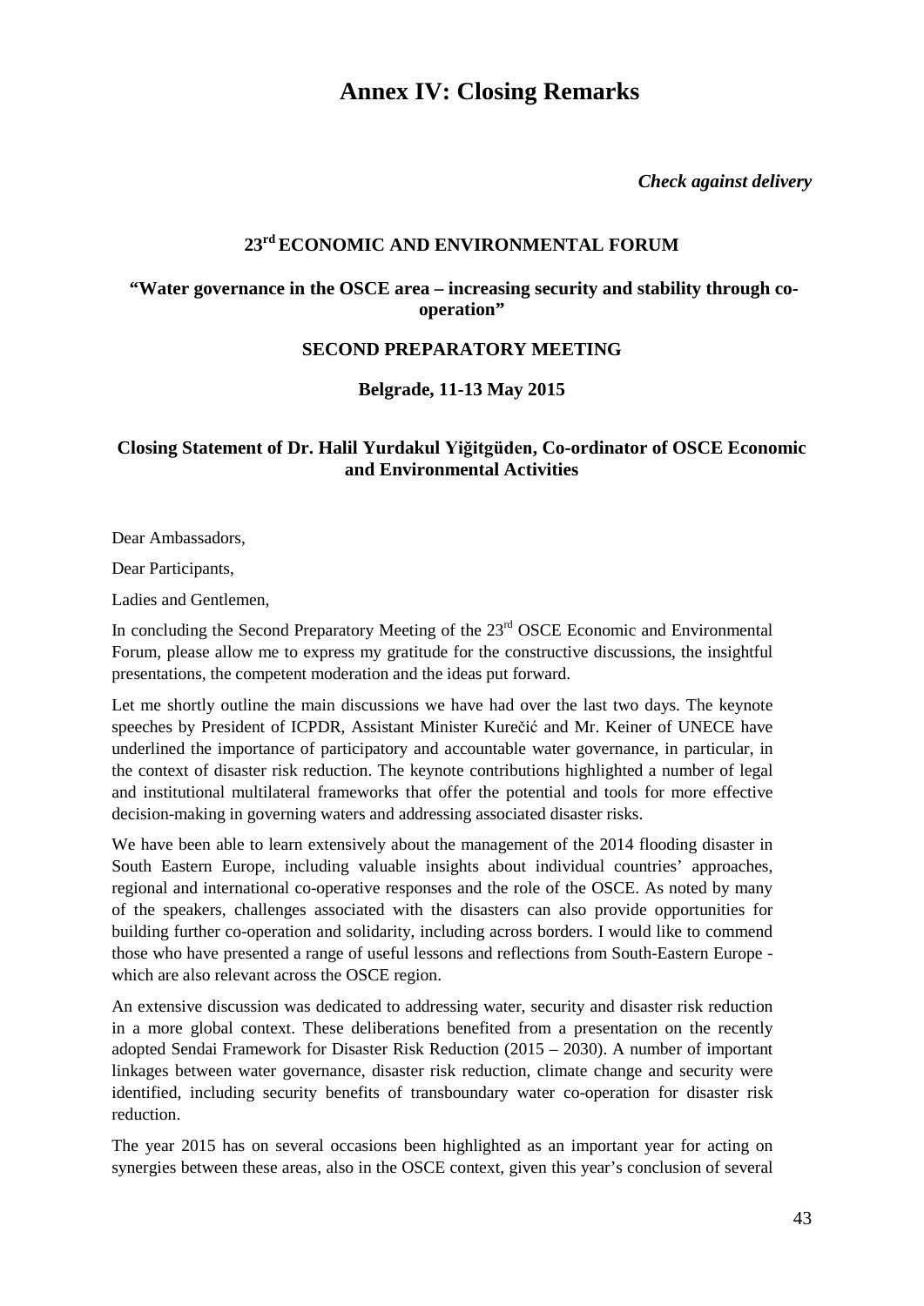# Annex IV: Closing Remarks

*Check against delivery*

**23rd ECONOMIC AND ENVIRONMENTAL FORUM**

**"Water governance in the OSCE area – increasing security and stability through co-operation"**

**SECOND PREPARATORY MEETING**

**Belgrade, 11-13 May 2015**

**Closing Statement of Dr. Halil Yurdakul Yiğitgüden, Co-ordinator of OSCE Economic and Environmental Activities**

Dear Ambassadors,

Dear Participants,

Ladies and Gentlemen,

In concluding the Second Preparatory Meeting of the 23rd OSCE Economic and Environmental Forum, please allow me to express my gratitude for the constructive discussions, the insightful presentations, the competent moderation and the ideas put forward.

Let me shortly outline the main discussions we have had over the last two days. The keynote speeches by President of ICPDR, Assistant Minister Kurečić and Mr. Keiner of UNECE have underlined the importance of participatory and accountable water governance, in particular, in the context of disaster risk reduction. The keynote contributions highlighted a number of legal and institutional multilateral frameworks that offer the potential and tools for more effective decision-making in governing waters and addressing associated disaster risks.

We have been able to learn extensively about the management of the 2014 flooding disaster in South Eastern Europe, including valuable insights about individual countries' approaches, regional and international co-operative responses and the role of the OSCE. As noted by many of the speakers, challenges associated with the disasters can also provide opportunities for building further co-operation and solidarity, including across borders. I would like to commend those who have presented a range of useful lessons and reflections from South-Eastern Europe - which are also relevant across the OSCE region.

An extensive discussion was dedicated to addressing water, security and disaster risk reduction in a more global context. These deliberations benefited from a presentation on the recently adopted Sendai Framework for Disaster Risk Reduction (2015 – 2030). A number of important linkages between water governance, disaster risk reduction, climate change and security were identified, including security benefits of transboundary water co-operation for disaster risk reduction.

The year 2015 has on several occasions been highlighted as an important year for acting on synergies between these areas, also in the OSCE context, given this year's conclusion of several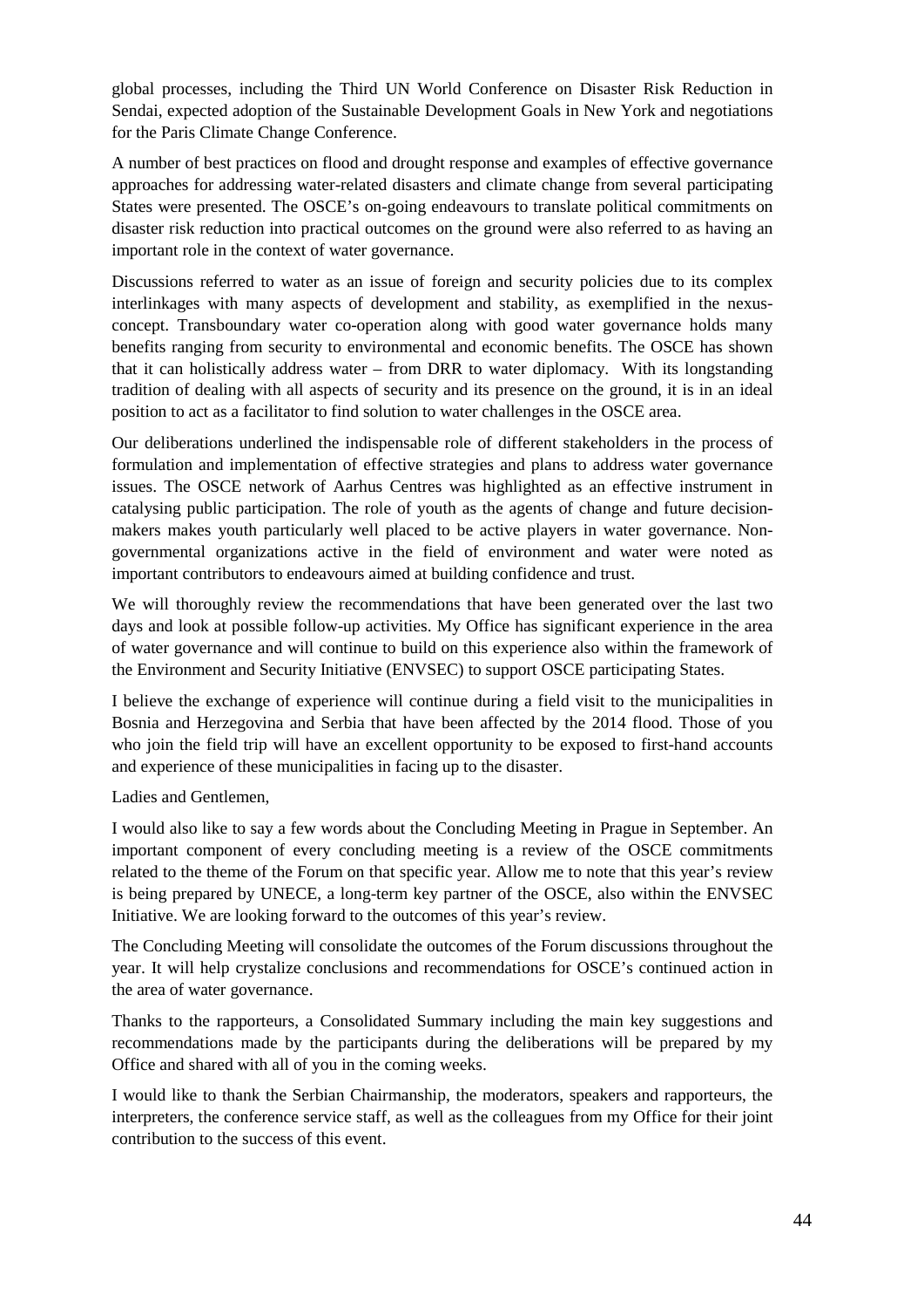global processes, including the Third UN World Conference on Disaster Risk Reduction in Sendai, expected adoption of the Sustainable Development Goals in New York and negotiations for the Paris Climate Change Conference.

A number of best practices on flood and drought response and examples of effective governance approaches for addressing water-related disasters and climate change from several participating States were presented. The OSCE's on-going endeavours to translate political commitments on disaster risk reduction into practical outcomes on the ground were also referred to as having an important role in the context of water governance.

Discussions referred to water as an issue of foreign and security policies due to its complex interlinkages with many aspects of development and stability, as exemplified in the nexus-concept. Transboundary water co-operation along with good water governance holds many benefits ranging from security to environmental and economic benefits. The OSCE has shown that it can holistically address water – from DRR to water diplomacy. With its longstanding tradition of dealing with all aspects of security and its presence on the ground, it is in an ideal position to act as a facilitator to find solution to water challenges in the OSCE area.

Our deliberations underlined the indispensable role of different stakeholders in the process of formulation and implementation of effective strategies and plans to address water governance issues. The OSCE network of Aarhus Centres was highlighted as an effective instrument in catalysing public participation. The role of youth as the agents of change and future decision-makers makes youth particularly well placed to be active players in water governance. Non-governmental organizations active in the field of environment and water were noted as important contributors to endeavours aimed at building confidence and trust.

We will thoroughly review the recommendations that have been generated over the last two days and look at possible follow-up activities. My Office has significant experience in the area of water governance and will continue to build on this experience also within the framework of the Environment and Security Initiative (ENVSEC) to support OSCE participating States.

I believe the exchange of experience will continue during a field visit to the municipalities in Bosnia and Herzegovina and Serbia that have been affected by the 2014 flood. Those of you who join the field trip will have an excellent opportunity to be exposed to first-hand accounts and experience of these municipalities in facing up to the disaster.

Ladies and Gentlemen,

I would also like to say a few words about the Concluding Meeting in Prague in September. An important component of every concluding meeting is a review of the OSCE commitments related to the theme of the Forum on that specific year. Allow me to note that this year's review is being prepared by UNECE, a long-term key partner of the OSCE, also within the ENVSEC Initiative. We are looking forward to the outcomes of this year's review.

The Concluding Meeting will consolidate the outcomes of the Forum discussions throughout the year. It will help crystalize conclusions and recommendations for OSCE's continued action in the area of water governance.

Thanks to the rapporteurs, a Consolidated Summary including the main key suggestions and recommendations made by the participants during the deliberations will be prepared by my Office and shared with all of you in the coming weeks.

I would like to thank the Serbian Chairmanship, the moderators, speakers and rapporteurs, the interpreters, the conference service staff, as well as the colleagues from my Office for their joint contribution to the success of this event.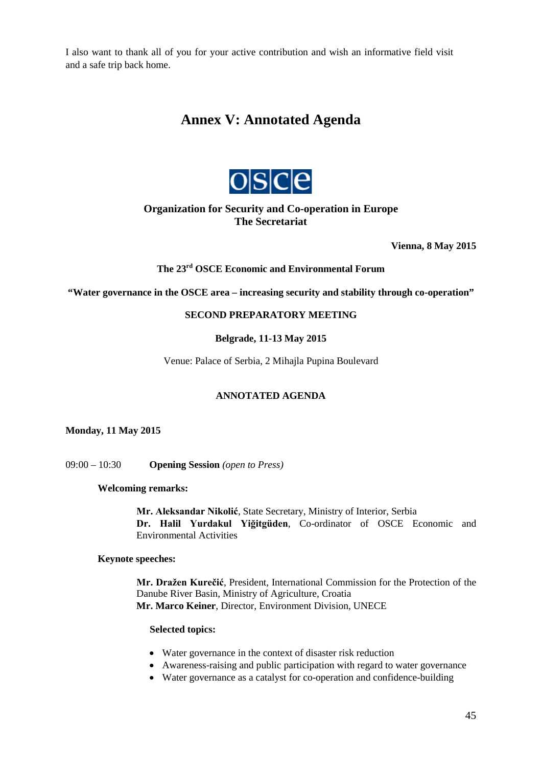I also want to thank all of you for your active contribution and wish an informative field visit and a safe trip back home.

# Annex V: Annotated Agenda

**Organization for Security and Co-operation in Europe**
**The Secretariat**

**Vienna, 8 May 2015**

**The 23rd OSCE Economic and Environmental Forum**

**"Water governance in the OSCE area – increasing security and stability through co-operation"**

**SECOND PREPARATORY MEETING**

**Belgrade, 11-13 May 2015**

Venue: Palace of Serbia, 2 Mihajla Pupina Boulevard

**ANNOTATED AGENDA**

**Monday, 11 May 2015**

09:00 – 10:30 **Opening Session** *(open to Press)*

**Welcoming remarks:**

**Mr. Aleksandar Nikolić**, State Secretary, Ministry of Interior, Serbia
**Dr. Halil Yurdakul Yiğitgüden**, Co-ordinator of OSCE Economic and Environmental Activities

**Keynote speeches:**

**Mr. Dražen Kurečić**, President, International Commission for the Protection of the Danube River Basin, Ministry of Agriculture, Croatia
**Mr. Marco Keiner**, Director, Environment Division, UNECE

**Selected topics:**

- Water governance in the context of disaster risk reduction
- Awareness-raising and public participation with regard to water governance
- Water governance as a catalyst for co-operation and confidence-building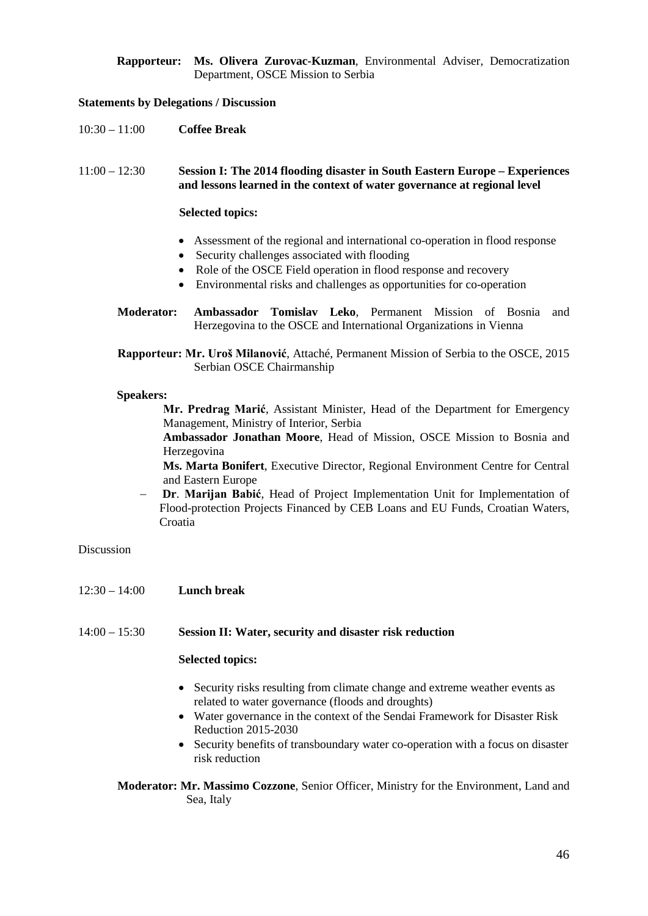**Rapporteur:** **Ms. Olivera Zurovac-Kuzman**, Environmental Adviser, Democratization Department, OSCE Mission to Serbia

**Statements by Delegations / Discussion**

10:30 – 11:00 **Coffee Break**

11:00 – 12:30 **Session I: The 2014 flooding disaster in South Eastern Europe – Experiences and lessons learned in the context of water governance at regional level**

**Selected topics:**

- Assessment of the regional and international co-operation in flood response
- Security challenges associated with flooding
- Role of the OSCE Field operation in flood response and recovery
- Environmental risks and challenges as opportunities for co-operation

**Moderator:** **Ambassador Tomislav Leko**, Permanent Mission of Bosnia and Herzegovina to the OSCE and International Organizations in Vienna

**Rapporteur:** **Mr. Uroš Milanović**, Attaché, Permanent Mission of Serbia to the OSCE, 2015 Serbian OSCE Chairmanship

**Speakers:**

- **Mr. Predrag Marić**, Assistant Minister, Head of the Department for Emergency Management, Ministry of Interior, Serbia
- **Ambassador Jonathan Moore**, Head of Mission, OSCE Mission to Bosnia and Herzegovina
- **Ms. Marta Bonifert**, Executive Director, Regional Environment Centre for Central and Eastern Europe
- **Dr**. **Marijan Babić**, Head of Project Implementation Unit for Implementation of Flood-protection Projects Financed by CEB Loans and EU Funds, Croatian Waters, Croatia

Discussion

12:30 – 14:00 **Lunch break**

14:00 – 15:30 **Session II: Water, security and disaster risk reduction**

**Selected topics:**

- Security risks resulting from climate change and extreme weather events as related to water governance (floods and droughts)
- Water governance in the context of the Sendai Framework for Disaster Risk Reduction 2015-2030
- Security benefits of transboundary water co-operation with a focus on disaster risk reduction

**Moderator:** **Mr. Massimo Cozzone**, Senior Officer, Ministry for the Environment, Land and Sea, Italy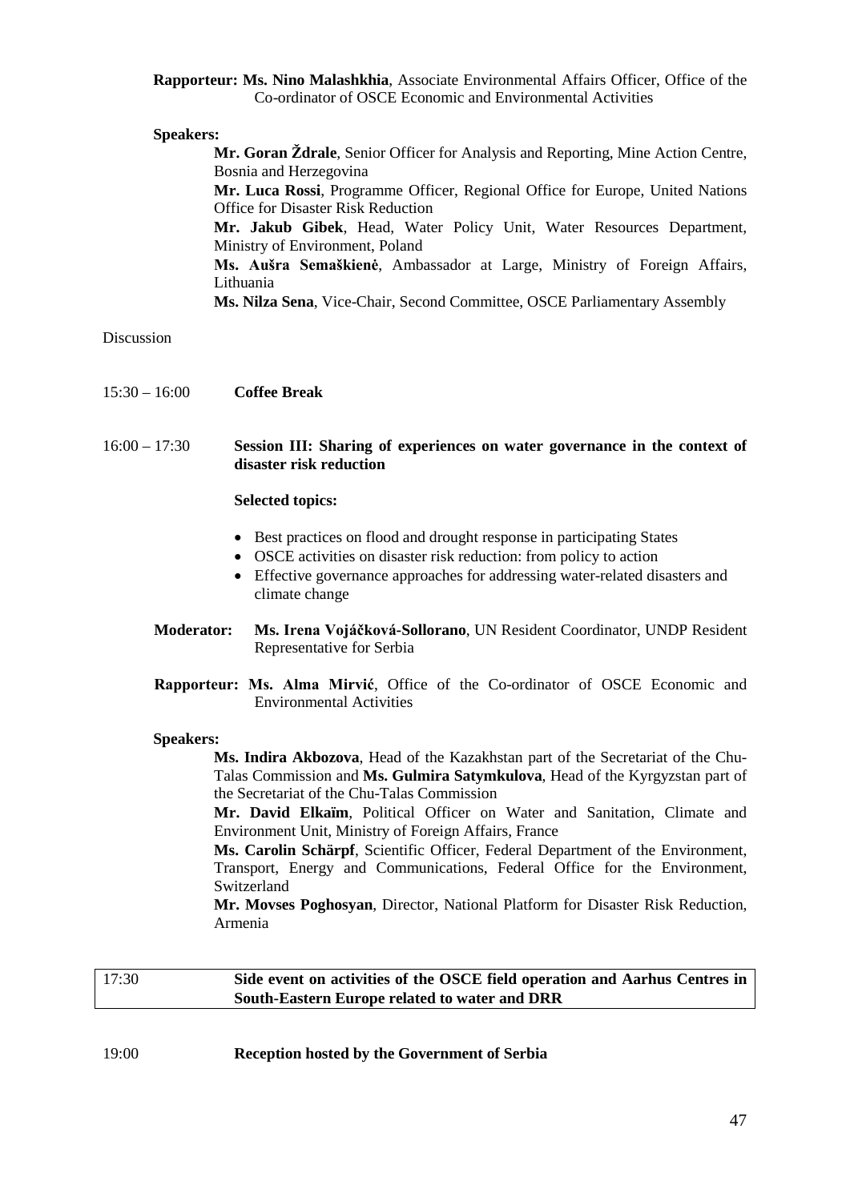**Rapporteur: Ms. Nino Malashkhia**, Associate Environmental Affairs Officer, Office of the Co-ordinator of OSCE Economic and Environmental Activities

**Speakers:**

**Mr. Goran Ždrale**, Senior Officer for Analysis and Reporting, Mine Action Centre, Bosnia and Herzegovina

**Mr. Luca Rossi**, Programme Officer, Regional Office for Europe, United Nations Office for Disaster Risk Reduction

**Mr. Jakub Gibek**, Head, Water Policy Unit, Water Resources Department, Ministry of Environment, Poland

**Ms. Aušra Semaškienė**, Ambassador at Large, Ministry of Foreign Affairs, Lithuania

**Ms. Nilza Sena**, Vice-Chair, Second Committee, OSCE Parliamentary Assembly

Discussion

15:30 – 16:00 **Coffee Break**

16:00 – 17:30 **Session III: Sharing of experiences on water governance in the context of disaster risk reduction**

**Selected topics:**

- Best practices on flood and drought response in participating States
- OSCE activities on disaster risk reduction: from policy to action
- Effective governance approaches for addressing water-related disasters and climate change

**Moderator: Ms. Irena Vojáčková-Sollorano**, UN Resident Coordinator, UNDP Resident Representative for Serbia

**Rapporteur: Ms. Alma Mirvić**, Office of the Co-ordinator of OSCE Economic and Environmental Activities

**Speakers:**

**Ms. Indira Akbozova**, Head of the Kazakhstan part of the Secretariat of the Chu-Talas Commission and **Ms. Gulmira Satymkulova**, Head of the Kyrgyzstan part of the Secretariat of the Chu-Talas Commission

**Mr. David Elkaïm**, Political Officer on Water and Sanitation, Climate and Environment Unit, Ministry of Foreign Affairs, France

**Ms. Carolin Schärpf**, Scientific Officer, Federal Department of the Environment, Transport, Energy and Communications, Federal Office for the Environment, Switzerland

**Mr. Movses Poghosyan**, Director, National Platform for Disaster Risk Reduction, Armenia

| 17:30 | **Side event on activities of the OSCE field operation and Aarhus Centres in South-Eastern Europe related to water and DRR** |
|---|---|

19:00 **Reception hosted by the Government of Serbia**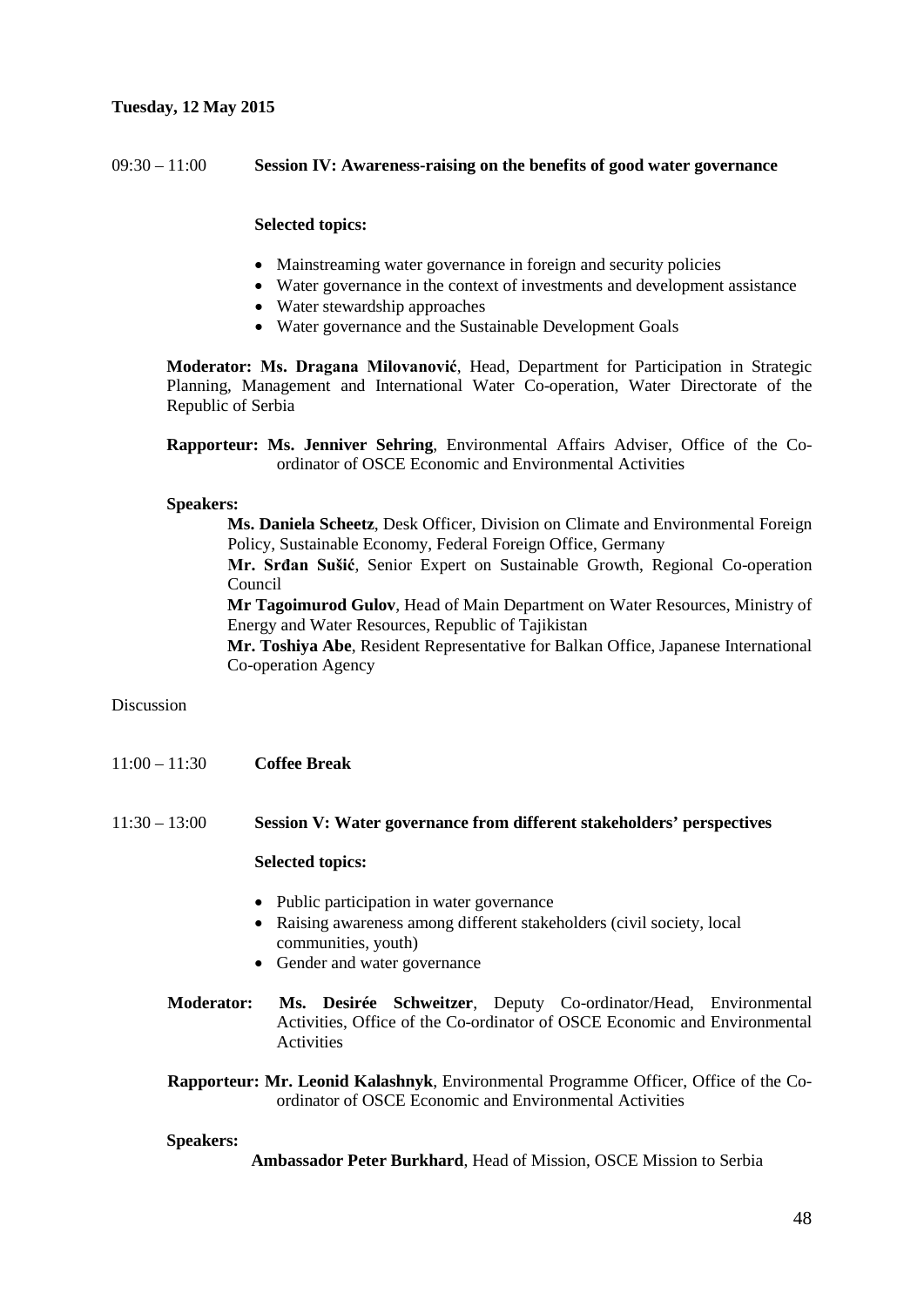**Tuesday, 12 May 2015**

09:30 – 11:00 **Session IV: Awareness-raising on the benefits of good water governance**

**Selected topics:**

- Mainstreaming water governance in foreign and security policies
- Water governance in the context of investments and development assistance
- Water stewardship approaches
- Water governance and the Sustainable Development Goals

**Moderator: Ms. Dragana Milovanović**, Head, Department for Participation in Strategic Planning, Management and International Water Co-operation, Water Directorate of the Republic of Serbia

**Rapporteur: Ms. Jenniver Sehring**, Environmental Affairs Adviser, Office of the Co-ordinator of OSCE Economic and Environmental Activities

**Speakers:**

**Ms. Daniela Scheetz**, Desk Officer, Division on Climate and Environmental Foreign Policy, Sustainable Economy, Federal Foreign Office, Germany

**Mr. Srđan Sušić**, Senior Expert on Sustainable Growth, Regional Co-operation Council

**Mr Tagoimurod Gulov**, Head of Main Department on Water Resources, Ministry of Energy and Water Resources, Republic of Tajikistan

**Mr. Toshiya Abe**, Resident Representative for Balkan Office, Japanese International Co-operation Agency

Discussion

11:00 – 11:30 **Coffee Break**

11:30 – 13:00 **Session V: Water governance from different stakeholders' perspectives**

**Selected topics:**

- Public participation in water governance
- Raising awareness among different stakeholders (civil society, local communities, youth)
- Gender and water governance

**Moderator: Ms. Desirée Schweitzer**, Deputy Co-ordinator/Head, Environmental Activities, Office of the Co-ordinator of OSCE Economic and Environmental Activities

**Rapporteur: Mr. Leonid Kalashnyk**, Environmental Programme Officer, Office of the Co-ordinator of OSCE Economic and Environmental Activities

**Speakers:**

**Ambassador Peter Burkhard**, Head of Mission, OSCE Mission to Serbia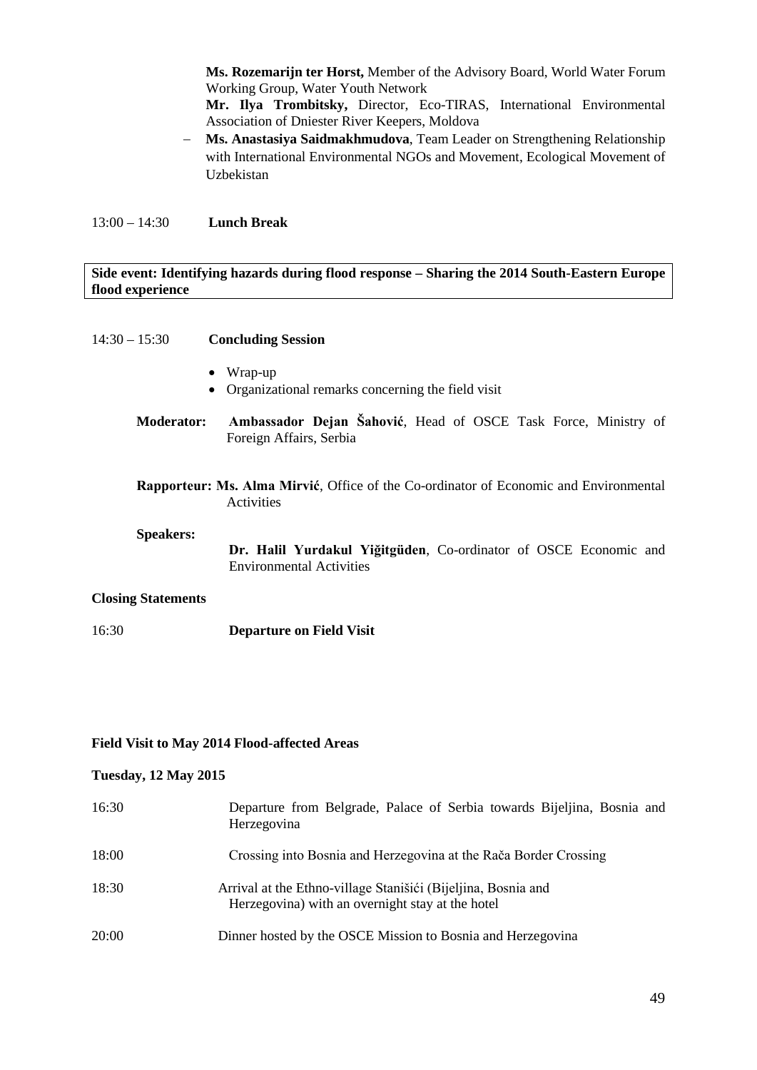**Ms. Rozemarijn ter Horst,** Member of the Advisory Board, World Water Forum Working Group, Water Youth Network
**Mr. Ilya Trombitsky,** Director, Eco-TIRAS, International Environmental Association of Dniester River Keepers, Moldova

- **Ms. Anastasiya Saidmakhmudova**, Team Leader on Strengthening Relationship with International Environmental NGOs and Movement, Ecological Movement of Uzbekistan

13:00 – 14:30 **Lunch Break**

**Side event: Identifying hazards during flood response – Sharing the 2014 South-Eastern Europe flood experience**

14:30 – 15:30 **Concluding Session**

- Wrap-up
- Organizational remarks concerning the field visit

**Moderator:** **Ambassador Dejan Šahović**, Head of OSCE Task Force, Ministry of Foreign Affairs, Serbia

**Rapporteur: Ms. Alma Mirvić**, Office of the Co-ordinator of Economic and Environmental Activities

**Speakers:**

**Dr. Halil Yurdakul Yiğitgüden**, Co-ordinator of OSCE Economic and Environmental Activities

**Closing Statements**

16:30 **Departure on Field Visit**

**Field Visit to May 2014 Flood-affected Areas**

**Tuesday, 12 May 2015**

16:30 Departure from Belgrade, Palace of Serbia towards Bijeljina, Bosnia and Herzegovina

18:00 Crossing into Bosnia and Herzegovina at the Rača Border Crossing

18:30 Arrival at the Ethno-village Stanišići (Bijeljina, Bosnia and Herzegovina) with an overnight stay at the hotel

20:00 Dinner hosted by the OSCE Mission to Bosnia and Herzegovina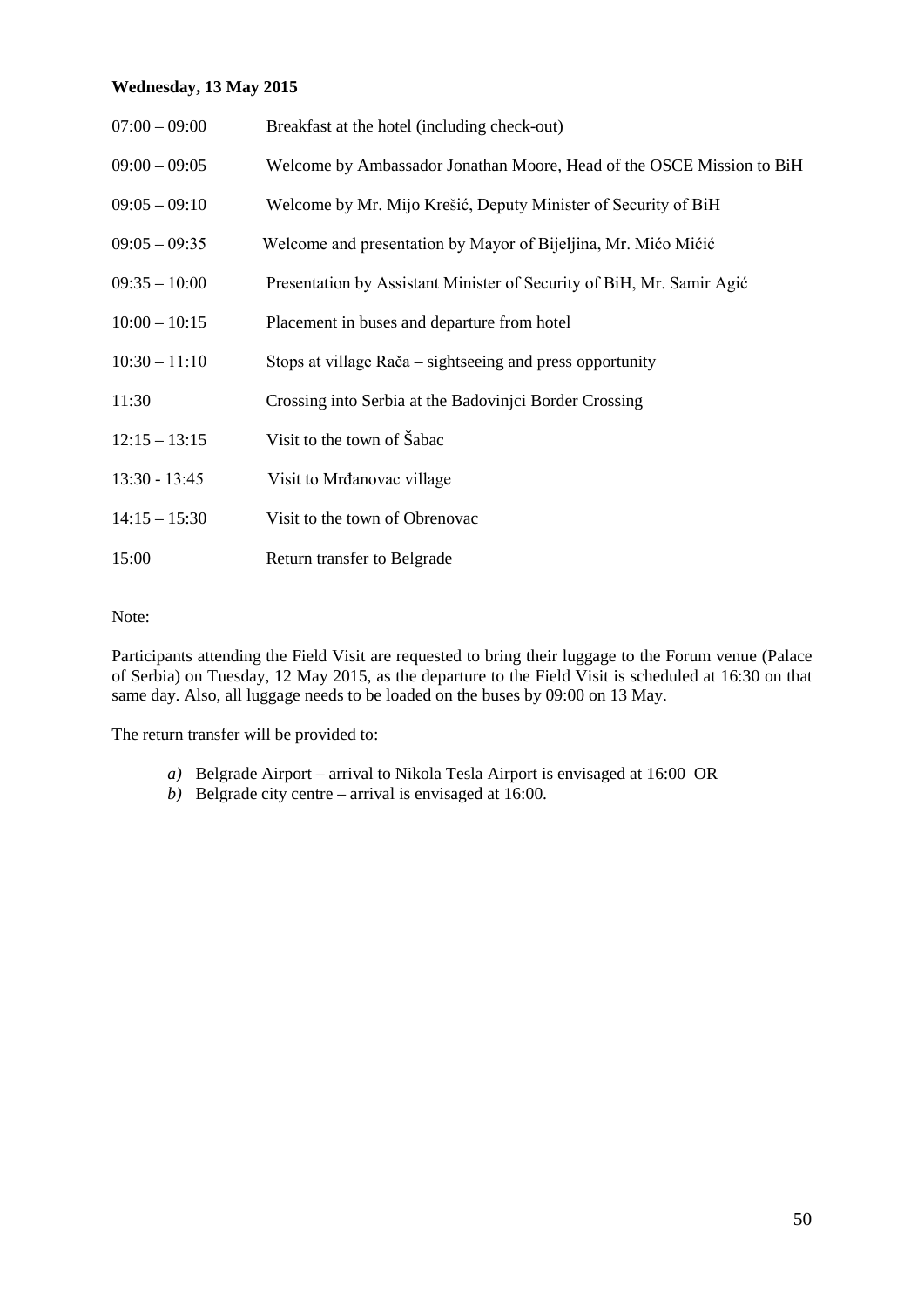**Wednesday, 13 May 2015**

| | |
|---|---|
| 07:00 – 09:00 | Breakfast at the hotel (including check-out) |
| 09:00 – 09:05 | Welcome by Ambassador Jonathan Moore, Head of the OSCE Mission to BiH |
| 09:05 – 09:10 | Welcome by Mr. Mijo Krešić, Deputy Minister of Security of BiH |
| 09:05 – 09:35 | Welcome and presentation by Mayor of Bijeljina, Mr. Mićo Mićić |
| 09:35 – 10:00 | Presentation by Assistant Minister of Security of BiH, Mr. Samir Agić |
| 10:00 – 10:15 | Placement in buses and departure from hotel |
| 10:30 – 11:10 | Stops at village Rača – sightseeing and press opportunity |
| 11:30 | Crossing into Serbia at the Badovinjci Border Crossing |
| 12:15 – 13:15 | Visit to the town of Šabac |
| 13:30 - 13:45 | Visit to Mrđanovac village |
| 14:15 – 15:30 | Visit to the town of Obrenovac |
| 15:00 | Return transfer to Belgrade |

Note:

Participants attending the Field Visit are requested to bring their luggage to the Forum venue (Palace of Serbia) on Tuesday, 12 May 2015, as the departure to the Field Visit is scheduled at 16:30 on that same day. Also, all luggage needs to be loaded on the buses by 09:00 on 13 May.

The return transfer will be provided to:

*a)* Belgrade Airport – arrival to Nikola Tesla Airport is envisaged at 16:00 OR
*b)* Belgrade city centre – arrival is envisaged at 16:00.